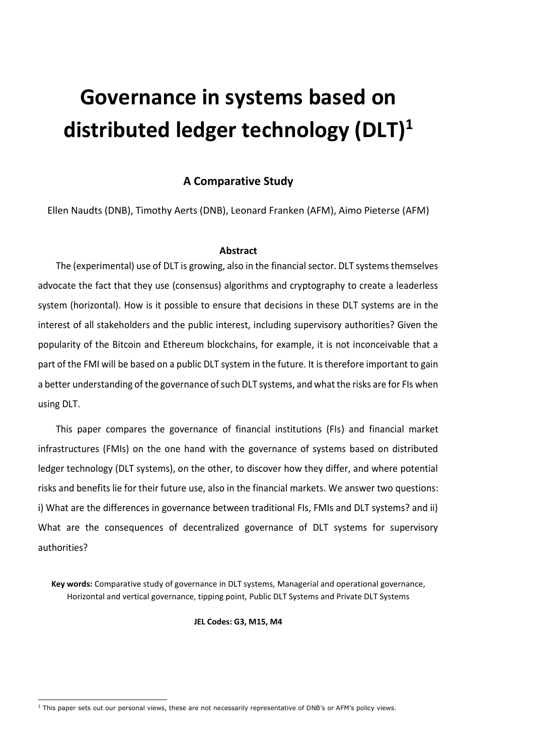# Governance in systems based on distributed ledger technology (DLT)[1]

## A Comparative Study

Ellen Naudts (DNB), Timothy Aerts (DNB), Leonard Franken (AFM), Aimo Pieterse (AFM)

### Abstract

The (experimental) use of DLT is growing, also in the financial sector. DLT systems themselves advocate the fact that they use (consensus) algorithms and cryptography to create a leaderless system (horizontal). How is it possible to ensure that decisions in these DLT systems are in the interest of all stakeholders and the public interest, including supervisory authorities? Given the popularity of the Bitcoin and Ethereum blockchains, for example, it is not inconceivable that a part of the FMI will be based on a public DLT system in the future. It is therefore important to gain a better understanding of the governance of such DLT systems, and what the risks are for FIs when using DLT.

This paper compares the governance of financial institutions (FIs) and financial market infrastructures (FMIs) on the one hand with the governance of systems based on distributed ledger technology (DLT systems), on the other, to discover how they differ, and where potential risks and benefits lie for their future use, also in the financial markets. We answer two questions: i) What are the differences in governance between traditional FIs, FMIs and DLT systems? and ii) What are the consequences of decentralized governance of DLT systems for supervisory authorities?

**Key words:** Comparative study of governance in DLT systems, Managerial and operational governance, Horizontal and vertical governance, tipping point, Public DLT Systems and Private DLT Systems

**JEL Codes: G3, M15, M4**

[1] This paper sets out our personal views, these are not necessarily representative of DNB's or AFM's policy views.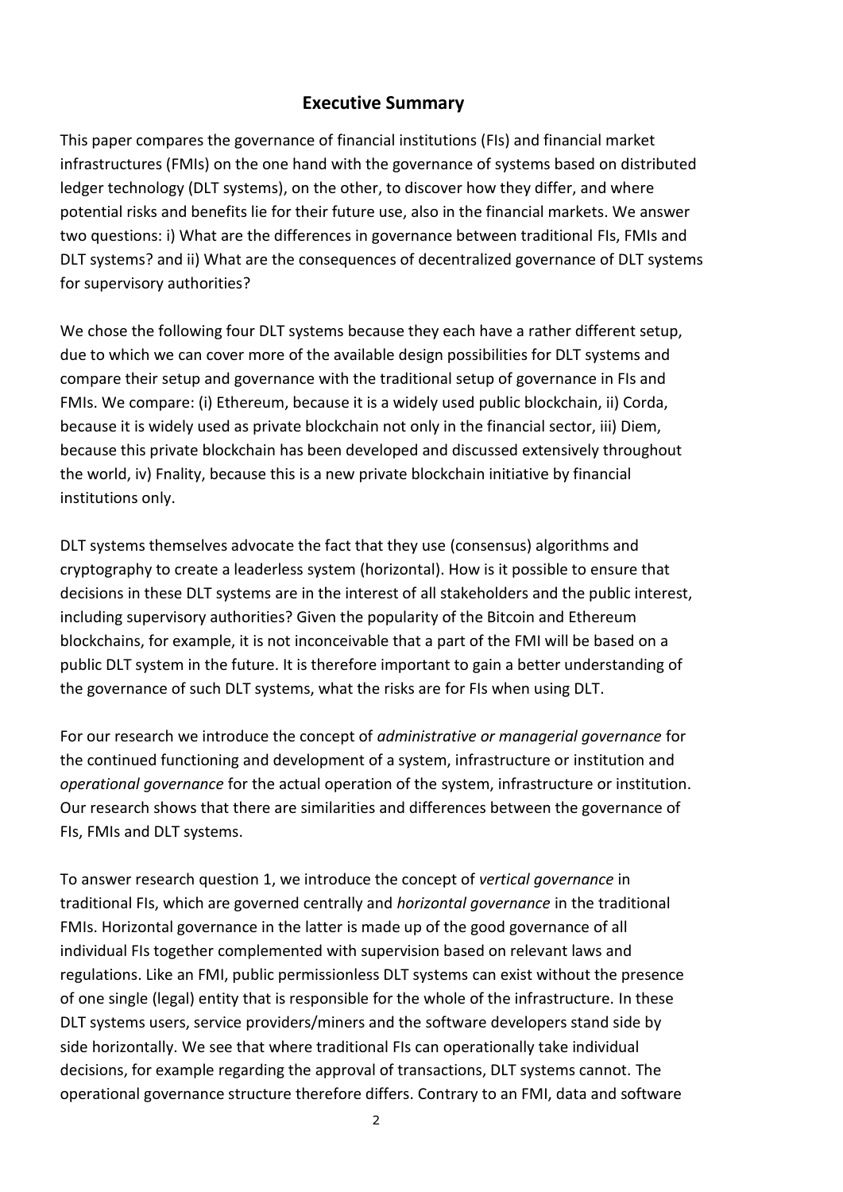## Executive Summary

This paper compares the governance of financial institutions (FIs) and financial market infrastructures (FMIs) on the one hand with the governance of systems based on distributed ledger technology (DLT systems), on the other, to discover how they differ, and where potential risks and benefits lie for their future use, also in the financial markets. We answer two questions: i) What are the differences in governance between traditional FIs, FMIs and DLT systems? and ii) What are the consequences of decentralized governance of DLT systems for supervisory authorities?

We chose the following four DLT systems because they each have a rather different setup, due to which we can cover more of the available design possibilities for DLT systems and compare their setup and governance with the traditional setup of governance in FIs and FMIs. We compare: (i) Ethereum, because it is a widely used public blockchain, ii) Corda, because it is widely used as private blockchain not only in the financial sector, iii) Diem, because this private blockchain has been developed and discussed extensively throughout the world, iv) Fnality, because this is a new private blockchain initiative by financial institutions only.

DLT systems themselves advocate the fact that they use (consensus) algorithms and cryptography to create a leaderless system (horizontal). How is it possible to ensure that decisions in these DLT systems are in the interest of all stakeholders and the public interest, including supervisory authorities? Given the popularity of the Bitcoin and Ethereum blockchains, for example, it is not inconceivable that a part of the FMI will be based on a public DLT system in the future. It is therefore important to gain a better understanding of the governance of such DLT systems, what the risks are for FIs when using DLT.

For our research we introduce the concept of *administrative or managerial governance* for the continued functioning and development of a system, infrastructure or institution and *operational governance* for the actual operation of the system, infrastructure or institution. Our research shows that there are similarities and differences between the governance of FIs, FMIs and DLT systems.

To answer research question 1, we introduce the concept of *vertical governance* in traditional FIs, which are governed centrally and *horizontal governance* in the traditional FMIs. Horizontal governance in the latter is made up of the good governance of all individual FIs together complemented with supervision based on relevant laws and regulations. Like an FMI, public permissionless DLT systems can exist without the presence of one single (legal) entity that is responsible for the whole of the infrastructure. In these DLT systems users, service providers/miners and the software developers stand side by side horizontally. We see that where traditional FIs can operationally take individual decisions, for example regarding the approval of transactions, DLT systems cannot. The operational governance structure therefore differs. Contrary to an FMI, data and software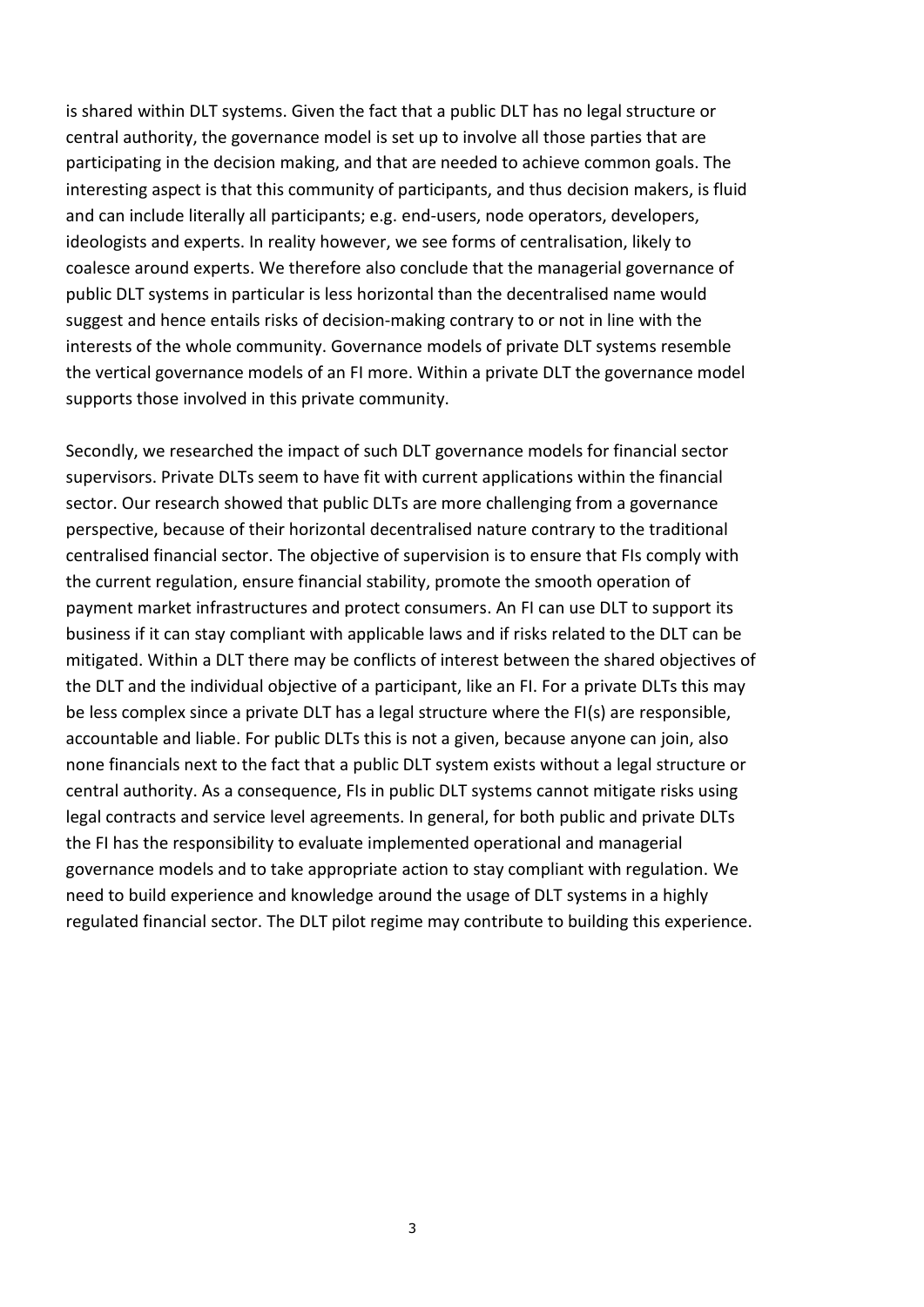is shared within DLT systems. Given the fact that a public DLT has no legal structure or central authority, the governance model is set up to involve all those parties that are participating in the decision making, and that are needed to achieve common goals. The interesting aspect is that this community of participants, and thus decision makers, is fluid and can include literally all participants; e.g. end-users, node operators, developers, ideologists and experts. In reality however, we see forms of centralisation, likely to coalesce around experts. We therefore also conclude that the managerial governance of public DLT systems in particular is less horizontal than the decentralised name would suggest and hence entails risks of decision-making contrary to or not in line with the interests of the whole community. Governance models of private DLT systems resemble the vertical governance models of an FI more. Within a private DLT the governance model supports those involved in this private community.

Secondly, we researched the impact of such DLT governance models for financial sector supervisors. Private DLTs seem to have fit with current applications within the financial sector. Our research showed that public DLTs are more challenging from a governance perspective, because of their horizontal decentralised nature contrary to the traditional centralised financial sector. The objective of supervision is to ensure that FIs comply with the current regulation, ensure financial stability, promote the smooth operation of payment market infrastructures and protect consumers. An FI can use DLT to support its business if it can stay compliant with applicable laws and if risks related to the DLT can be mitigated. Within a DLT there may be conflicts of interest between the shared objectives of the DLT and the individual objective of a participant, like an FI. For a private DLTs this may be less complex since a private DLT has a legal structure where the FI(s) are responsible, accountable and liable. For public DLTs this is not a given, because anyone can join, also none financials next to the fact that a public DLT system exists without a legal structure or central authority. As a consequence, FIs in public DLT systems cannot mitigate risks using legal contracts and service level agreements. In general, for both public and private DLTs the FI has the responsibility to evaluate implemented operational and managerial governance models and to take appropriate action to stay compliant with regulation. We need to build experience and knowledge around the usage of DLT systems in a highly regulated financial sector. The DLT pilot regime may contribute to building this experience.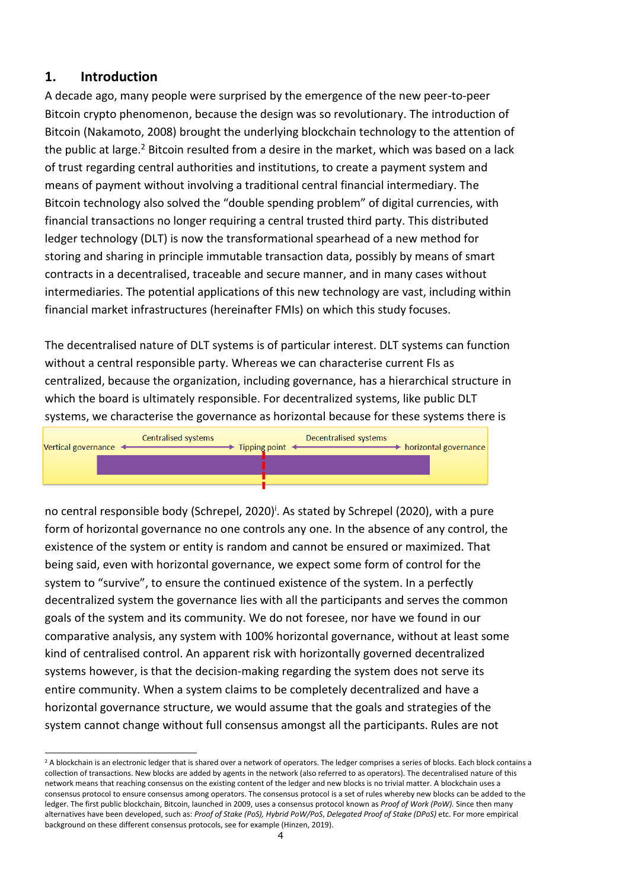## 1. Introduction

A decade ago, many people were surprised by the emergence of the new peer-to-peer Bitcoin crypto phenomenon, because the design was so revolutionary. The introduction of Bitcoin (Nakamoto, 2008) brought the underlying blockchain technology to the attention of the public at large.[2] Bitcoin resulted from a desire in the market, which was based on a lack of trust regarding central authorities and institutions, to create a payment system and means of payment without involving a traditional central financial intermediary. The Bitcoin technology also solved the "double spending problem" of digital currencies, with financial transactions no longer requiring a central trusted third party. This distributed ledger technology (DLT) is now the transformational spearhead of a new method for storing and sharing in principle immutable transaction data, possibly by means of smart contracts in a decentralised, traceable and secure manner, and in many cases without intermediaries. The potential applications of this new technology are vast, including within financial market infrastructures (hereinafter FMIs) on which this study focuses.

The decentralised nature of DLT systems is of particular interest. DLT systems can function without a central responsible party. Whereas we can characterise current FIs as centralized, because the organization, including governance, has a hierarchical structure in which the board is ultimately responsible. For decentralized systems, like public DLT systems, we characterise the governance as horizontal because for these systems there is

Vertical governance
Centralised systems
Tipping point
Decentralised systems
horizontal governance

no central responsible body (Schrepel, 2020)[i]. As stated by Schrepel (2020), with a pure form of horizontal governance no one controls any one. In the absence of any control, the existence of the system or entity is random and cannot be ensured or maximized. That being said, even with horizontal governance, we expect some form of control for the system to "survive", to ensure the continued existence of the system. In a perfectly decentralized system the governance lies with all the participants and serves the common goals of the system and its community. We do not foresee, nor have we found in our comparative analysis, any system with 100% horizontal governance, without at least some kind of centralised control. An apparent risk with horizontally governed decentralized systems however, is that the decision-making regarding the system does not serve its entire community. When a system claims to be completely decentralized and have a horizontal governance structure, we would assume that the goals and strategies of the system cannot change without full consensus amongst all the participants. Rules are not

[2] A blockchain is an electronic ledger that is shared over a network of operators. The ledger comprises a series of blocks. Each block contains a collection of transactions. New blocks are added by agents in the network (also referred to as operators). The decentralised nature of this network means that reaching consensus on the existing content of the ledger and new blocks is no trivial matter. A blockchain uses a consensus protocol to ensure consensus among operators. The consensus protocol is a set of rules whereby new blocks can be added to the ledger. The first public blockchain, Bitcoin, launched in 2009, uses a consensus protocol known as *Proof of Work (PoW).* Since then many alternatives have been developed, such as: *Proof of Stake (PoS), Hybrid PoW/PoS, Delegated Proof of Stake (DPoS)* etc. For more empirical background on these different consensus protocols, see for example (Hinzen, 2019).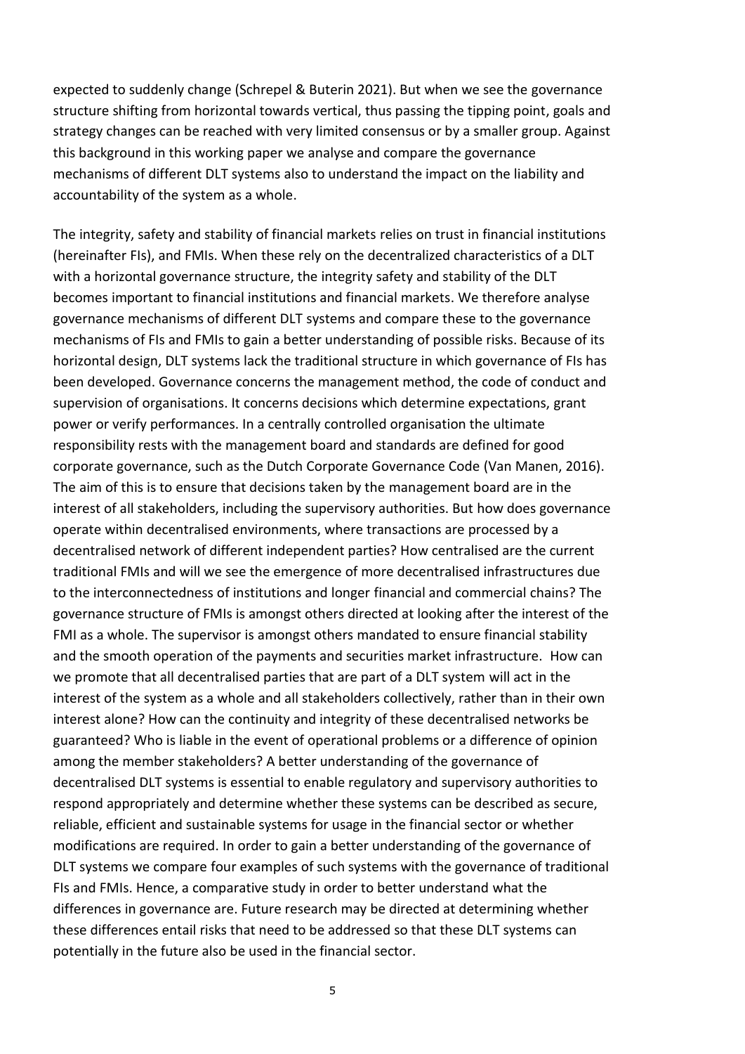expected to suddenly change (Schrepel & Buterin 2021). But when we see the governance structure shifting from horizontal towards vertical, thus passing the tipping point, goals and strategy changes can be reached with very limited consensus or by a smaller group. Against this background in this working paper we analyse and compare the governance mechanisms of different DLT systems also to understand the impact on the liability and accountability of the system as a whole.

The integrity, safety and stability of financial markets relies on trust in financial institutions (hereinafter FIs), and FMIs. When these rely on the decentralized characteristics of a DLT with a horizontal governance structure, the integrity safety and stability of the DLT becomes important to financial institutions and financial markets. We therefore analyse governance mechanisms of different DLT systems and compare these to the governance mechanisms of FIs and FMIs to gain a better understanding of possible risks. Because of its horizontal design, DLT systems lack the traditional structure in which governance of FIs has been developed. Governance concerns the management method, the code of conduct and supervision of organisations. It concerns decisions which determine expectations, grant power or verify performances. In a centrally controlled organisation the ultimate responsibility rests with the management board and standards are defined for good corporate governance, such as the Dutch Corporate Governance Code (Van Manen, 2016). The aim of this is to ensure that decisions taken by the management board are in the interest of all stakeholders, including the supervisory authorities. But how does governance operate within decentralised environments, where transactions are processed by a decentralised network of different independent parties? How centralised are the current traditional FMIs and will we see the emergence of more decentralised infrastructures due to the interconnectedness of institutions and longer financial and commercial chains? The governance structure of FMIs is amongst others directed at looking after the interest of the FMI as a whole. The supervisor is amongst others mandated to ensure financial stability and the smooth operation of the payments and securities market infrastructure. How can we promote that all decentralised parties that are part of a DLT system will act in the interest of the system as a whole and all stakeholders collectively, rather than in their own interest alone? How can the continuity and integrity of these decentralised networks be guaranteed? Who is liable in the event of operational problems or a difference of opinion among the member stakeholders? A better understanding of the governance of decentralised DLT systems is essential to enable regulatory and supervisory authorities to respond appropriately and determine whether these systems can be described as secure, reliable, efficient and sustainable systems for usage in the financial sector or whether modifications are required. In order to gain a better understanding of the governance of DLT systems we compare four examples of such systems with the governance of traditional FIs and FMIs. Hence, a comparative study in order to better understand what the differences in governance are. Future research may be directed at determining whether these differences entail risks that need to be addressed so that these DLT systems can potentially in the future also be used in the financial sector.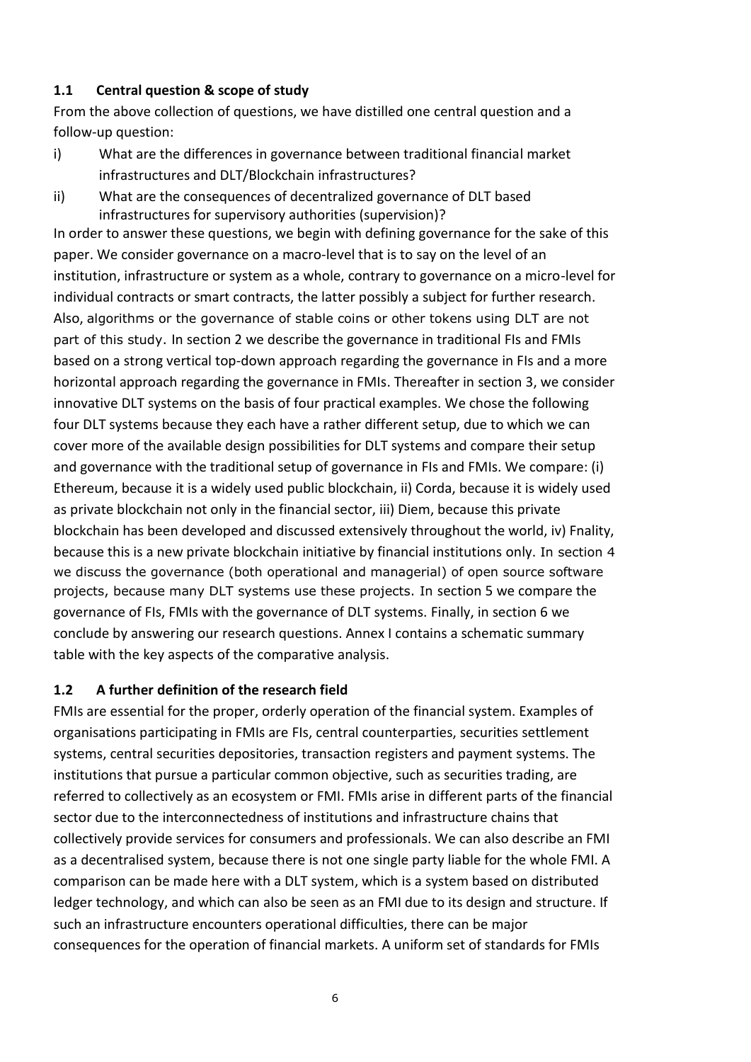### 1.1 Central question & scope of study

From the above collection of questions, we have distilled one central question and a follow-up question:

i) What are the differences in governance between traditional financial market infrastructures and DLT/Blockchain infrastructures?

ii) What are the consequences of decentralized governance of DLT based infrastructures for supervisory authorities (supervision)?

In order to answer these questions, we begin with defining governance for the sake of this paper. We consider governance on a macro-level that is to say on the level of an institution, infrastructure or system as a whole, contrary to governance on a micro-level for individual contracts or smart contracts, the latter possibly a subject for further research. Also, algorithms or the governance of stable coins or other tokens using DLT are not part of this study. In section 2 we describe the governance in traditional FIs and FMIs based on a strong vertical top-down approach regarding the governance in FIs and a more horizontal approach regarding the governance in FMIs. Thereafter in section 3, we consider innovative DLT systems on the basis of four practical examples. We chose the following four DLT systems because they each have a rather different setup, due to which we can cover more of the available design possibilities for DLT systems and compare their setup and governance with the traditional setup of governance in FIs and FMIs. We compare: (i) Ethereum, because it is a widely used public blockchain, ii) Corda, because it is widely used as private blockchain not only in the financial sector, iii) Diem, because this private blockchain has been developed and discussed extensively throughout the world, iv) Fnality, because this is a new private blockchain initiative by financial institutions only. In section 4 we discuss the governance (both operational and managerial) of open source software projects, because many DLT systems use these projects. In section 5 we compare the governance of FIs, FMIs with the governance of DLT systems. Finally, in section 6 we conclude by answering our research questions. Annex I contains a schematic summary table with the key aspects of the comparative analysis.

### 1.2 A further definition of the research field

FMIs are essential for the proper, orderly operation of the financial system. Examples of organisations participating in FMIs are FIs, central counterparties, securities settlement systems, central securities depositories, transaction registers and payment systems. The institutions that pursue a particular common objective, such as securities trading, are referred to collectively as an ecosystem or FMI. FMIs arise in different parts of the financial sector due to the interconnectedness of institutions and infrastructure chains that collectively provide services for consumers and professionals. We can also describe an FMI as a decentralised system, because there is not one single party liable for the whole FMI. A comparison can be made here with a DLT system, which is a system based on distributed ledger technology, and which can also be seen as an FMI due to its design and structure. If such an infrastructure encounters operational difficulties, there can be major consequences for the operation of financial markets. A uniform set of standards for FMIs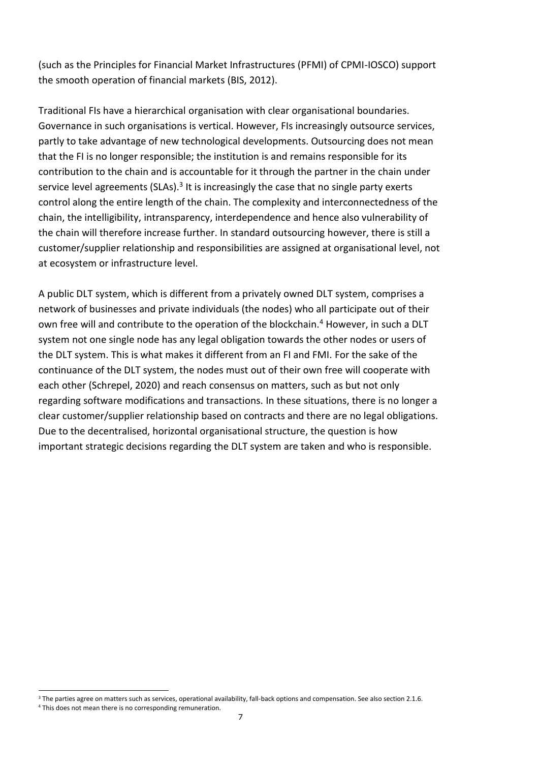(such as the Principles for Financial Market Infrastructures (PFMI) of CPMI-IOSCO) support the smooth operation of financial markets (BIS, 2012).

Traditional FIs have a hierarchical organisation with clear organisational boundaries. Governance in such organisations is vertical. However, FIs increasingly outsource services, partly to take advantage of new technological developments. Outsourcing does not mean that the FI is no longer responsible; the institution is and remains responsible for its contribution to the chain and is accountable for it through the partner in the chain under service level agreements (SLAs).[3] It is increasingly the case that no single party exerts control along the entire length of the chain. The complexity and interconnectedness of the chain, the intelligibility, intransparency, interdependence and hence also vulnerability of the chain will therefore increase further. In standard outsourcing however, there is still a customer/supplier relationship and responsibilities are assigned at organisational level, not at ecosystem or infrastructure level.

A public DLT system, which is different from a privately owned DLT system, comprises a network of businesses and private individuals (the nodes) who all participate out of their own free will and contribute to the operation of the blockchain.[4] However, in such a DLT system not one single node has any legal obligation towards the other nodes or users of the DLT system. This is what makes it different from an FI and FMI. For the sake of the continuance of the DLT system, the nodes must out of their own free will cooperate with each other (Schrepel, 2020) and reach consensus on matters, such as but not only regarding software modifications and transactions. In these situations, there is no longer a clear customer/supplier relationship based on contracts and there are no legal obligations. Due to the decentralised, horizontal organisational structure, the question is how important strategic decisions regarding the DLT system are taken and who is responsible.

[3] The parties agree on matters such as services, operational availability, fall-back options and compensation. See also section 2.1.6.

[4] This does not mean there is no corresponding remuneration.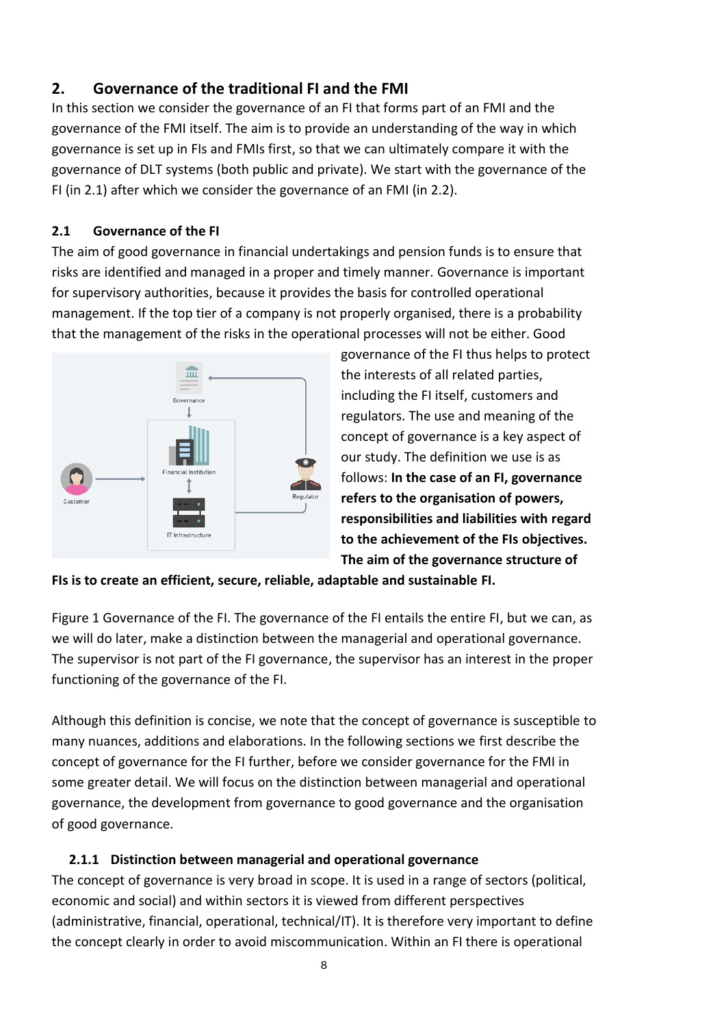## 2. Governance of the traditional FI and the FMI

In this section we consider the governance of an FI that forms part of an FMI and the governance of the FMI itself. The aim is to provide an understanding of the way in which governance is set up in FIs and FMIs first, so that we can ultimately compare it with the governance of DLT systems (both public and private). We start with the governance of the FI (in 2.1) after which we consider the governance of an FMI (in 2.2).

### 2.1 Governance of the FI

The aim of good governance in financial undertakings and pension funds is to ensure that risks are identified and managed in a proper and timely manner. Governance is important for supervisory authorities, because it provides the basis for controlled operational management. If the top tier of a company is not properly organised, there is a probability that the management of the risks in the operational processes will not be either. Good governance of the FI thus helps to protect the interests of all related parties, including the FI itself, customers and regulators. The use and meaning of the concept of governance is a key aspect of our study. The definition we use is as follows: **In the case of an FI, governance refers to the organisation of powers, responsibilities and liabilities with regard to the achievement of the FIs objectives. The aim of the governance structure of FIs is to create an efficient, secure, reliable, adaptable and sustainable FI.**

Governance
Financial Institution
IT Infrastructure
Customer
Regulator

Figure 1 Governance of the FI. The governance of the FI entails the entire FI, but we can, as we will do later, make a distinction between the managerial and operational governance. The supervisor is not part of the FI governance, the supervisor has an interest in the proper functioning of the governance of the FI.

Although this definition is concise, we note that the concept of governance is susceptible to many nuances, additions and elaborations. In the following sections we first describe the concept of governance for the FI further, before we consider governance for the FMI in some greater detail. We will focus on the distinction between managerial and operational governance, the development from governance to good governance and the organisation of good governance.

#### 2.1.1 Distinction between managerial and operational governance

The concept of governance is very broad in scope. It is used in a range of sectors (political, economic and social) and within sectors it is viewed from different perspectives (administrative, financial, operational, technical/IT). It is therefore very important to define the concept clearly in order to avoid miscommunication. Within an FI there is operational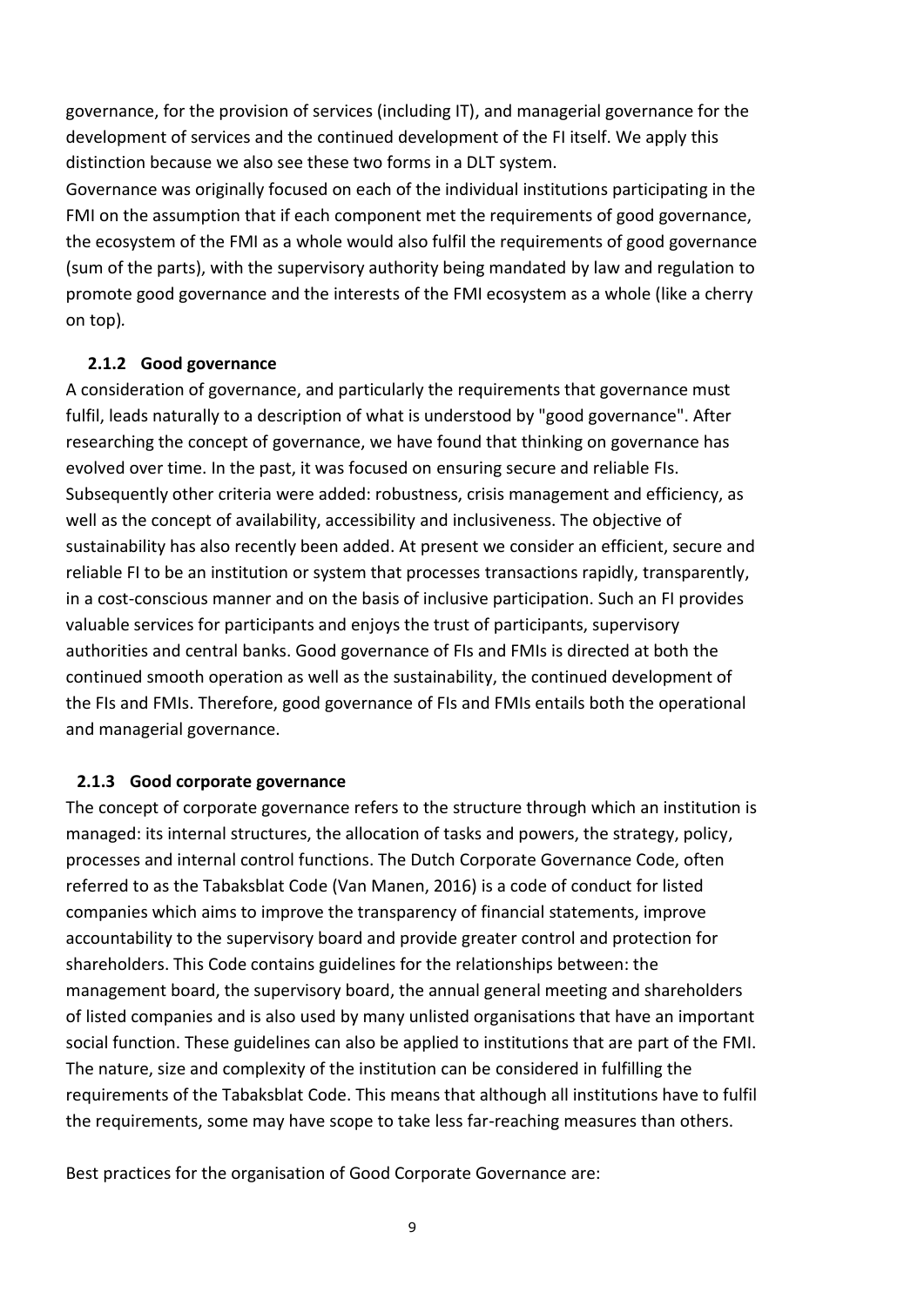governance, for the provision of services (including IT), and managerial governance for the development of services and the continued development of the FI itself. We apply this distinction because we also see these two forms in a DLT system.

Governance was originally focused on each of the individual institutions participating in the FMI on the assumption that if each component met the requirements of good governance, the ecosystem of the FMI as a whole would also fulfil the requirements of good governance (sum of the parts), with the supervisory authority being mandated by law and regulation to promote good governance and the interests of the FMI ecosystem as a whole (like a cherry on top).

### 2.1.2 Good governance

A consideration of governance, and particularly the requirements that governance must fulfil, leads naturally to a description of what is understood by "good governance". After researching the concept of governance, we have found that thinking on governance has evolved over time. In the past, it was focused on ensuring secure and reliable FIs. Subsequently other criteria were added: robustness, crisis management and efficiency, as well as the concept of availability, accessibility and inclusiveness. The objective of sustainability has also recently been added. At present we consider an efficient, secure and reliable FI to be an institution or system that processes transactions rapidly, transparently, in a cost-conscious manner and on the basis of inclusive participation. Such an FI provides valuable services for participants and enjoys the trust of participants, supervisory authorities and central banks. Good governance of FIs and FMIs is directed at both the continued smooth operation as well as the sustainability, the continued development of the FIs and FMIs. Therefore, good governance of FIs and FMIs entails both the operational and managerial governance.

### 2.1.3 Good corporate governance

The concept of corporate governance refers to the structure through which an institution is managed: its internal structures, the allocation of tasks and powers, the strategy, policy, processes and internal control functions. The Dutch Corporate Governance Code, often referred to as the Tabaksblat Code (Van Manen, 2016) is a code of conduct for listed companies which aims to improve the transparency of financial statements, improve accountability to the supervisory board and provide greater control and protection for shareholders. This Code contains guidelines for the relationships between: the management board, the supervisory board, the annual general meeting and shareholders of listed companies and is also used by many unlisted organisations that have an important social function. These guidelines can also be applied to institutions that are part of the FMI. The nature, size and complexity of the institution can be considered in fulfilling the requirements of the Tabaksblat Code. This means that although all institutions have to fulfil the requirements, some may have scope to take less far-reaching measures than others.

Best practices for the organisation of Good Corporate Governance are: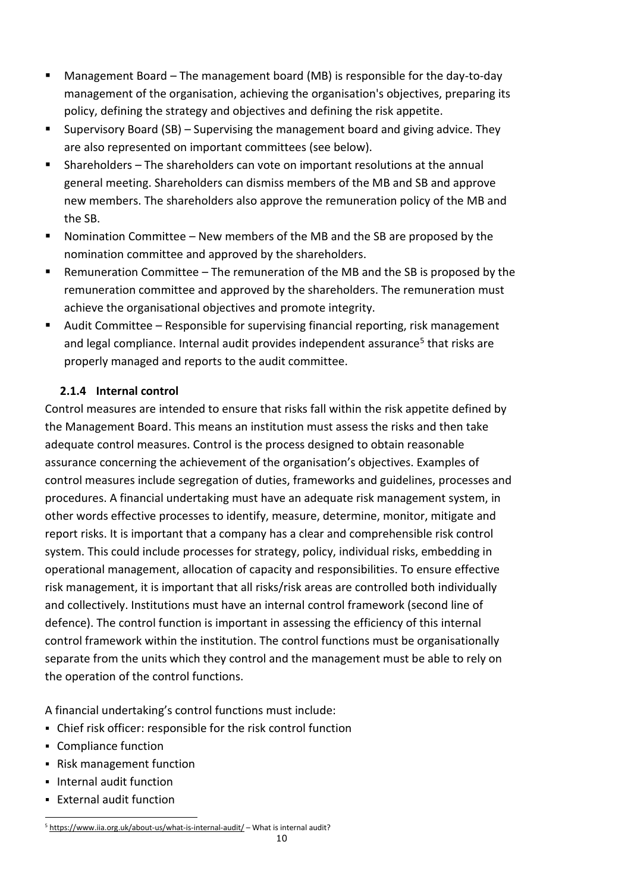- Management Board – The management board (MB) is responsible for the day-to-day management of the organisation, achieving the organisation's objectives, preparing its policy, defining the strategy and objectives and defining the risk appetite.
- Supervisory Board (SB) – Supervising the management board and giving advice. They are also represented on important committees (see below).
- Shareholders – The shareholders can vote on important resolutions at the annual general meeting. Shareholders can dismiss members of the MB and SB and approve new members. The shareholders also approve the remuneration policy of the MB and the SB.
- Nomination Committee – New members of the MB and the SB are proposed by the nomination committee and approved by the shareholders.
- Remuneration Committee – The remuneration of the MB and the SB is proposed by the remuneration committee and approved by the shareholders. The remuneration must achieve the organisational objectives and promote integrity.
- Audit Committee – Responsible for supervising financial reporting, risk management and legal compliance. Internal audit provides independent assurance[5] that risks are properly managed and reports to the audit committee.

### 2.1.4 Internal control

Control measures are intended to ensure that risks fall within the risk appetite defined by the Management Board. This means an institution must assess the risks and then take adequate control measures. Control is the process designed to obtain reasonable assurance concerning the achievement of the organisation's objectives. Examples of control measures include segregation of duties, frameworks and guidelines, processes and procedures. A financial undertaking must have an adequate risk management system, in other words effective processes to identify, measure, determine, monitor, mitigate and report risks. It is important that a company has a clear and comprehensible risk control system. This could include processes for strategy, policy, individual risks, embedding in operational management, allocation of capacity and responsibilities. To ensure effective risk management, it is important that all risks/risk areas are controlled both individually and collectively. Institutions must have an internal control framework (second line of defence). The control function is important in assessing the efficiency of this internal control framework within the institution. The control functions must be organisationally separate from the units which they control and the management must be able to rely on the operation of the control functions.

A financial undertaking's control functions must include:

- Chief risk officer: responsible for the risk control function
- Compliance function
- Risk management function
- Internal audit function
- External audit function

[5] https://www.iia.org.uk/about-us/what-is-internal-audit/ – What is internal audit?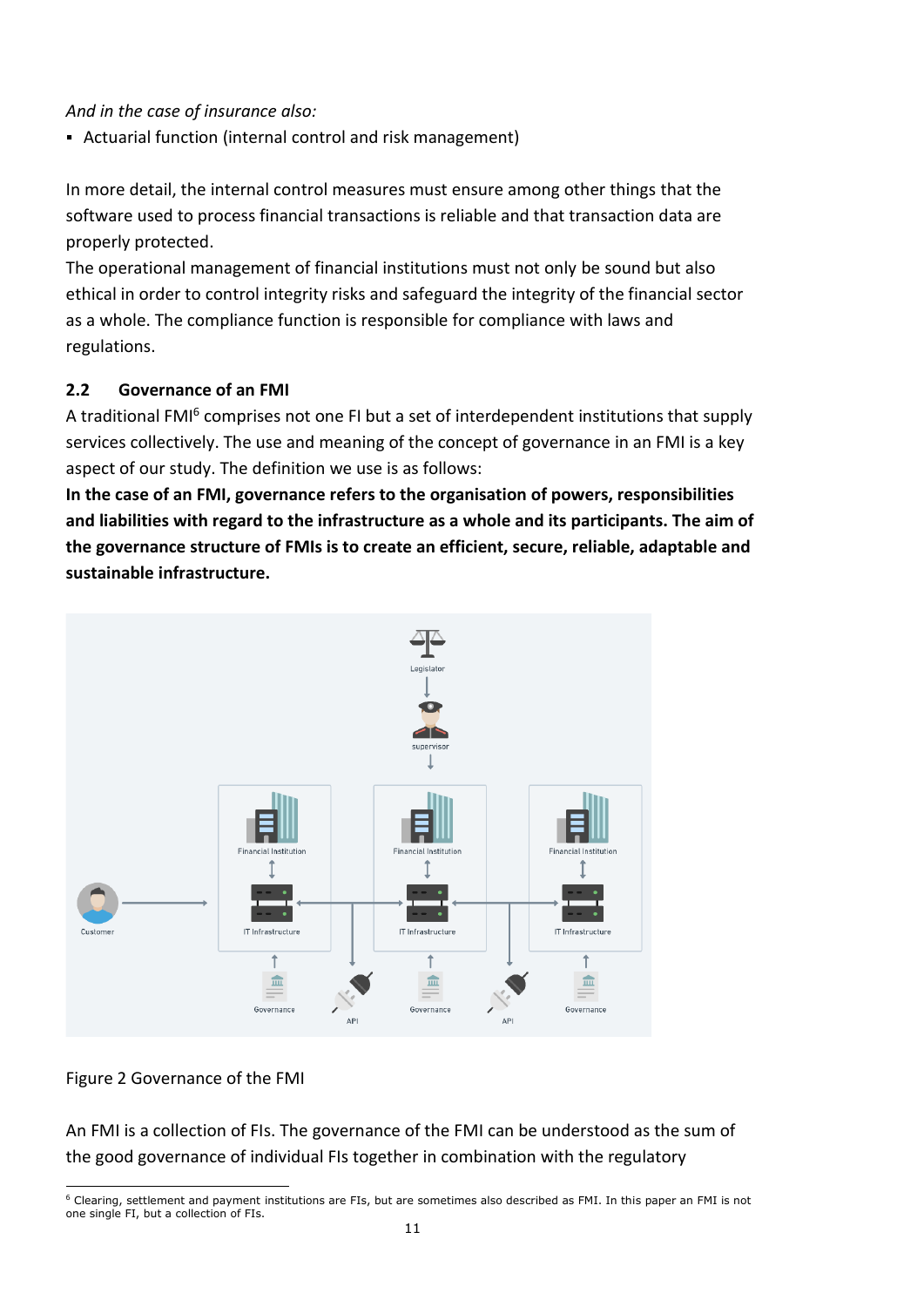*And in the case of insurance also:*

- Actuarial function (internal control and risk management)

In more detail, the internal control measures must ensure among other things that the software used to process financial transactions is reliable and that transaction data are properly protected.
The operational management of financial institutions must not only be sound but also ethical in order to control integrity risks and safeguard the integrity of the financial sector as a whole. The compliance function is responsible for compliance with laws and regulations.

## 2.2 Governance of an FMI

A traditional FMI[6] comprises not one FI but a set of interdependent institutions that supply services collectively. The use and meaning of the concept of governance in an FMI is a key aspect of our study. The definition we use is as follows:

**In the case of an FMI, governance refers to the organisation of powers, responsibilities and liabilities with regard to the infrastructure as a whole and its participants. The aim of the governance structure of FMIs is to create an efficient, secure, reliable, adaptable and sustainable infrastructure.**

Legislator
supervisor
Financial Institution
Financial Institution
Financial Institution
Customer
IT Infrastructure
IT Infrastructure
IT Infrastructure
Governance
API
Governance
API
Governance

Figure 2 Governance of the FMI

An FMI is a collection of FIs. The governance of the FMI can be understood as the sum of the good governance of individual FIs together in combination with the regulatory

[6] Clearing, settlement and payment institutions are FIs, but are sometimes also described as FMI. In this paper an FMI is not one single FI, but a collection of FIs.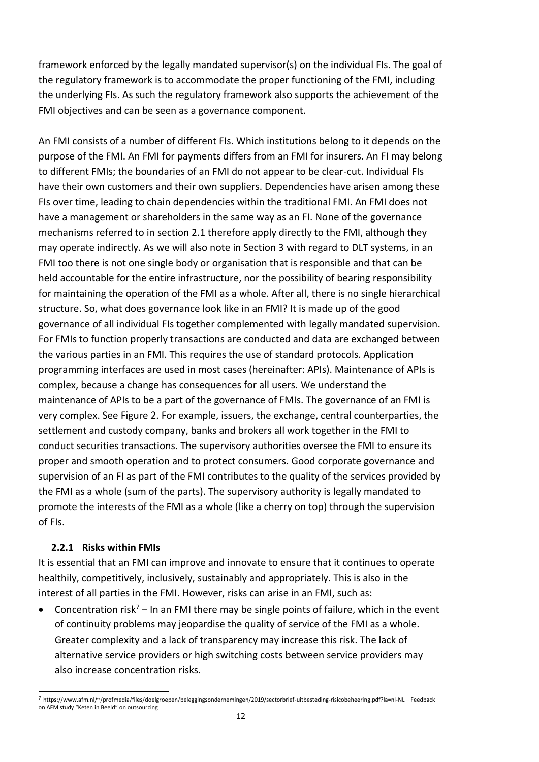framework enforced by the legally mandated supervisor(s) on the individual FIs. The goal of the regulatory framework is to accommodate the proper functioning of the FMI, including the underlying FIs. As such the regulatory framework also supports the achievement of the FMI objectives and can be seen as a governance component.

An FMI consists of a number of different FIs. Which institutions belong to it depends on the purpose of the FMI. An FMI for payments differs from an FMI for insurers. An FI may belong to different FMIs; the boundaries of an FMI do not appear to be clear-cut. Individual FIs have their own customers and their own suppliers. Dependencies have arisen among these FIs over time, leading to chain dependencies within the traditional FMI. An FMI does not have a management or shareholders in the same way as an FI. None of the governance mechanisms referred to in section 2.1 therefore apply directly to the FMI, although they may operate indirectly. As we will also note in Section 3 with regard to DLT systems, in an FMI too there is not one single body or organisation that is responsible and that can be held accountable for the entire infrastructure, nor the possibility of bearing responsibility for maintaining the operation of the FMI as a whole. After all, there is no single hierarchical structure. So, what does governance look like in an FMI? It is made up of the good governance of all individual FIs together complemented with legally mandated supervision. For FMIs to function properly transactions are conducted and data are exchanged between the various parties in an FMI. This requires the use of standard protocols. Application programming interfaces are used in most cases (hereinafter: APIs). Maintenance of APIs is complex, because a change has consequences for all users. We understand the maintenance of APIs to be a part of the governance of FMIs. The governance of an FMI is very complex. See Figure 2. For example, issuers, the exchange, central counterparties, the settlement and custody company, banks and brokers all work together in the FMI to conduct securities transactions. The supervisory authorities oversee the FMI to ensure its proper and smooth operation and to protect consumers. Good corporate governance and supervision of an FI as part of the FMI contributes to the quality of the services provided by the FMI as a whole (sum of the parts). The supervisory authority is legally mandated to promote the interests of the FMI as a whole (like a cherry on top) through the supervision of FIs.

### 2.2.1 Risks within FMIs

It is essential that an FMI can improve and innovate to ensure that it continues to operate healthily, competitively, inclusively, sustainably and appropriately. This is also in the interest of all parties in the FMI. However, risks can arise in an FMI, such as:

- Concentration risk[7] – In an FMI there may be single points of failure, which in the event of continuity problems may jeopardise the quality of service of the FMI as a whole. Greater complexity and a lack of transparency may increase this risk. The lack of alternative service providers or high switching costs between service providers may also increase concentration risks.

[7] https://www.afm.nl/~/profmedia/files/doelgroepen/beleggingsondernemingen/2019/sectorbrief-uitbesteding-risicobeheering.pdf?la=nl-NL – Feedback on AFM study "Keten in Beeld" on outsourcing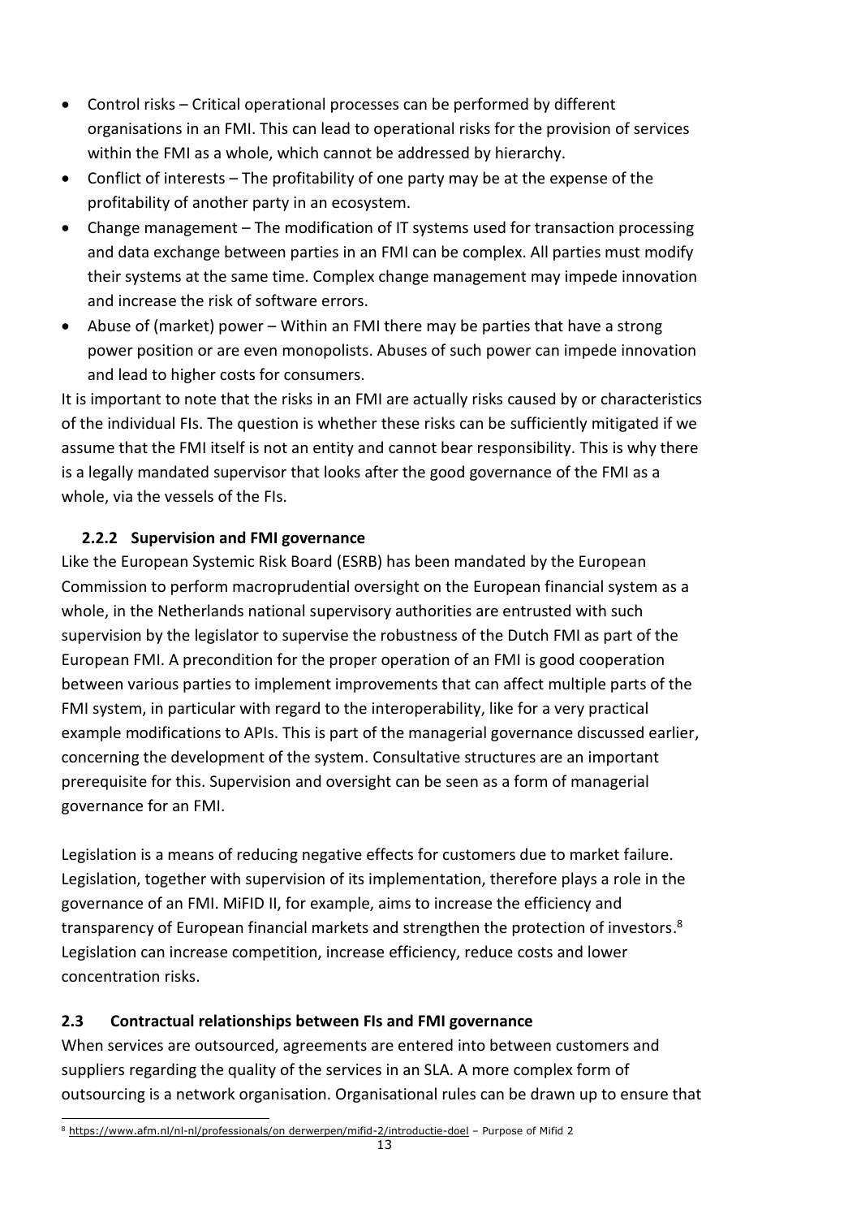- Control risks – Critical operational processes can be performed by different organisations in an FMI. This can lead to operational risks for the provision of services within the FMI as a whole, which cannot be addressed by hierarchy.
- Conflict of interests – The profitability of one party may be at the expense of the profitability of another party in an ecosystem.
- Change management – The modification of IT systems used for transaction processing and data exchange between parties in an FMI can be complex. All parties must modify their systems at the same time. Complex change management may impede innovation and increase the risk of software errors.
- Abuse of (market) power – Within an FMI there may be parties that have a strong power position or are even monopolists. Abuses of such power can impede innovation and lead to higher costs for consumers.

It is important to note that the risks in an FMI are actually risks caused by or characteristics of the individual FIs. The question is whether these risks can be sufficiently mitigated if we assume that the FMI itself is not an entity and cannot bear responsibility. This is why there is a legally mandated supervisor that looks after the good governance of the FMI as a whole, via the vessels of the FIs.

### 2.2.2 Supervision and FMI governance

Like the European Systemic Risk Board (ESRB) has been mandated by the European Commission to perform macroprudential oversight on the European financial system as a whole, in the Netherlands national supervisory authorities are entrusted with such supervision by the legislator to supervise the robustness of the Dutch FMI as part of the European FMI. A precondition for the proper operation of an FMI is good cooperation between various parties to implement improvements that can affect multiple parts of the FMI system, in particular with regard to the interoperability, like for a very practical example modifications to APIs. This is part of the managerial governance discussed earlier, concerning the development of the system. Consultative structures are an important prerequisite for this. Supervision and oversight can be seen as a form of managerial governance for an FMI.

Legislation is a means of reducing negative effects for customers due to market failure. Legislation, together with supervision of its implementation, therefore plays a role in the governance of an FMI. MiFID II, for example, aims to increase the efficiency and transparency of European financial markets and strengthen the protection of investors.[8] Legislation can increase competition, increase efficiency, reduce costs and lower concentration risks.

## 2.3 Contractual relationships between FIs and FMI governance

When services are outsourced, agreements are entered into between customers and suppliers regarding the quality of the services in an SLA. A more complex form of outsourcing is a network organisation. Organisational rules can be drawn up to ensure that

[8] https://www.afm.nl/nl-nl/professionals/on derwerpen/mifid-2/introductie-doel – Purpose of Mifid 2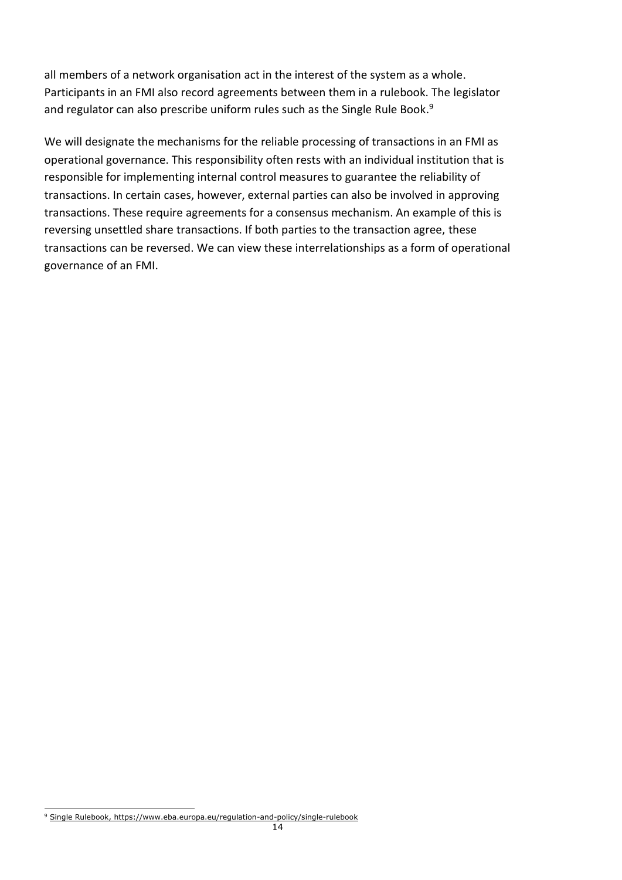all members of a network organisation act in the interest of the system as a whole. Participants in an FMI also record agreements between them in a rulebook. The legislator and regulator can also prescribe uniform rules such as the Single Rule Book.[9]

We will designate the mechanisms for the reliable processing of transactions in an FMI as operational governance. This responsibility often rests with an individual institution that is responsible for implementing internal control measures to guarantee the reliability of transactions. In certain cases, however, external parties can also be involved in approving transactions. These require agreements for a consensus mechanism. An example of this is reversing unsettled share transactions. If both parties to the transaction agree, these transactions can be reversed. We can view these interrelationships as a form of operational governance of an FMI.

[9] Single Rulebook, https://www.eba.europa.eu/regulation-and-policy/single-rulebook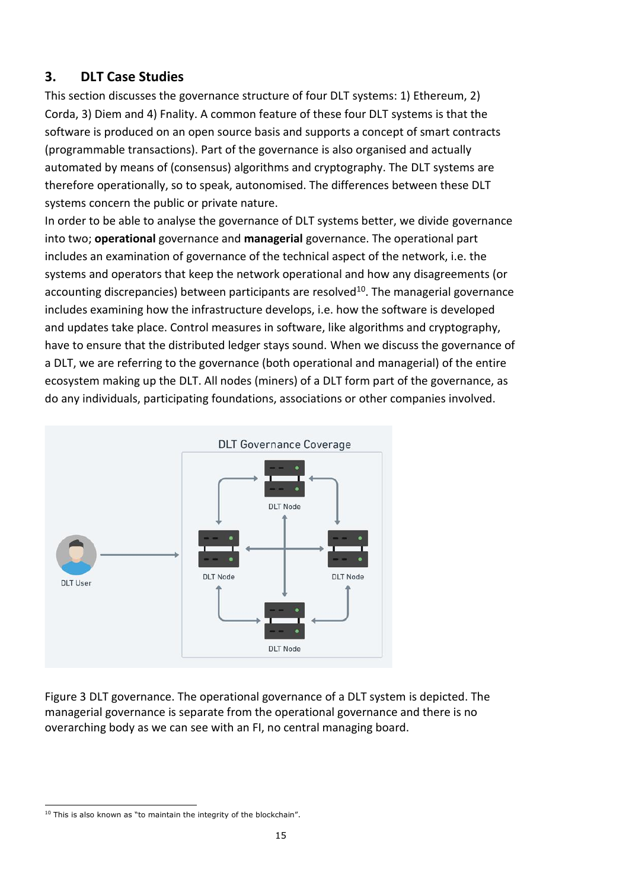## 3. DLT Case Studies

This section discusses the governance structure of four DLT systems: 1) Ethereum, 2) Corda, 3) Diem and 4) Fnality. A common feature of these four DLT systems is that the software is produced on an open source basis and supports a concept of smart contracts (programmable transactions). Part of the governance is also organised and actually automated by means of (consensus) algorithms and cryptography. The DLT systems are therefore operationally, so to speak, autonomised. The differences between these DLT systems concern the public or private nature.

In order to be able to analyse the governance of DLT systems better, we divide governance into two; **operational** governance and **managerial** governance. The operational part includes an examination of governance of the technical aspect of the network, i.e. the systems and operators that keep the network operational and how any disagreements (or accounting discrepancies) between participants are resolved[10]. The managerial governance includes examining how the infrastructure develops, i.e. how the software is developed and updates take place. Control measures in software, like algorithms and cryptography, have to ensure that the distributed ledger stays sound. When we discuss the governance of a DLT, we are referring to the governance (both operational and managerial) of the entire ecosystem making up the DLT. All nodes (miners) of a DLT form part of the governance, as do any individuals, participating foundations, associations or other companies involved.

DLT Governance Coverage

DLT User

DLT Node

DLT Node

DLT Node

DLT Node

Figure 3 DLT governance. The operational governance of a DLT system is depicted. The managerial governance is separate from the operational governance and there is no overarching body as we can see with an FI, no central managing board.

[10] This is also known as "to maintain the integrity of the blockchain".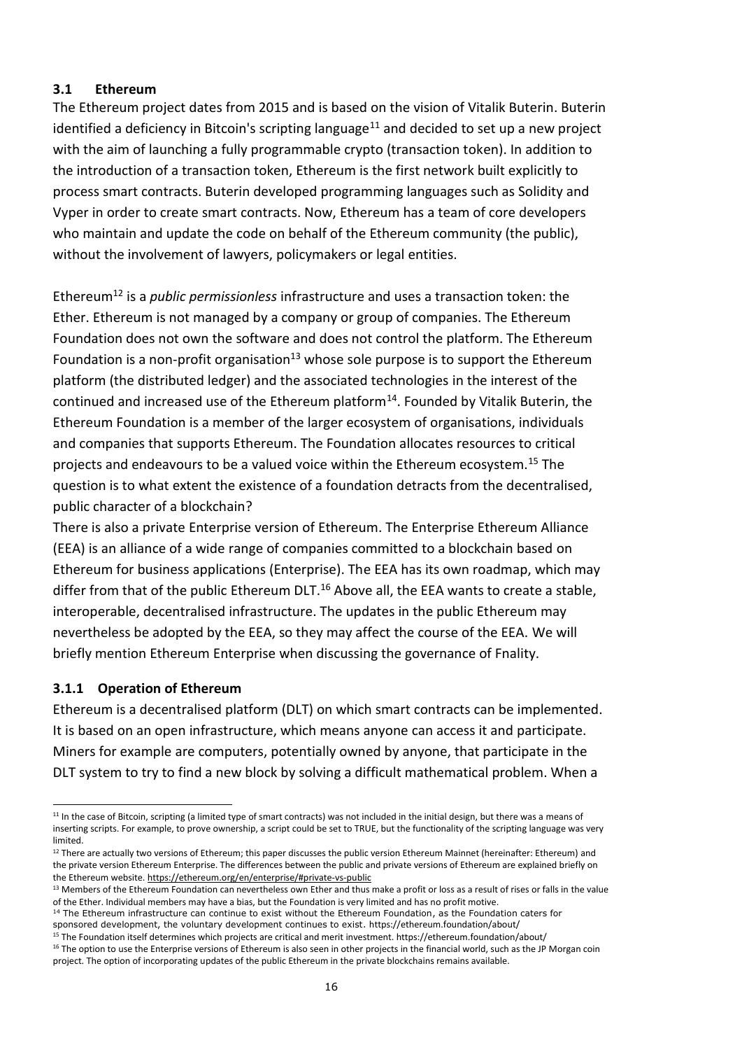### 3.1 Ethereum

The Ethereum project dates from 2015 and is based on the vision of Vitalik Buterin. Buterin identified a deficiency in Bitcoin's scripting language[11] and decided to set up a new project with the aim of launching a fully programmable crypto (transaction token). In addition to the introduction of a transaction token, Ethereum is the first network built explicitly to process smart contracts. Buterin developed programming languages such as Solidity and Vyper in order to create smart contracts. Now, Ethereum has a team of core developers who maintain and update the code on behalf of the Ethereum community (the public), without the involvement of lawyers, policymakers or legal entities.

Ethereum[12] is a *public permissionless* infrastructure and uses a transaction token: the Ether. Ethereum is not managed by a company or group of companies. The Ethereum Foundation does not own the software and does not control the platform. The Ethereum Foundation is a non-profit organisation[13] whose sole purpose is to support the Ethereum platform (the distributed ledger) and the associated technologies in the interest of the continued and increased use of the Ethereum platform[14]. Founded by Vitalik Buterin, the Ethereum Foundation is a member of the larger ecosystem of organisations, individuals and companies that supports Ethereum. The Foundation allocates resources to critical projects and endeavours to be a valued voice within the Ethereum ecosystem.[15] The question is to what extent the existence of a foundation detracts from the decentralised, public character of a blockchain?

There is also a private Enterprise version of Ethereum. The Enterprise Ethereum Alliance (EEA) is an alliance of a wide range of companies committed to a blockchain based on Ethereum for business applications (Enterprise). The EEA has its own roadmap, which may differ from that of the public Ethereum DLT.[16] Above all, the EEA wants to create a stable, interoperable, decentralised infrastructure. The updates in the public Ethereum may nevertheless be adopted by the EEA, so they may affect the course of the EEA. We will briefly mention Ethereum Enterprise when discussing the governance of Fnality.

#### 3.1.1 Operation of Ethereum

Ethereum is a decentralised platform (DLT) on which smart contracts can be implemented. It is based on an open infrastructure, which means anyone can access it and participate. Miners for example are computers, potentially owned by anyone, that participate in the DLT system to try to find a new block by solving a difficult mathematical problem. When a

---

[11] In the case of Bitcoin, scripting (a limited type of smart contracts) was not included in the initial design, but there was a means of inserting scripts. For example, to prove ownership, a script could be set to TRUE, but the functionality of the scripting language was very limited.

[12] There are actually two versions of Ethereum; this paper discusses the public version Ethereum Mainnet (hereinafter: Ethereum) and the private version Ethereum Enterprise. The differences between the public and private versions of Ethereum are explained briefly on the Ethereum website. https://ethereum.org/en/enterprise/#private-vs-public

[13] Members of the Ethereum Foundation can nevertheless own Ether and thus make a profit or loss as a result of rises or falls in the value of the Ether. Individual members may have a bias, but the Foundation is very limited and has no profit motive.

[14] The Ethereum infrastructure can continue to exist without the Ethereum Foundation, as the Foundation caters for sponsored development, the voluntary development continues to exist. https://ethereum.foundation/about/

[15] The Foundation itself determines which projects are critical and merit investment. https://ethereum.foundation/about/

[16] The option to use the Enterprise versions of Ethereum is also seen in other projects in the financial world, such as the JP Morgan coin project. The option of incorporating updates of the public Ethereum in the private blockchains remains available.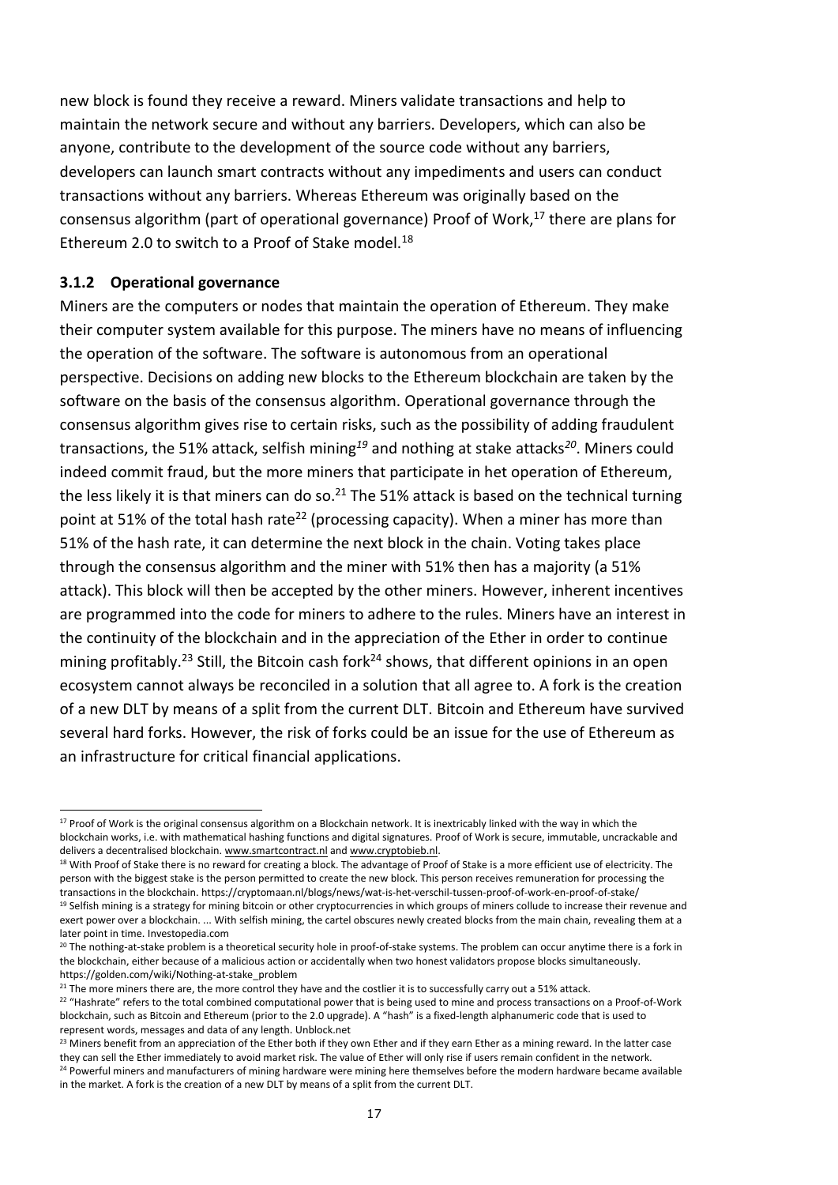new block is found they receive a reward. Miners validate transactions and help to maintain the network secure and without any barriers. Developers, which can also be anyone, contribute to the development of the source code without any barriers, developers can launch smart contracts without any impediments and users can conduct transactions without any barriers. Whereas Ethereum was originally based on the consensus algorithm (part of operational governance) Proof of Work,[17] there are plans for Ethereum 2.0 to switch to a Proof of Stake model.[18]

### 3.1.2 Operational governance

Miners are the computers or nodes that maintain the operation of Ethereum. They make their computer system available for this purpose. The miners have no means of influencing the operation of the software. The software is autonomous from an operational perspective. Decisions on adding new blocks to the Ethereum blockchain are taken by the software on the basis of the consensus algorithm. Operational governance through the consensus algorithm gives rise to certain risks, such as the possibility of adding fraudulent transactions, the 51% attack, selfish mining[19] and nothing at stake attacks[20]. Miners could indeed commit fraud, but the more miners that participate in het operation of Ethereum, the less likely it is that miners can do so.[21] The 51% attack is based on the technical turning point at 51% of the total hash rate[22] (processing capacity). When a miner has more than 51% of the hash rate, it can determine the next block in the chain. Voting takes place through the consensus algorithm and the miner with 51% then has a majority (a 51% attack). This block will then be accepted by the other miners. However, inherent incentives are programmed into the code for miners to adhere to the rules. Miners have an interest in the continuity of the blockchain and in the appreciation of the Ether in order to continue mining profitably.[23] Still, the Bitcoin cash fork[24] shows, that different opinions in an open ecosystem cannot always be reconciled in a solution that all agree to. A fork is the creation of a new DLT by means of a split from the current DLT. Bitcoin and Ethereum have survived several hard forks. However, the risk of forks could be an issue for the use of Ethereum as an infrastructure for critical financial applications.

---

[17] Proof of Work is the original consensus algorithm on a Blockchain network. It is inextricably linked with the way in which the blockchain works, i.e. with mathematical hashing functions and digital signatures. Proof of Work is secure, immutable, uncrackable and delivers a decentralised blockchain. www.smartcontract.nl and www.cryptobieb.nl.

[18] With Proof of Stake there is no reward for creating a block. The advantage of Proof of Stake is a more efficient use of electricity. The person with the biggest stake is the person permitted to create the new block. This person receives remuneration for processing the transactions in the blockchain. https://cryptomaan.nl/blogs/news/wat-is-het-verschil-tussen-proof-of-work-en-proof-of-stake/

[19] Selfish mining is a strategy for mining bitcoin or other cryptocurrencies in which groups of miners collude to increase their revenue and exert power over a blockchain. ... With selfish mining, the cartel obscures newly created blocks from the main chain, revealing them at a later point in time. Investopedia.com

[20] The nothing-at-stake problem is a theoretical security hole in proof-of-stake systems. The problem can occur anytime there is a fork in the blockchain, either because of a malicious action or accidentally when two honest validators propose blocks simultaneously. https://golden.com/wiki/Nothing-at-stake_problem

[21] The more miners there are, the more control they have and the costlier it is to successfully carry out a 51% attack.

[22] "Hashrate" refers to the total combined computational power that is being used to mine and process transactions on a Proof-of-Work blockchain, such as Bitcoin and Ethereum (prior to the 2.0 upgrade). A "hash" is a fixed-length alphanumeric code that is used to represent words, messages and data of any length. Unblock.net

[23] Miners benefit from an appreciation of the Ether both if they own Ether and if they earn Ether as a mining reward. In the latter case they can sell the Ether immediately to avoid market risk. The value of Ether will only rise if users remain confident in the network.

[24] Powerful miners and manufacturers of mining hardware were mining here themselves before the modern hardware became available in the market. A fork is the creation of a new DLT by means of a split from the current DLT.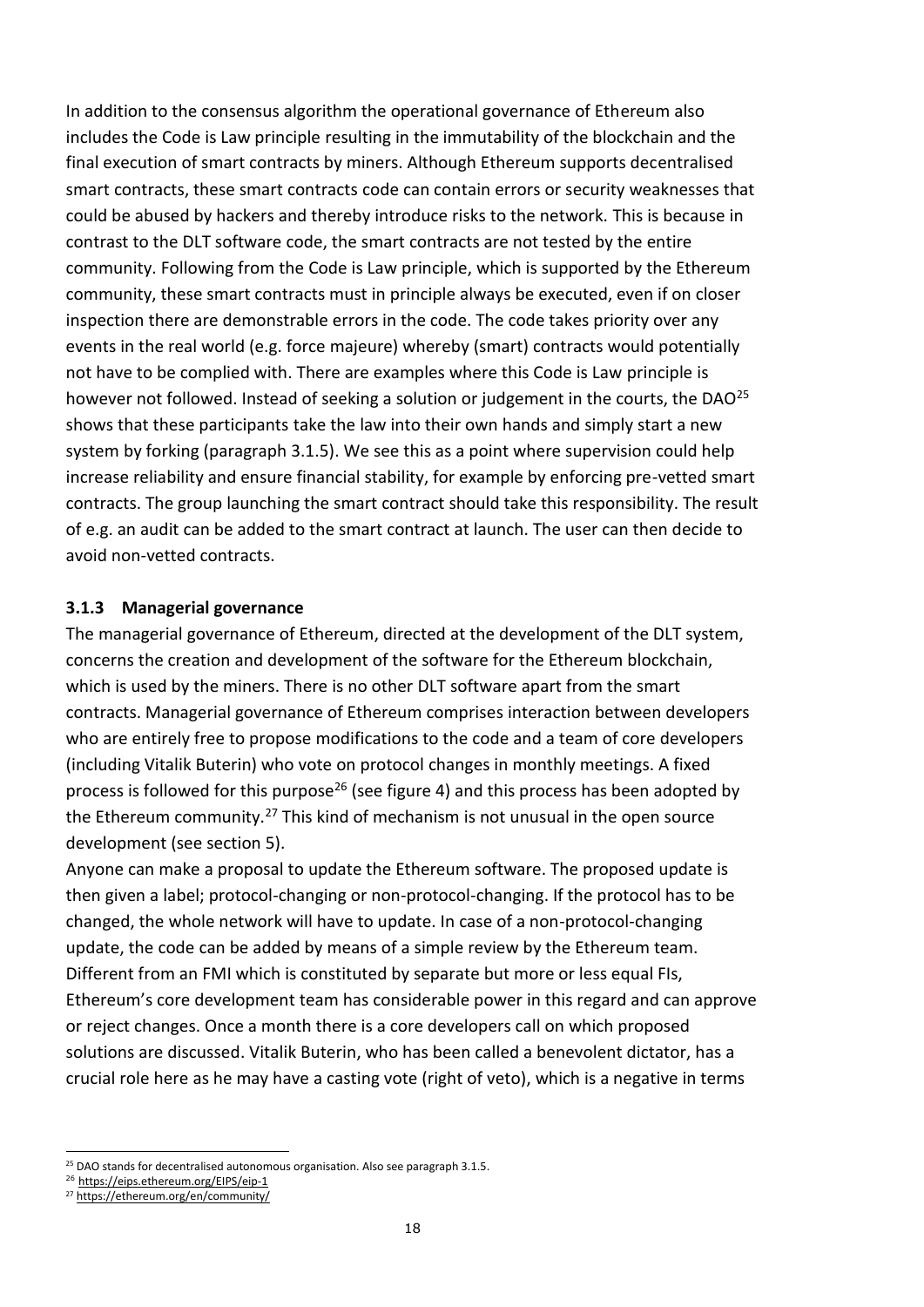In addition to the consensus algorithm the operational governance of Ethereum also includes the Code is Law principle resulting in the immutability of the blockchain and the final execution of smart contracts by miners. Although Ethereum supports decentralised smart contracts, these smart contracts code can contain errors or security weaknesses that could be abused by hackers and thereby introduce risks to the network. This is because in contrast to the DLT software code, the smart contracts are not tested by the entire community. Following from the Code is Law principle, which is supported by the Ethereum community, these smart contracts must in principle always be executed, even if on closer inspection there are demonstrable errors in the code. The code takes priority over any events in the real world (e.g. force majeure) whereby (smart) contracts would potentially not have to be complied with. There are examples where this Code is Law principle is however not followed. Instead of seeking a solution or judgement in the courts, the DAO[25] shows that these participants take the law into their own hands and simply start a new system by forking (paragraph 3.1.5). We see this as a point where supervision could help increase reliability and ensure financial stability, for example by enforcing pre-vetted smart contracts. The group launching the smart contract should take this responsibility. The result of e.g. an audit can be added to the smart contract at launch. The user can then decide to avoid non-vetted contracts.

### 3.1.3 Managerial governance

The managerial governance of Ethereum, directed at the development of the DLT system, concerns the creation and development of the software for the Ethereum blockchain, which is used by the miners. There is no other DLT software apart from the smart contracts. Managerial governance of Ethereum comprises interaction between developers who are entirely free to propose modifications to the code and a team of core developers (including Vitalik Buterin) who vote on protocol changes in monthly meetings. A fixed process is followed for this purpose[26] (see figure 4) and this process has been adopted by the Ethereum community.[27] This kind of mechanism is not unusual in the open source development (see section 5).

Anyone can make a proposal to update the Ethereum software. The proposed update is then given a label; protocol-changing or non-protocol-changing. If the protocol has to be changed, the whole network will have to update. In case of a non-protocol-changing update, the code can be added by means of a simple review by the Ethereum team. Different from an FMI which is constituted by separate but more or less equal FIs, Ethereum's core development team has considerable power in this regard and can approve or reject changes. Once a month there is a core developers call on which proposed solutions are discussed. Vitalik Buterin, who has been called a benevolent dictator, has a crucial role here as he may have a casting vote (right of veto), which is a negative in terms

---

[25] DAO stands for decentralised autonomous organisation. Also see paragraph 3.1.5.

[26] https://eips.ethereum.org/EIPS/eip-1

[27] https://ethereum.org/en/community/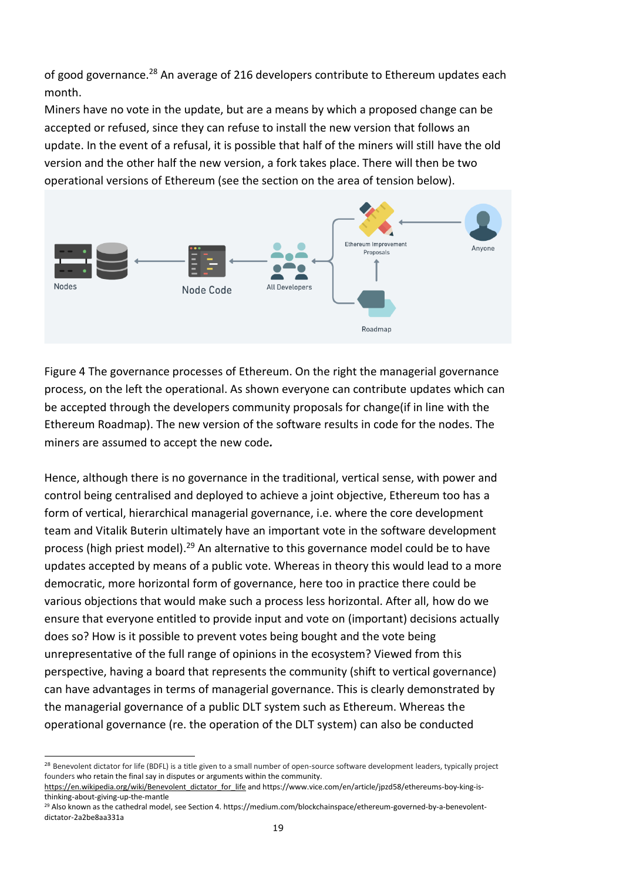of good governance.[28] An average of 216 developers contribute to Ethereum updates each month.
Miners have no vote in the update, but are a means by which a proposed change can be accepted or refused, since they can refuse to install the new version that follows an update. In the event of a refusal, it is possible that half of the miners will still have the old version and the other half the new version, a fork takes place. There will then be two operational versions of Ethereum (see the section on the area of tension below).

Nodes
Node Code
All Developers
Ethereum Improvement Proposals
Roadmap
Anyone

Figure 4 The governance processes of Ethereum. On the right the managerial governance process, on the left the operational. As shown everyone can contribute updates which can be accepted through the developers community proposals for change(if in line with the Ethereum Roadmap). The new version of the software results in code for the nodes. The miners are assumed to accept the new code**.**

Hence, although there is no governance in the traditional, vertical sense, with power and control being centralised and deployed to achieve a joint objective, Ethereum too has a form of vertical, hierarchical managerial governance, i.e. where the core development team and Vitalik Buterin ultimately have an important vote in the software development process (high priest model).[29] An alternative to this governance model could be to have updates accepted by means of a public vote. Whereas in theory this would lead to a more democratic, more horizontal form of governance, here too in practice there could be various objections that would make such a process less horizontal. After all, how do we ensure that everyone entitled to provide input and vote on (important) decisions actually does so? How is it possible to prevent votes being bought and the vote being unrepresentative of the full range of opinions in the ecosystem? Viewed from this perspective, having a board that represents the community (shift to vertical governance) can have advantages in terms of managerial governance. This is clearly demonstrated by the managerial governance of a public DLT system such as Ethereum. Whereas the operational governance (re. the operation of the DLT system) can also be conducted

---

[28] Benevolent dictator for life (BDFL) is a title given to a small number of open-source software development leaders, typically project founders who retain the final say in disputes or arguments within the community.
https://en.wikipedia.org/wiki/Benevolent_dictator_for_life and https://www.vice.com/en/article/jpzd58/ethereums-boy-king-is-thinking-about-giving-up-the-mantle

[29] Also known as the cathedral model, see Section 4. https://medium.com/blockchainspace/ethereum-governed-by-a-benevolent-dictator-2a2be8aa331a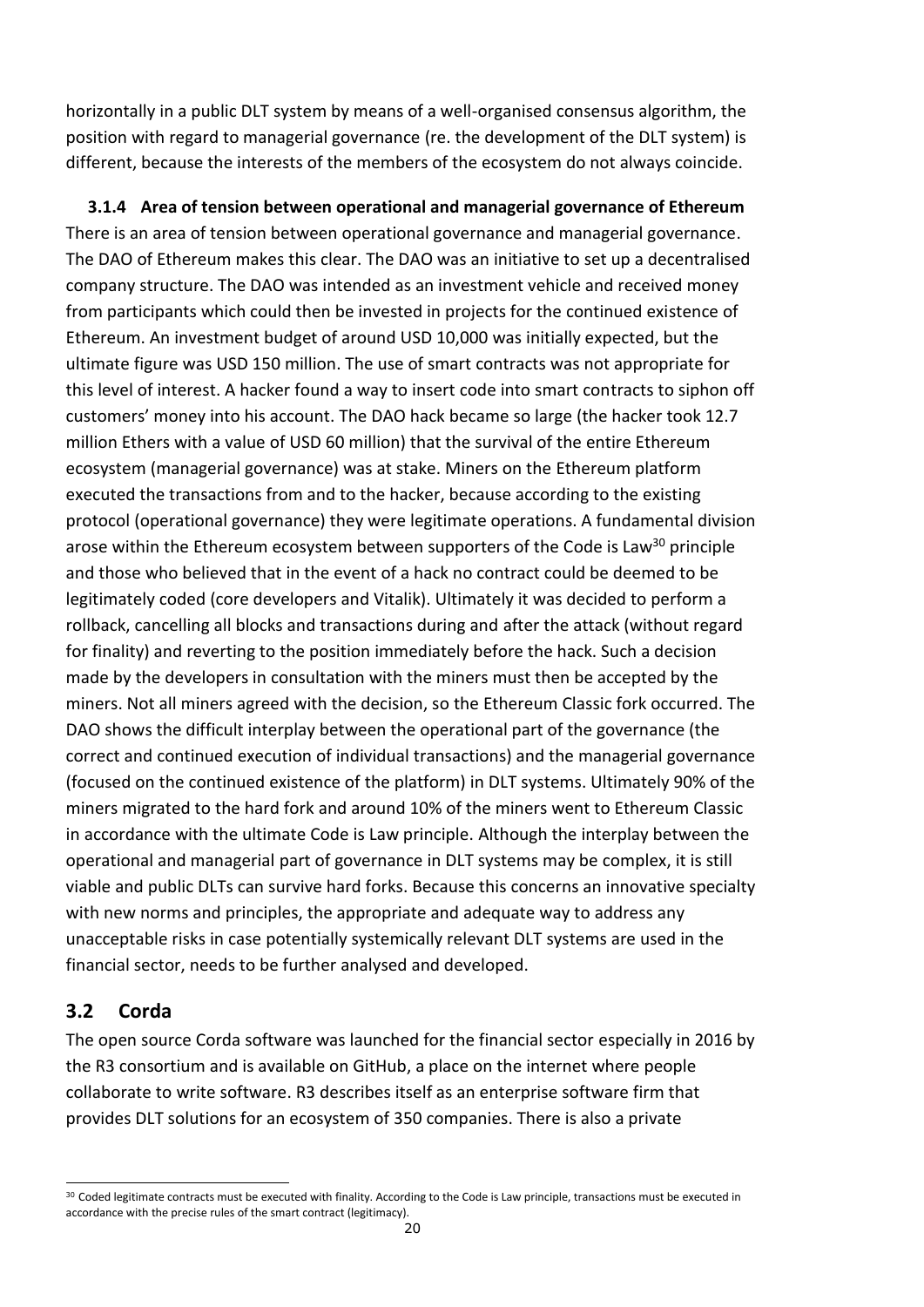horizontally in a public DLT system by means of a well-organised consensus algorithm, the position with regard to managerial governance (re. the development of the DLT system) is different, because the interests of the members of the ecosystem do not always coincide.

#### 3.1.4 Area of tension between operational and managerial governance of Ethereum

There is an area of tension between operational governance and managerial governance. The DAO of Ethereum makes this clear. The DAO was an initiative to set up a decentralised company structure. The DAO was intended as an investment vehicle and received money from participants which could then be invested in projects for the continued existence of Ethereum. An investment budget of around USD 10,000 was initially expected, but the ultimate figure was USD 150 million. The use of smart contracts was not appropriate for this level of interest. A hacker found a way to insert code into smart contracts to siphon off customers' money into his account. The DAO hack became so large (the hacker took 12.7 million Ethers with a value of USD 60 million) that the survival of the entire Ethereum ecosystem (managerial governance) was at stake. Miners on the Ethereum platform executed the transactions from and to the hacker, because according to the existing protocol (operational governance) they were legitimate operations. A fundamental division arose within the Ethereum ecosystem between supporters of the Code is Law[30] principle and those who believed that in the event of a hack no contract could be deemed to be legitimately coded (core developers and Vitalik). Ultimately it was decided to perform a rollback, cancelling all blocks and transactions during and after the attack (without regard for finality) and reverting to the position immediately before the hack. Such a decision made by the developers in consultation with the miners must then be accepted by the miners. Not all miners agreed with the decision, so the Ethereum Classic fork occurred. The DAO shows the difficult interplay between the operational part of the governance (the correct and continued execution of individual transactions) and the managerial governance (focused on the continued existence of the platform) in DLT systems. Ultimately 90% of the miners migrated to the hard fork and around 10% of the miners went to Ethereum Classic in accordance with the ultimate Code is Law principle. Although the interplay between the operational and managerial part of governance in DLT systems may be complex, it is still viable and public DLTs can survive hard forks. Because this concerns an innovative specialty with new norms and principles, the appropriate and adequate way to address any unacceptable risks in case potentially systemically relevant DLT systems are used in the financial sector, needs to be further analysed and developed.

## 3.2 Corda

The open source Corda software was launched for the financial sector especially in 2016 by the R3 consortium and is available on GitHub, a place on the internet where people collaborate to write software. R3 describes itself as an enterprise software firm that provides DLT solutions for an ecosystem of 350 companies. There is also a private

[30] Coded legitimate contracts must be executed with finality. According to the Code is Law principle, transactions must be executed in accordance with the precise rules of the smart contract (legitimacy).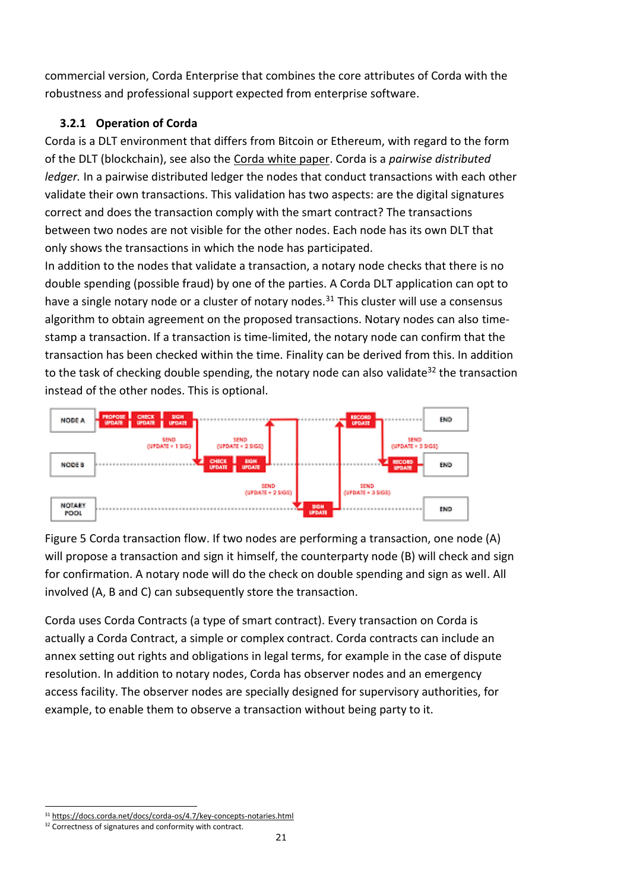commercial version, Corda Enterprise that combines the core attributes of Corda with the robustness and professional support expected from enterprise software.

### 3.2.1 Operation of Corda

Corda is a DLT environment that differs from Bitcoin or Ethereum, with regard to the form of the DLT (blockchain), see also the Corda white paper. Corda is a *pairwise distributed ledger.* In a pairwise distributed ledger the nodes that conduct transactions with each other validate their own transactions. This validation has two aspects: are the digital signatures correct and does the transaction comply with the smart contract? The transactions between two nodes are not visible for the other nodes. Each node has its own DLT that only shows the transactions in which the node has participated.

In addition to the nodes that validate a transaction, a notary node checks that there is no double spending (possible fraud) by one of the parties. A Corda DLT application can opt to have a single notary node or a cluster of notary nodes.[31] This cluster will use a consensus algorithm to obtain agreement on the proposed transactions. Notary nodes can also time-stamp a transaction. If a transaction is time-limited, the notary node can confirm that the transaction has been checked within the time. Finality can be derived from this. In addition to the task of checking double spending, the notary node can also validate[32] the transaction instead of the other nodes. This is optional.

NODE A
PROPOSE UPDATE
CHECK UPDATE
SIGN UPDATE
SEND (UPDATE + 1 SIG)
NODE B
CHECK UPDATE
SIGN UPDATE
SEND (UPDATE + 2 SIGS)
SEND (UPDATE + 2 SIGS)
NOTARY POOL
SIGN UPDATE
SEND (UPDATE + 3 SIGS)
RECORD UPDATE
SEND (UPDATE + 3 SIGS)
RECORD UPDATE
END
END
END

Figure 5 Corda transaction flow. If two nodes are performing a transaction, one node (A) will propose a transaction and sign it himself, the counterparty node (B) will check and sign for confirmation. A notary node will do the check on double spending and sign as well. All involved (A, B and C) can subsequently store the transaction.

Corda uses Corda Contracts (a type of smart contract). Every transaction on Corda is actually a Corda Contract, a simple or complex contract. Corda contracts can include an annex setting out rights and obligations in legal terms, for example in the case of dispute resolution. In addition to notary nodes, Corda has observer nodes and an emergency access facility. The observer nodes are specially designed for supervisory authorities, for example, to enable them to observe a transaction without being party to it.

---

[31] https://docs.corda.net/docs/corda-os/4.7/key-concepts-notaries.html

[32] Correctness of signatures and conformity with contract.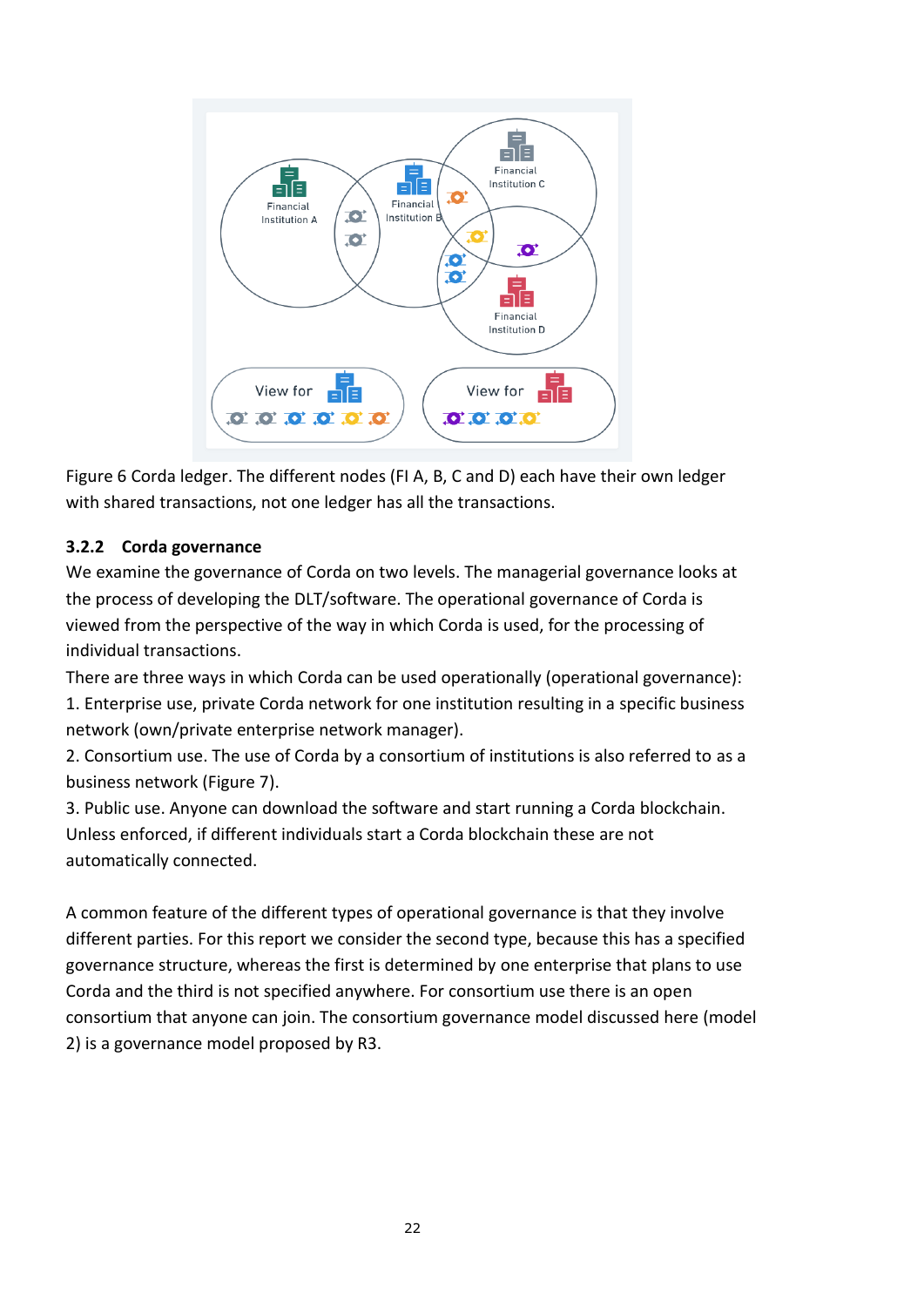Financial Institution A

Financial Institution B

Financial Institution C

Financial Institution D

View for

View for

Figure 6 Corda ledger. The different nodes (FI A, B, C and D) each have their own ledger with shared transactions, not one ledger has all the transactions.

### 3.2.2 Corda governance

We examine the governance of Corda on two levels. The managerial governance looks at the process of developing the DLT/software. The operational governance of Corda is viewed from the perspective of the way in which Corda is used, for the processing of individual transactions.

There are three ways in which Corda can be used operationally (operational governance):

1. Enterprise use, private Corda network for one institution resulting in a specific business network (own/private enterprise network manager).
2. Consortium use. The use of Corda by a consortium of institutions is also referred to as a business network (Figure 7).
3. Public use. Anyone can download the software and start running a Corda blockchain. Unless enforced, if different individuals start a Corda blockchain these are not automatically connected.

A common feature of the different types of operational governance is that they involve different parties. For this report we consider the second type, because this has a specified governance structure, whereas the first is determined by one enterprise that plans to use Corda and the third is not specified anywhere. For consortium use there is an open consortium that anyone can join. The consortium governance model discussed here (model 2) is a governance model proposed by R3.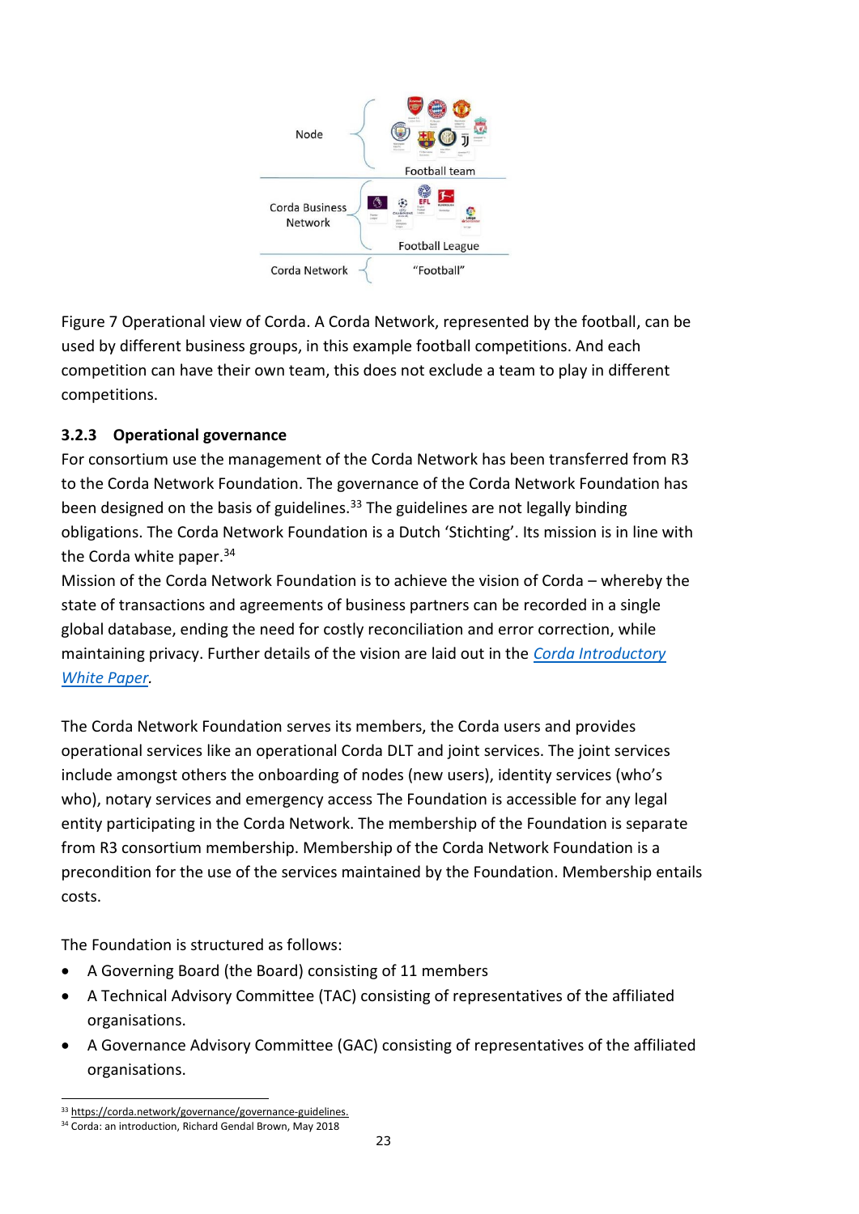Node

Football team

Corda Business Network

Football League

Corda Network

"Football"

Figure 7 Operational view of Corda. A Corda Network, represented by the football, can be used by different business groups, in this example football competitions. And each competition can have their own team, this does not exclude a team to play in different competitions.

### 3.2.3 Operational governance

For consortium use the management of the Corda Network has been transferred from R3 to the Corda Network Foundation. The governance of the Corda Network Foundation has been designed on the basis of guidelines.[33] The guidelines are not legally binding obligations. The Corda Network Foundation is a Dutch 'Stichting'. Its mission is in line with the Corda white paper.[34]

Mission of the Corda Network Foundation is to achieve the vision of Corda – whereby the state of transactions and agreements of business partners can be recorded in a single global database, ending the need for costly reconciliation and error correction, while maintaining privacy. Further details of the vision are laid out in the *Corda Introductory White Paper*.

The Corda Network Foundation serves its members, the Corda users and provides operational services like an operational Corda DLT and joint services. The joint services include amongst others the onboarding of nodes (new users), identity services (who's who), notary services and emergency access The Foundation is accessible for any legal entity participating in the Corda Network. The membership of the Foundation is separate from R3 consortium membership. Membership of the Corda Network Foundation is a precondition for the use of the services maintained by the Foundation. Membership entails costs.

The Foundation is structured as follows:

- A Governing Board (the Board) consisting of 11 members
- A Technical Advisory Committee (TAC) consisting of representatives of the affiliated organisations.
- A Governance Advisory Committee (GAC) consisting of representatives of the affiliated organisations.

[33] https://corda.network/governance/governance-guidelines.

[34] Corda: an introduction, Richard Gendal Brown, May 2018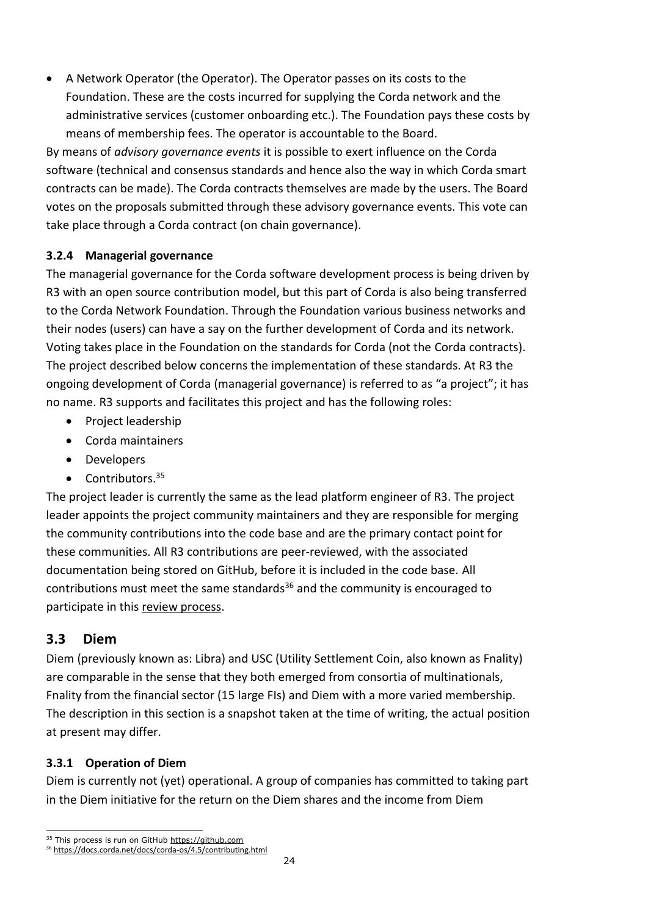- A Network Operator (the Operator). The Operator passes on its costs to the Foundation. These are the costs incurred for supplying the Corda network and the administrative services (customer onboarding etc.). The Foundation pays these costs by means of membership fees. The operator is accountable to the Board.

By means of *advisory governance events* it is possible to exert influence on the Corda software (technical and consensus standards and hence also the way in which Corda smart contracts can be made). The Corda contracts themselves are made by the users. The Board votes on the proposals submitted through these advisory governance events. This vote can take place through a Corda contract (on chain governance).

#### 3.2.4 Managerial governance

The managerial governance for the Corda software development process is being driven by R3 with an open source contribution model, but this part of Corda is also being transferred to the Corda Network Foundation. Through the Foundation various business networks and their nodes (users) can have a say on the further development of Corda and its network. Voting takes place in the Foundation on the standards for Corda (not the Corda contracts). The project described below concerns the implementation of these standards. At R3 the ongoing development of Corda (managerial governance) is referred to as "a project"; it has no name. R3 supports and facilitates this project and has the following roles:

- Project leadership
- Corda maintainers
- Developers
- Contributors.[35]

The project leader is currently the same as the lead platform engineer of R3. The project leader appoints the project community maintainers and they are responsible for merging the community contributions into the code base and are the primary contact point for these communities. All R3 contributions are peer-reviewed, with the associated documentation being stored on GitHub, before it is included in the code base. All contributions must meet the same standards[36] and the community is encouraged to participate in this review process.

## 3.3 Diem

Diem (previously known as: Libra) and USC (Utility Settlement Coin, also known as Fnality) are comparable in the sense that they both emerged from consortia of multinationals, Fnality from the financial sector (15 large FIs) and Diem with a more varied membership. The description in this section is a snapshot taken at the time of writing, the actual position at present may differ.

#### 3.3.1 Operation of Diem

Diem is currently not (yet) operational. A group of companies has committed to taking part in the Diem initiative for the return on the Diem shares and the income from Diem

[35] This process is run on GitHub https://github.com

[36] https://docs.corda.net/docs/corda-os/4.5/contributing.html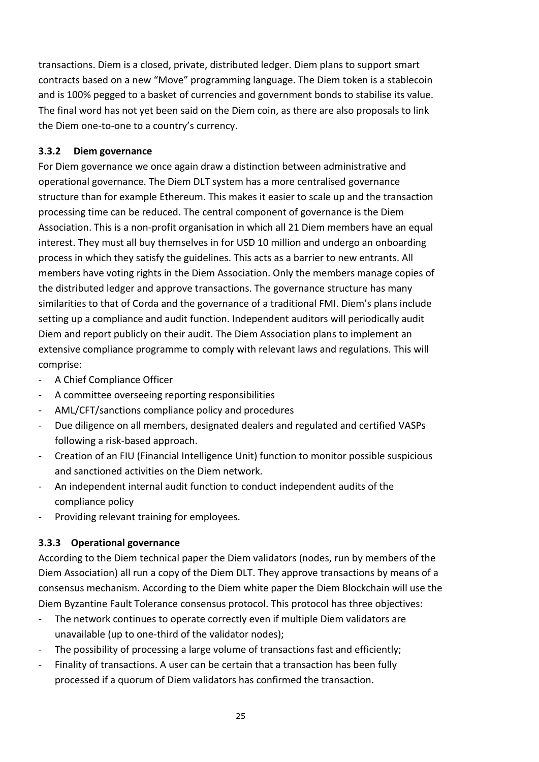transactions. Diem is a closed, private, distributed ledger. Diem plans to support smart contracts based on a new “Move” programming language. The Diem token is a stablecoin and is 100% pegged to a basket of currencies and government bonds to stabilise its value. The final word has not yet been said on the Diem coin, as there are also proposals to link the Diem one-to-one to a country’s currency.

### 3.3.2 Diem governance

For Diem governance we once again draw a distinction between administrative and operational governance. The Diem DLT system has a more centralised governance structure than for example Ethereum. This makes it easier to scale up and the transaction processing time can be reduced. The central component of governance is the Diem Association. This is a non-profit organisation in which all 21 Diem members have an equal interest. They must all buy themselves in for USD 10 million and undergo an onboarding process in which they satisfy the guidelines. This acts as a barrier to new entrants. All members have voting rights in the Diem Association. Only the members manage copies of the distributed ledger and approve transactions. The governance structure has many similarities to that of Corda and the governance of a traditional FMI. Diem’s plans include setting up a compliance and audit function. Independent auditors will periodically audit Diem and report publicly on their audit. The Diem Association plans to implement an extensive compliance programme to comply with relevant laws and regulations. This will comprise:

- A Chief Compliance Officer
- A committee overseeing reporting responsibilities
- AML/CFT/sanctions compliance policy and procedures
- Due diligence on all members, designated dealers and regulated and certified VASPs following a risk-based approach.
- Creation of an FIU (Financial Intelligence Unit) function to monitor possible suspicious and sanctioned activities on the Diem network.
- An independent internal audit function to conduct independent audits of the compliance policy
- Providing relevant training for employees.

### 3.3.3 Operational governance

According to the Diem technical paper the Diem validators (nodes, run by members of the Diem Association) all run a copy of the Diem DLT. They approve transactions by means of a consensus mechanism. According to the Diem white paper the Diem Blockchain will use the Diem Byzantine Fault Tolerance consensus protocol. This protocol has three objectives:

- The network continues to operate correctly even if multiple Diem validators are unavailable (up to one-third of the validator nodes);
- The possibility of processing a large volume of transactions fast and efficiently;
- Finality of transactions. A user can be certain that a transaction has been fully processed if a quorum of Diem validators has confirmed the transaction.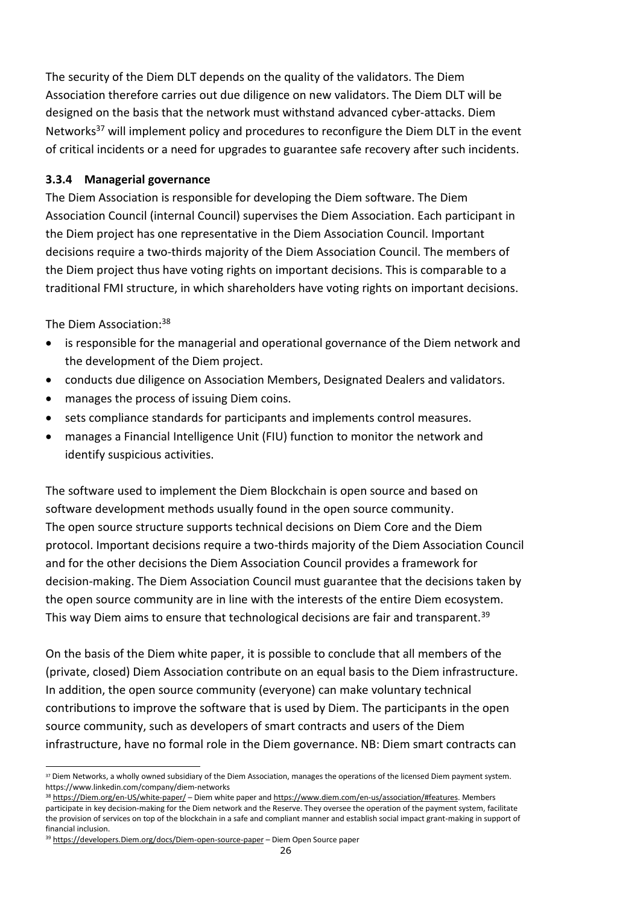The security of the Diem DLT depends on the quality of the validators. The Diem Association therefore carries out due diligence on new validators. The Diem DLT will be designed on the basis that the network must withstand advanced cyber-attacks. Diem Networks[37] will implement policy and procedures to reconfigure the Diem DLT in the event of critical incidents or a need for upgrades to guarantee safe recovery after such incidents.

### 3.3.4 Managerial governance

The Diem Association is responsible for developing the Diem software. The Diem Association Council (internal Council) supervises the Diem Association. Each participant in the Diem project has one representative in the Diem Association Council. Important decisions require a two-thirds majority of the Diem Association Council. The members of the Diem project thus have voting rights on important decisions. This is comparable to a traditional FMI structure, in which shareholders have voting rights on important decisions.

The Diem Association:[38]

- is responsible for the managerial and operational governance of the Diem network and the development of the Diem project.
- conducts due diligence on Association Members, Designated Dealers and validators.
- manages the process of issuing Diem coins.
- sets compliance standards for participants and implements control measures.
- manages a Financial Intelligence Unit (FIU) function to monitor the network and identify suspicious activities.

The software used to implement the Diem Blockchain is open source and based on software development methods usually found in the open source community. The open source structure supports technical decisions on Diem Core and the Diem protocol. Important decisions require a two-thirds majority of the Diem Association Council and for the other decisions the Diem Association Council provides a framework for decision-making. The Diem Association Council must guarantee that the decisions taken by the open source community are in line with the interests of the entire Diem ecosystem. This way Diem aims to ensure that technological decisions are fair and transparent.[39]

On the basis of the Diem white paper, it is possible to conclude that all members of the (private, closed) Diem Association contribute on an equal basis to the Diem infrastructure. In addition, the open source community (everyone) can make voluntary technical contributions to improve the software that is used by Diem. The participants in the open source community, such as developers of smart contracts and users of the Diem infrastructure, have no formal role in the Diem governance. NB: Diem smart contracts can

---

[37] Diem Networks, a wholly owned subsidiary of the Diem Association, manages the operations of the licensed Diem payment system. https://www.linkedin.com/company/diem-networks

[38] https://Diem.org/en-US/white-paper/ – Diem white paper and https://www.diem.com/en-us/association/#features. Members participate in key decision-making for the Diem network and the Reserve. They oversee the operation of the payment system, facilitate the provision of services on top of the blockchain in a safe and compliant manner and establish social impact grant-making in support of financial inclusion.

[39] https://developers.Diem.org/docs/Diem-open-source-paper – Diem Open Source paper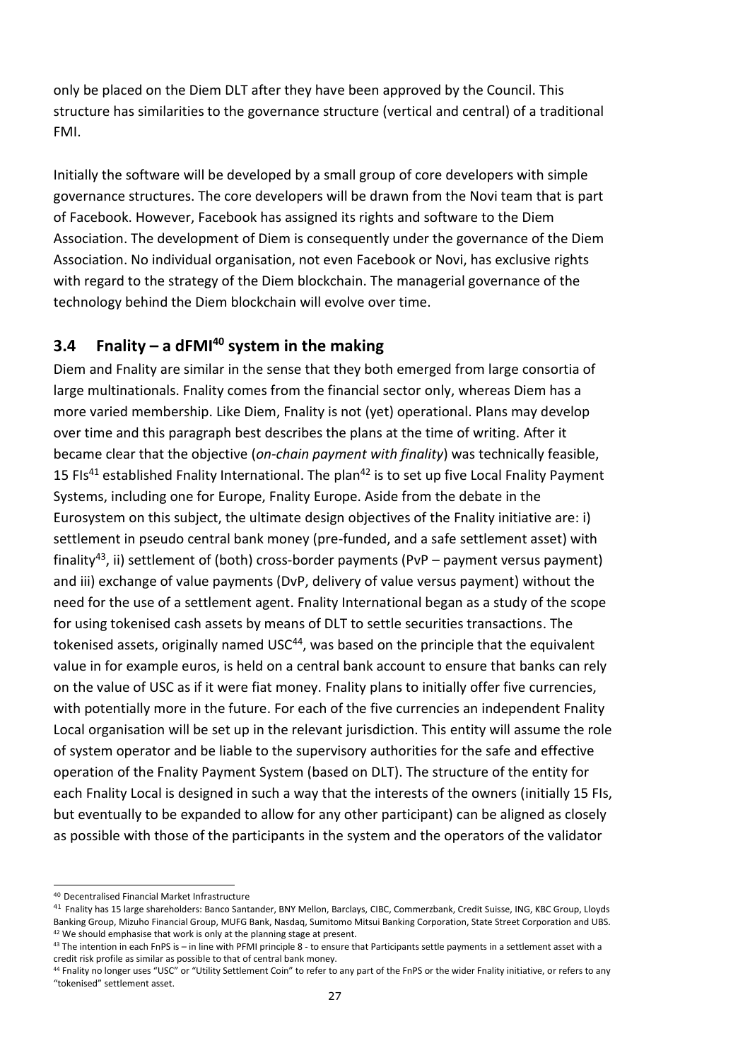only be placed on the Diem DLT after they have been approved by the Council. This structure has similarities to the governance structure (vertical and central) of a traditional FMI.

Initially the software will be developed by a small group of core developers with simple governance structures. The core developers will be drawn from the Novi team that is part of Facebook. However, Facebook has assigned its rights and software to the Diem Association. The development of Diem is consequently under the governance of the Diem Association. No individual organisation, not even Facebook or Novi, has exclusive rights with regard to the strategy of the Diem blockchain. The managerial governance of the technology behind the Diem blockchain will evolve over time.

## 3.4 Fnality – a dFMI[40] system in the making

Diem and Fnality are similar in the sense that they both emerged from large consortia of large multinationals. Fnality comes from the financial sector only, whereas Diem has a more varied membership. Like Diem, Fnality is not (yet) operational. Plans may develop over time and this paragraph best describes the plans at the time of writing. After it became clear that the objective (*on-chain payment with finality*) was technically feasible, 15 FIs[41] established Fnality International. The plan[42] is to set up five Local Fnality Payment Systems, including one for Europe, Fnality Europe. Aside from the debate in the Eurosystem on this subject, the ultimate design objectives of the Fnality initiative are: i) settlement in pseudo central bank money (pre-funded, and a safe settlement asset) with finality[43], ii) settlement of (both) cross-border payments (PvP – payment versus payment) and iii) exchange of value payments (DvP, delivery of value versus payment) without the need for the use of a settlement agent. Fnality International began as a study of the scope for using tokenised cash assets by means of DLT to settle securities transactions. The tokenised assets, originally named USC[44], was based on the principle that the equivalent value in for example euros, is held on a central bank account to ensure that banks can rely on the value of USC as if it were fiat money. Fnality plans to initially offer five currencies, with potentially more in the future. For each of the five currencies an independent Fnality Local organisation will be set up in the relevant jurisdiction. This entity will assume the role of system operator and be liable to the supervisory authorities for the safe and effective operation of the Fnality Payment System (based on DLT). The structure of the entity for each Fnality Local is designed in such a way that the interests of the owners (initially 15 FIs, but eventually to be expanded to allow for any other participant) can be aligned as closely as possible with those of the participants in the system and the operators of the validator

---

[40] Decentralised Financial Market Infrastructure

[41] Fnality has 15 large shareholders: Banco Santander, BNY Mellon, Barclays, CIBC, Commerzbank, Credit Suisse, ING, KBC Group, Lloyds Banking Group, Mizuho Financial Group, MUFG Bank, Nasdaq, Sumitomo Mitsui Banking Corporation, State Street Corporation and UBS.

[42] We should emphasise that work is only at the planning stage at present.

[43] The intention in each FnPS is – in line with PFMI principle 8 - to ensure that Participants settle payments in a settlement asset with a credit risk profile as similar as possible to that of central bank money.

[44] Fnality no longer uses "USC" or "Utility Settlement Coin" to refer to any part of the FnPS or the wider Fnality initiative, or refers to any "tokenised" settlement asset.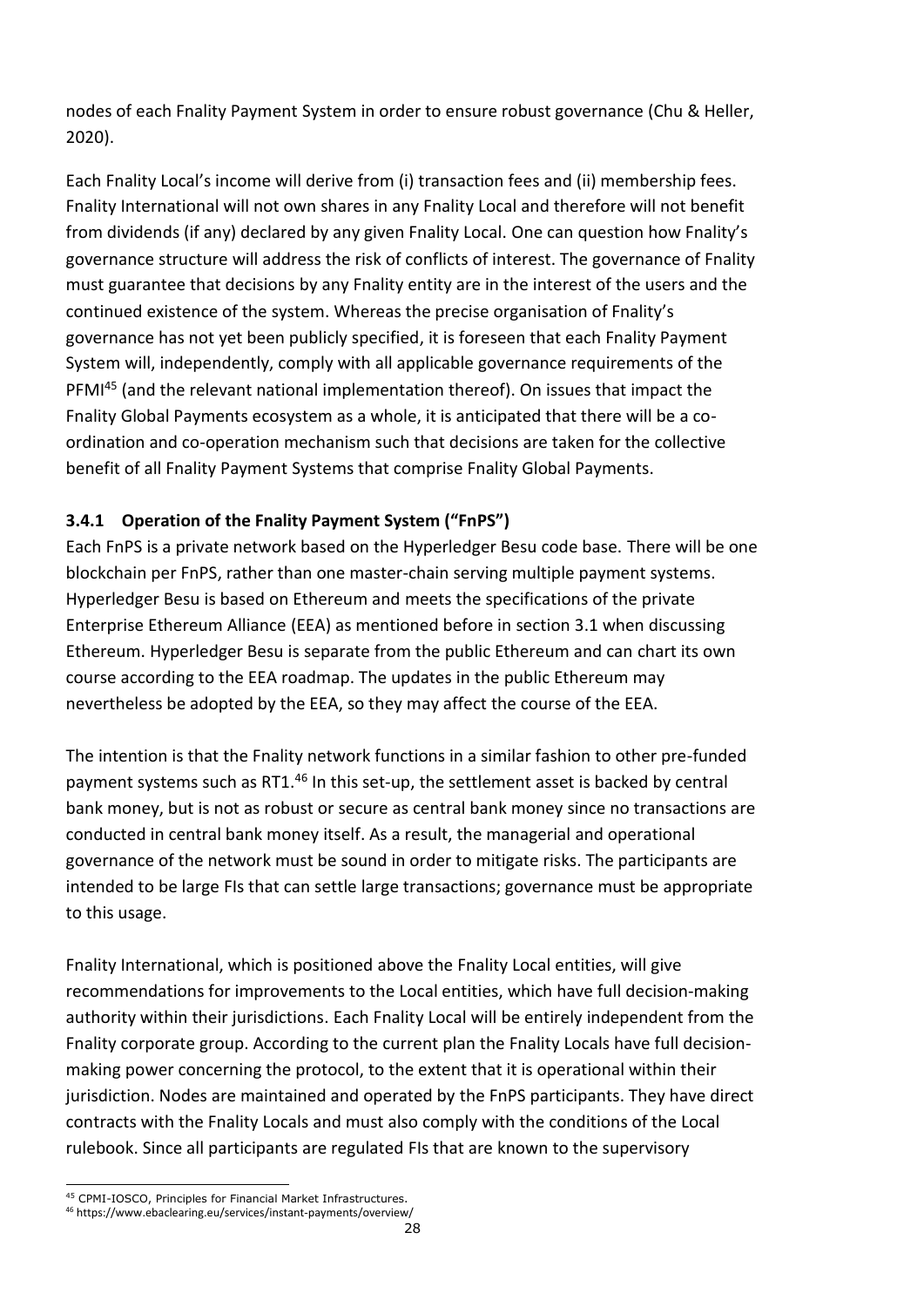nodes of each Fnality Payment System in order to ensure robust governance (Chu & Heller, 2020).

Each Fnality Local's income will derive from (i) transaction fees and (ii) membership fees. Fnality International will not own shares in any Fnality Local and therefore will not benefit from dividends (if any) declared by any given Fnality Local. One can question how Fnality's governance structure will address the risk of conflicts of interest. The governance of Fnality must guarantee that decisions by any Fnality entity are in the interest of the users and the continued existence of the system. Whereas the precise organisation of Fnality's governance has not yet been publicly specified, it is foreseen that each Fnality Payment System will, independently, comply with all applicable governance requirements of the PFMI[45] (and the relevant national implementation thereof). On issues that impact the Fnality Global Payments ecosystem as a whole, it is anticipated that there will be a co-ordination and co-operation mechanism such that decisions are taken for the collective benefit of all Fnality Payment Systems that comprise Fnality Global Payments.

### 3.4.1 Operation of the Fnality Payment System ("FnPS")

Each FnPS is a private network based on the Hyperledger Besu code base. There will be one blockchain per FnPS, rather than one master-chain serving multiple payment systems. Hyperledger Besu is based on Ethereum and meets the specifications of the private Enterprise Ethereum Alliance (EEA) as mentioned before in section 3.1 when discussing Ethereum. Hyperledger Besu is separate from the public Ethereum and can chart its own course according to the EEA roadmap. The updates in the public Ethereum may nevertheless be adopted by the EEA, so they may affect the course of the EEA.

The intention is that the Fnality network functions in a similar fashion to other pre-funded payment systems such as RT1.[46] In this set-up, the settlement asset is backed by central bank money, but is not as robust or secure as central bank money since no transactions are conducted in central bank money itself. As a result, the managerial and operational governance of the network must be sound in order to mitigate risks. The participants are intended to be large FIs that can settle large transactions; governance must be appropriate to this usage.

Fnality International, which is positioned above the Fnality Local entities, will give recommendations for improvements to the Local entities, which have full decision-making authority within their jurisdictions. Each Fnality Local will be entirely independent from the Fnality corporate group. According to the current plan the Fnality Locals have full decision-making power concerning the protocol, to the extent that it is operational within their jurisdiction. Nodes are maintained and operated by the FnPS participants. They have direct contracts with the Fnality Locals and must also comply with the conditions of the Local rulebook. Since all participants are regulated FIs that are known to the supervisory

[45] CPMI-IOSCO, Principles for Financial Market Infrastructures.

[46] https://www.ebaclearing.eu/services/instant-payments/overview/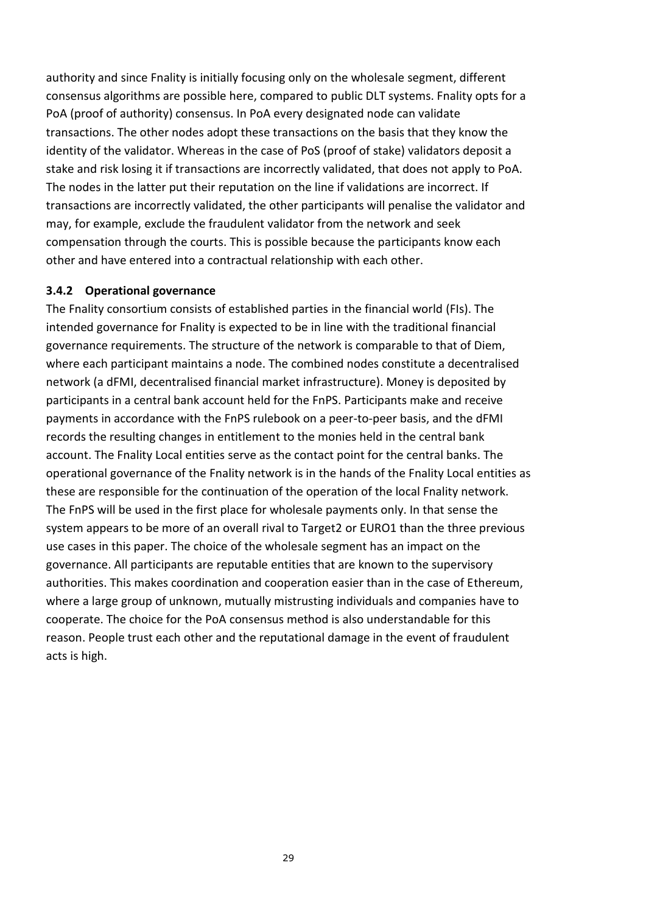authority and since Fnality is initially focusing only on the wholesale segment, different consensus algorithms are possible here, compared to public DLT systems. Fnality opts for a PoA (proof of authority) consensus. In PoA every designated node can validate transactions. The other nodes adopt these transactions on the basis that they know the identity of the validator. Whereas in the case of PoS (proof of stake) validators deposit a stake and risk losing it if transactions are incorrectly validated, that does not apply to PoA. The nodes in the latter put their reputation on the line if validations are incorrect. If transactions are incorrectly validated, the other participants will penalise the validator and may, for example, exclude the fraudulent validator from the network and seek compensation through the courts. This is possible because the participants know each other and have entered into a contractual relationship with each other.

### 3.4.2 Operational governance

The Fnality consortium consists of established parties in the financial world (FIs). The intended governance for Fnality is expected to be in line with the traditional financial governance requirements. The structure of the network is comparable to that of Diem, where each participant maintains a node. The combined nodes constitute a decentralised network (a dFMI, decentralised financial market infrastructure). Money is deposited by participants in a central bank account held for the FnPS. Participants make and receive payments in accordance with the FnPS rulebook on a peer-to-peer basis, and the dFMI records the resulting changes in entitlement to the monies held in the central bank account. The Fnality Local entities serve as the contact point for the central banks. The operational governance of the Fnality network is in the hands of the Fnality Local entities as these are responsible for the continuation of the operation of the local Fnality network. The FnPS will be used in the first place for wholesale payments only. In that sense the system appears to be more of an overall rival to Target2 or EURO1 than the three previous use cases in this paper. The choice of the wholesale segment has an impact on the governance. All participants are reputable entities that are known to the supervisory authorities. This makes coordination and cooperation easier than in the case of Ethereum, where a large group of unknown, mutually mistrusting individuals and companies have to cooperate. The choice for the PoA consensus method is also understandable for this reason. People trust each other and the reputational damage in the event of fraudulent acts is high.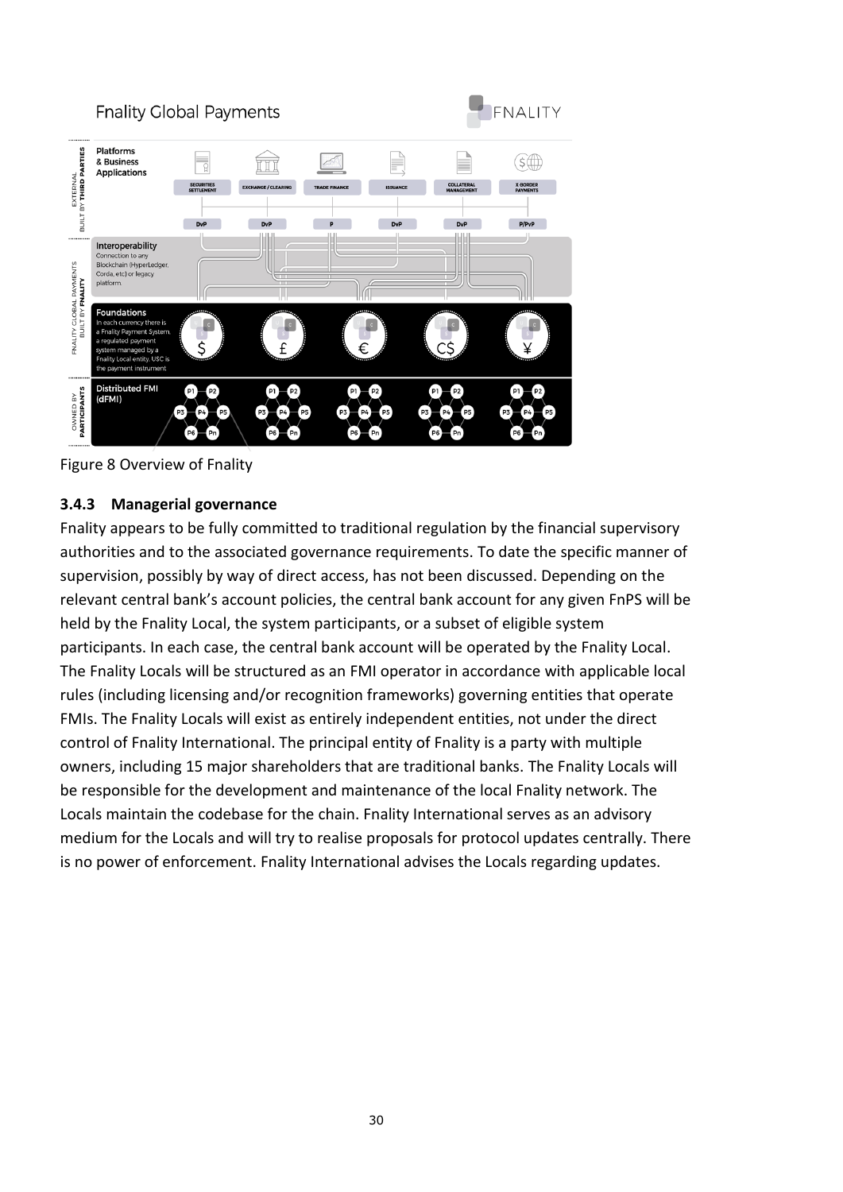Fnality Global Payments

FNALITY

EXTERNAL BUILT BY THIRD PARTIES

Platforms & Business Applications

SECURITIES SETTLEMENT

EXCHANGE / CLEARING

TRADE FINANCE

ISSUANCE

COLLATERAL MANAGEMENT

X-BORDER PAYMENTS

DvP

DvP

P

DvP

DvP

P/PvP

FNALITY GLOBAL PAYMENTS BUILT BY FNALITY

Interoperability

Connection to any Blockchain (HyperLedger, Corda, etc) or legacy platform.

Foundations

In each currency there is a Fnality Payment System, a regulated payment system managed by a Fnality Local entity. USC is the payment instrument

$

£

€

C$

¥

OWNED BY PARTICIPANTS

Distributed FMI (dFMI)

P1 P2 P3 P4 P5 P6 Pn

Figure 8 Overview of Fnality

### 3.4.3 Managerial governance

Fnality appears to be fully committed to traditional regulation by the financial supervisory authorities and to the associated governance requirements. To date the specific manner of supervision, possibly by way of direct access, has not been discussed. Depending on the relevant central bank's account policies, the central bank account for any given FnPS will be held by the Fnality Local, the system participants, or a subset of eligible system participants. In each case, the central bank account will be operated by the Fnality Local. The Fnality Locals will be structured as an FMI operator in accordance with applicable local rules (including licensing and/or recognition frameworks) governing entities that operate FMIs. The Fnality Locals will exist as entirely independent entities, not under the direct control of Fnality International. The principal entity of Fnality is a party with multiple owners, including 15 major shareholders that are traditional banks. The Fnality Locals will be responsible for the development and maintenance of the local Fnality network. The Locals maintain the codebase for the chain. Fnality International serves as an advisory medium for the Locals and will try to realise proposals for protocol updates centrally. There is no power of enforcement. Fnality International advises the Locals regarding updates.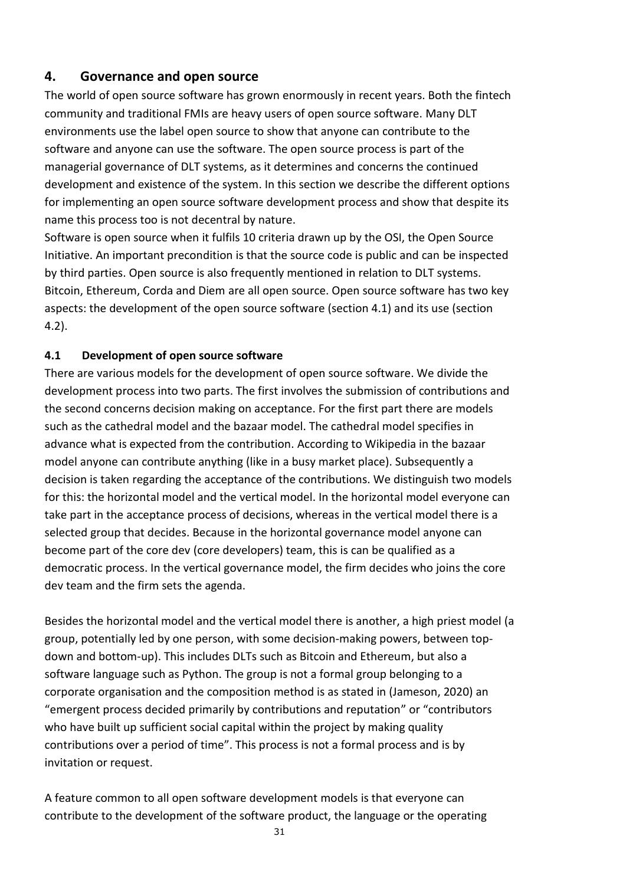## 4. Governance and open source

The world of open source software has grown enormously in recent years. Both the fintech community and traditional FMIs are heavy users of open source software. Many DLT environments use the label open source to show that anyone can contribute to the software and anyone can use the software. The open source process is part of the managerial governance of DLT systems, as it determines and concerns the continued development and existence of the system. In this section we describe the different options for implementing an open source software development process and show that despite its name this process too is not decentral by nature.

Software is open source when it fulfils 10 criteria drawn up by the OSI, the Open Source Initiative. An important precondition is that the source code is public and can be inspected by third parties. Open source is also frequently mentioned in relation to DLT systems. Bitcoin, Ethereum, Corda and Diem are all open source. Open source software has two key aspects: the development of the open source software (section 4.1) and its use (section 4.2).

### 4.1 Development of open source software

There are various models for the development of open source software. We divide the development process into two parts. The first involves the submission of contributions and the second concerns decision making on acceptance. For the first part there are models such as the cathedral model and the bazaar model. The cathedral model specifies in advance what is expected from the contribution. According to Wikipedia in the bazaar model anyone can contribute anything (like in a busy market place). Subsequently a decision is taken regarding the acceptance of the contributions. We distinguish two models for this: the horizontal model and the vertical model. In the horizontal model everyone can take part in the acceptance process of decisions, whereas in the vertical model there is a selected group that decides. Because in the horizontal governance model anyone can become part of the core dev (core developers) team, this is can be qualified as a democratic process. In the vertical governance model, the firm decides who joins the core dev team and the firm sets the agenda.

Besides the horizontal model and the vertical model there is another, a high priest model (a group, potentially led by one person, with some decision-making powers, between top-down and bottom-up). This includes DLTs such as Bitcoin and Ethereum, but also a software language such as Python. The group is not a formal group belonging to a corporate organisation and the composition method is as stated in (Jameson, 2020) an "emergent process decided primarily by contributions and reputation" or "contributors who have built up sufficient social capital within the project by making quality contributions over a period of time". This process is not a formal process and is by invitation or request.

A feature common to all open software development models is that everyone can contribute to the development of the software product, the language or the operating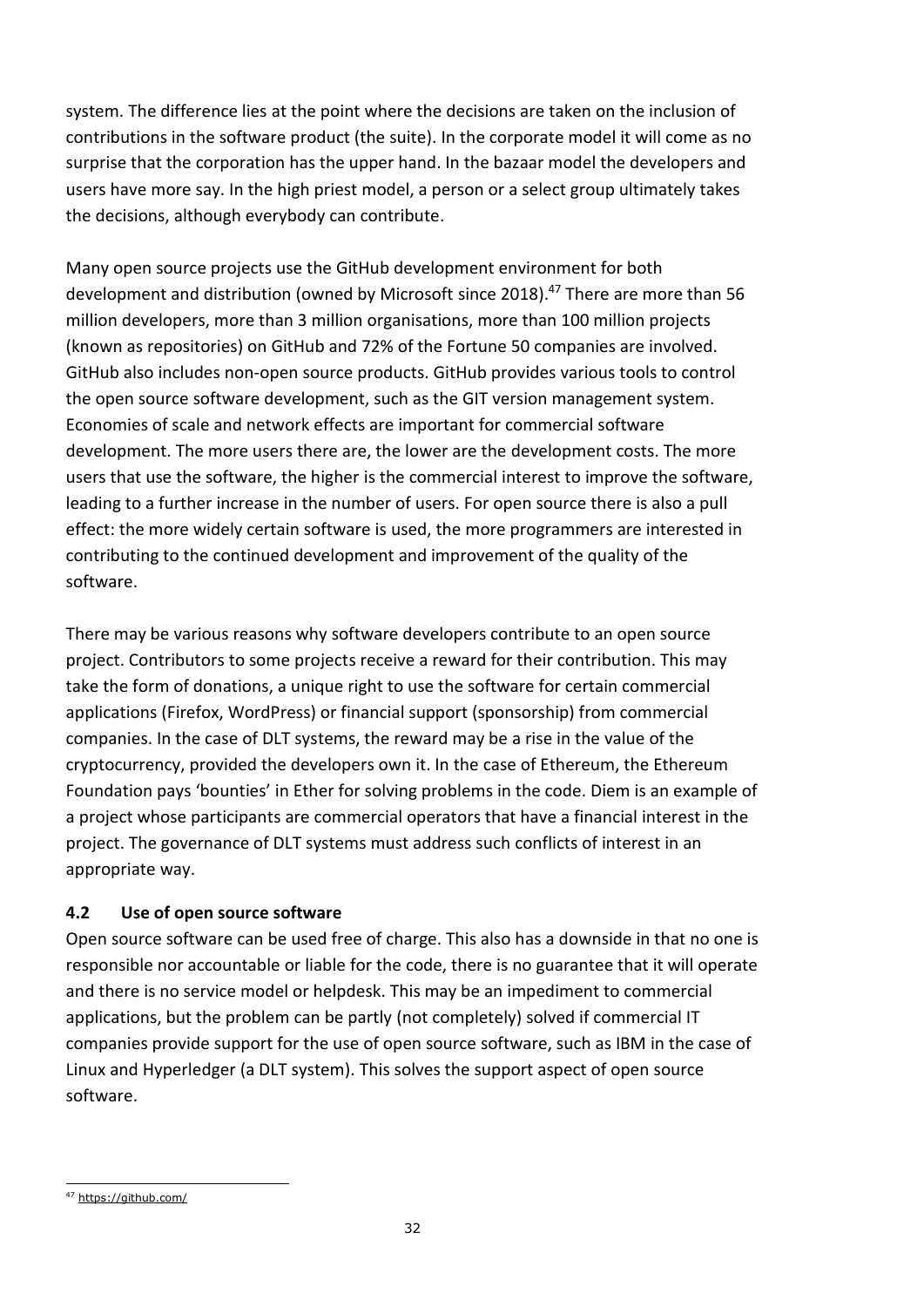system. The difference lies at the point where the decisions are taken on the inclusion of contributions in the software product (the suite). In the corporate model it will come as no surprise that the corporation has the upper hand. In the bazaar model the developers and users have more say. In the high priest model, a person or a select group ultimately takes the decisions, although everybody can contribute.

Many open source projects use the GitHub development environment for both development and distribution (owned by Microsoft since 2018).[47] There are more than 56 million developers, more than 3 million organisations, more than 100 million projects (known as repositories) on GitHub and 72% of the Fortune 50 companies are involved. GitHub also includes non-open source products. GitHub provides various tools to control the open source software development, such as the GIT version management system. Economies of scale and network effects are important for commercial software development. The more users there are, the lower are the development costs. The more users that use the software, the higher is the commercial interest to improve the software, leading to a further increase in the number of users. For open source there is also a pull effect: the more widely certain software is used, the more programmers are interested in contributing to the continued development and improvement of the quality of the software.

There may be various reasons why software developers contribute to an open source project. Contributors to some projects receive a reward for their contribution. This may take the form of donations, a unique right to use the software for certain commercial applications (Firefox, WordPress) or financial support (sponsorship) from commercial companies. In the case of DLT systems, the reward may be a rise in the value of the cryptocurrency, provided the developers own it. In the case of Ethereum, the Ethereum Foundation pays 'bounties' in Ether for solving problems in the code. Diem is an example of a project whose participants are commercial operators that have a financial interest in the project. The governance of DLT systems must address such conflicts of interest in an appropriate way.

### 4.2 Use of open source software

Open source software can be used free of charge. This also has a downside in that no one is responsible nor accountable or liable for the code, there is no guarantee that it will operate and there is no service model or helpdesk. This may be an impediment to commercial applications, but the problem can be partly (not completely) solved if commercial IT companies provide support for the use of open source software, such as IBM in the case of Linux and Hyperledger (a DLT system). This solves the support aspect of open source software.

[47] https://github.com/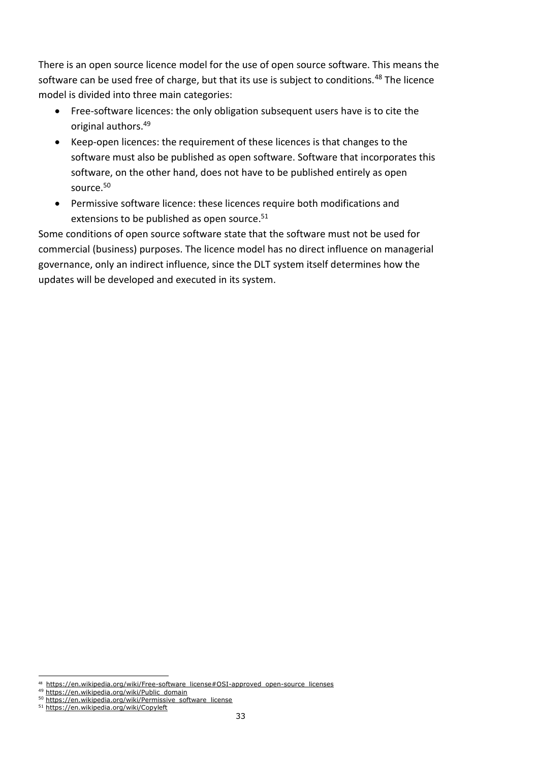There is an open source licence model for the use of open source software. This means the software can be used free of charge, but that its use is subject to conditions.[48] The licence model is divided into three main categories:

- Free-software licences: the only obligation subsequent users have is to cite the original authors.[49]
- Keep-open licences: the requirement of these licences is that changes to the software must also be published as open software. Software that incorporates this software, on the other hand, does not have to be published entirely as open source.[50]
- Permissive software licence: these licences require both modifications and extensions to be published as open source.[51]

Some conditions of open source software state that the software must not be used for commercial (business) purposes. The licence model has no direct influence on managerial governance, only an indirect influence, since the DLT system itself determines how the updates will be developed and executed in its system.

[48] https://en.wikipedia.org/wiki/Free-software_license#OSI-approved_open-source_licenses
[49] https://en.wikipedia.org/wiki/Public_domain
[50] https://en.wikipedia.org/wiki/Permissive_software_license
[51] https://en.wikipedia.org/wiki/Copyleft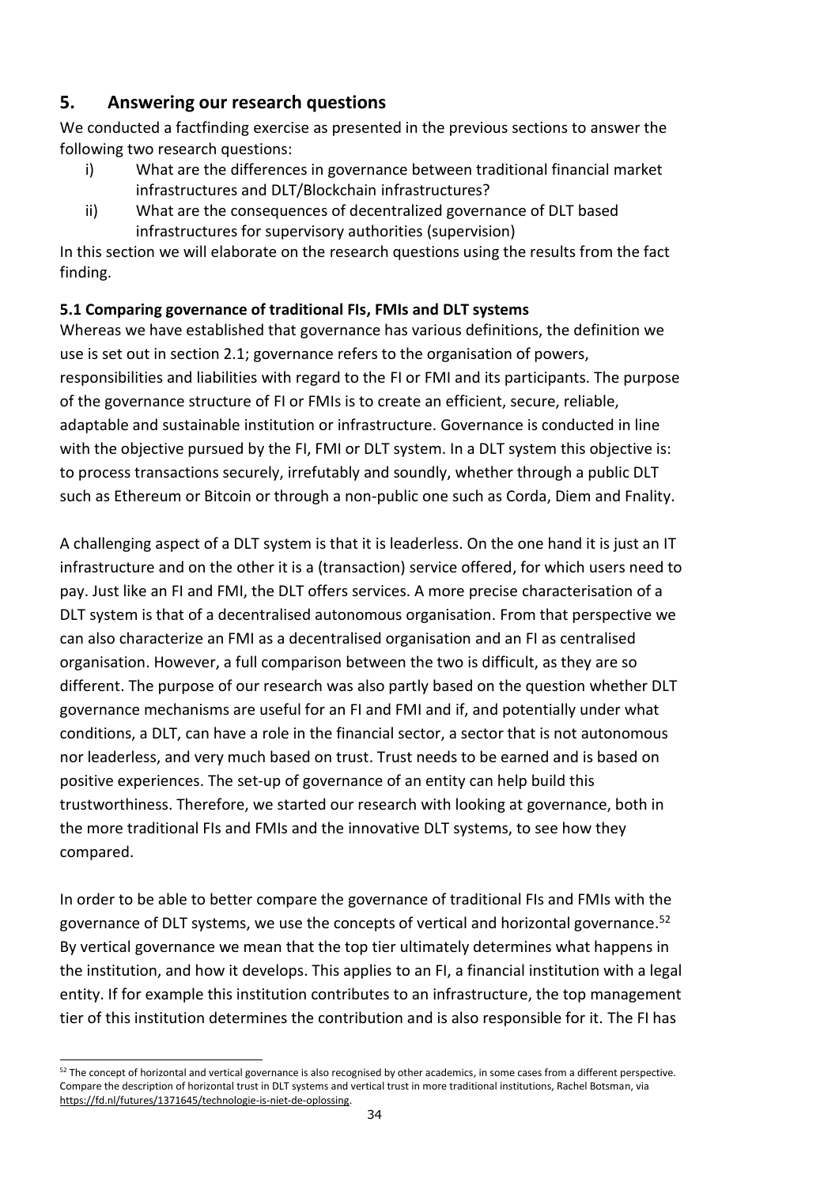## 5. Answering our research questions

We conducted a factfinding exercise as presented in the previous sections to answer the following two research questions:

i) What are the differences in governance between traditional financial market infrastructures and DLT/Blockchain infrastructures?

ii) What are the consequences of decentralized governance of DLT based infrastructures for supervisory authorities (supervision)

In this section we will elaborate on the research questions using the results from the fact finding.

### 5.1 Comparing governance of traditional FIs, FMIs and DLT systems

Whereas we have established that governance has various definitions, the definition we use is set out in section 2.1; governance refers to the organisation of powers, responsibilities and liabilities with regard to the FI or FMI and its participants. The purpose of the governance structure of FI or FMIs is to create an efficient, secure, reliable, adaptable and sustainable institution or infrastructure. Governance is conducted in line with the objective pursued by the FI, FMI or DLT system. In a DLT system this objective is: to process transactions securely, irrefutably and soundly, whether through a public DLT such as Ethereum or Bitcoin or through a non-public one such as Corda, Diem and Fnality.

A challenging aspect of a DLT system is that it is leaderless. On the one hand it is just an IT infrastructure and on the other it is a (transaction) service offered, for which users need to pay. Just like an FI and FMI, the DLT offers services. A more precise characterisation of a DLT system is that of a decentralised autonomous organisation. From that perspective we can also characterize an FMI as a decentralised organisation and an FI as centralised organisation. However, a full comparison between the two is difficult, as they are so different. The purpose of our research was also partly based on the question whether DLT governance mechanisms are useful for an FI and FMI and if, and potentially under what conditions, a DLT, can have a role in the financial sector, a sector that is not autonomous nor leaderless, and very much based on trust. Trust needs to be earned and is based on positive experiences. The set-up of governance of an entity can help build this trustworthiness. Therefore, we started our research with looking at governance, both in the more traditional FIs and FMIs and the innovative DLT systems, to see how they compared.

In order to be able to better compare the governance of traditional FIs and FMIs with the governance of DLT systems, we use the concepts of vertical and horizontal governance.[52] By vertical governance we mean that the top tier ultimately determines what happens in the institution, and how it develops. This applies to an FI, a financial institution with a legal entity. If for example this institution contributes to an infrastructure, the top management tier of this institution determines the contribution and is also responsible for it. The FI has

[52] The concept of horizontal and vertical governance is also recognised by other academics, in some cases from a different perspective. Compare the description of horizontal trust in DLT systems and vertical trust in more traditional institutions, Rachel Botsman, via https://fd.nl/futures/1371645/technologie-is-niet-de-oplossing.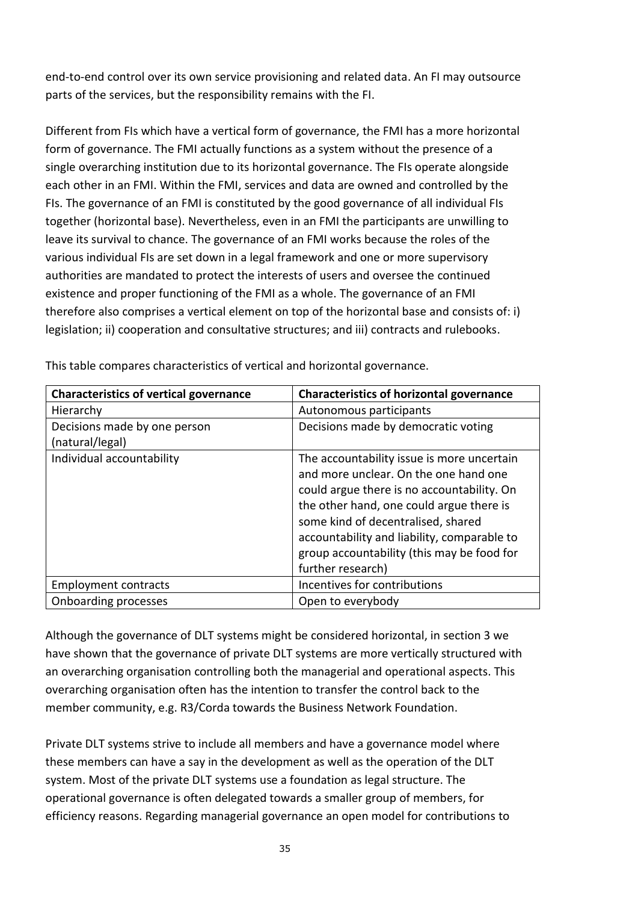end-to-end control over its own service provisioning and related data. An FI may outsource parts of the services, but the responsibility remains with the FI.

Different from FIs which have a vertical form of governance, the FMI has a more horizontal form of governance. The FMI actually functions as a system without the presence of a single overarching institution due to its horizontal governance. The FIs operate alongside each other in an FMI. Within the FMI, services and data are owned and controlled by the FIs. The governance of an FMI is constituted by the good governance of all individual FIs together (horizontal base). Nevertheless, even in an FMI the participants are unwilling to leave its survival to chance. The governance of an FMI works because the roles of the various individual FIs are set down in a legal framework and one or more supervisory authorities are mandated to protect the interests of users and oversee the continued existence and proper functioning of the FMI as a whole. The governance of an FMI therefore also comprises a vertical element on top of the horizontal base and consists of: i) legislation; ii) cooperation and consultative structures; and iii) contracts and rulebooks.

This table compares characteristics of vertical and horizontal governance.

| **Characteristics of vertical governance** | **Characteristics of horizontal governance** |
| --- | --- |
| Hierarchy | Autonomous participants |
| Decisions made by one person (natural/legal) | Decisions made by democratic voting |
| Individual accountability | The accountability issue is more uncertain and more unclear. On the one hand one could argue there is no accountability. On the other hand, one could argue there is some kind of decentralised, shared accountability and liability, comparable to group accountability (this may be food for further research) |
| Employment contracts | Incentives for contributions |
| Onboarding processes | Open to everybody |

Although the governance of DLT systems might be considered horizontal, in section 3 we have shown that the governance of private DLT systems are more vertically structured with an overarching organisation controlling both the managerial and operational aspects. This overarching organisation often has the intention to transfer the control back to the member community, e.g. R3/Corda towards the Business Network Foundation.

Private DLT systems strive to include all members and have a governance model where these members can have a say in the development as well as the operation of the DLT system. Most of the private DLT systems use a foundation as legal structure. The operational governance is often delegated towards a smaller group of members, for efficiency reasons. Regarding managerial governance an open model for contributions to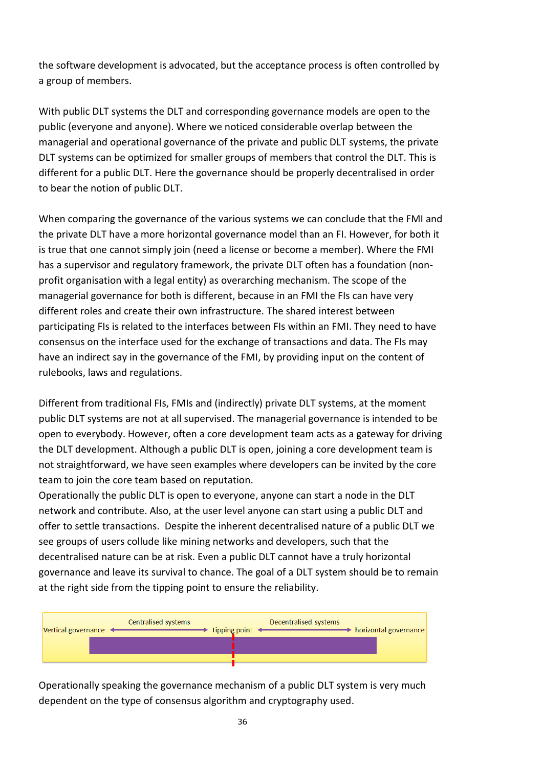the software development is advocated, but the acceptance process is often controlled by a group of members.

With public DLT systems the DLT and corresponding governance models are open to the public (everyone and anyone). Where we noticed considerable overlap between the managerial and operational governance of the private and public DLT systems, the private DLT systems can be optimized for smaller groups of members that control the DLT. This is different for a public DLT. Here the governance should be properly decentralised in order to bear the notion of public DLT.

When comparing the governance of the various systems we can conclude that the FMI and the private DLT have a more horizontal governance model than an FI. However, for both it is true that one cannot simply join (need a license or become a member). Where the FMI has a supervisor and regulatory framework, the private DLT often has a foundation (non-profit organisation with a legal entity) as overarching mechanism. The scope of the managerial governance for both is different, because in an FMI the FIs can have very different roles and create their own infrastructure. The shared interest between participating FIs is related to the interfaces between FIs within an FMI. They need to have consensus on the interface used for the exchange of transactions and data. The FIs may have an indirect say in the governance of the FMI, by providing input on the content of rulebooks, laws and regulations.

Different from traditional FIs, FMIs and (indirectly) private DLT systems, at the moment public DLT systems are not at all supervised. The managerial governance is intended to be open to everybody. However, often a core development team acts as a gateway for driving the DLT development. Although a public DLT is open, joining a core development team is not straightforward, we have seen examples where developers can be invited by the core team to join the core team based on reputation.
Operationally the public DLT is open to everyone, anyone can start a node in the DLT network and contribute. Also, at the user level anyone can start using a public DLT and offer to settle transactions. Despite the inherent decentralised nature of a public DLT we see groups of users collude like mining networks and developers, such that the decentralised nature can be at risk. Even a public DLT cannot have a truly horizontal governance and leave its survival to chance. The goal of a DLT system should be to remain at the right side from the tipping point to ensure the reliability.

Centralised systems
Decentralised systems
Vertical governance
Tipping point
horizontal governance

Operationally speaking the governance mechanism of a public DLT system is very much dependent on the type of consensus algorithm and cryptography used.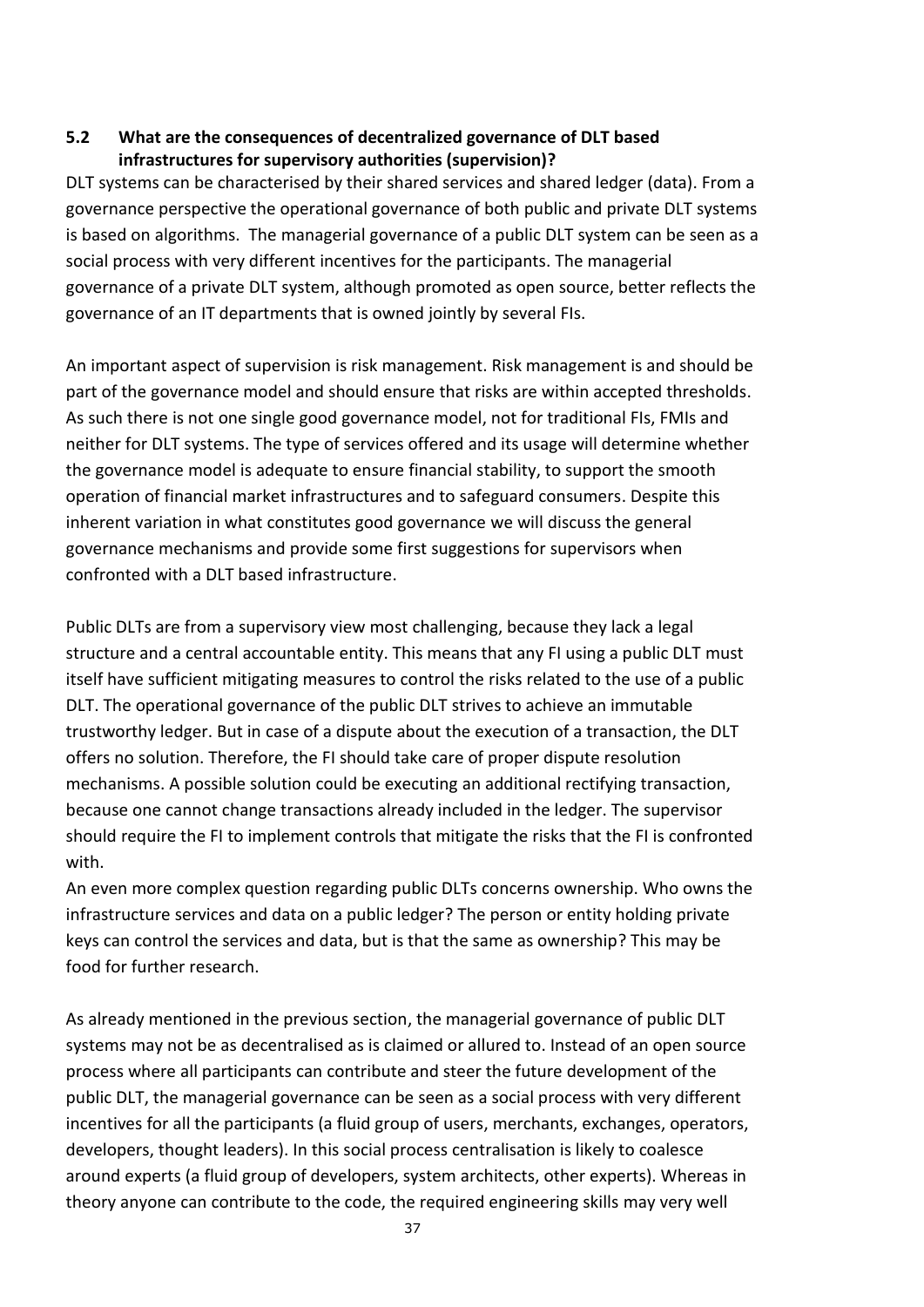### 5.2 What are the consequences of decentralized governance of DLT based infrastructures for supervisory authorities (supervision)?

DLT systems can be characterised by their shared services and shared ledger (data). From a governance perspective the operational governance of both public and private DLT systems is based on algorithms. The managerial governance of a public DLT system can be seen as a social process with very different incentives for the participants. The managerial governance of a private DLT system, although promoted as open source, better reflects the governance of an IT departments that is owned jointly by several FIs.

An important aspect of supervision is risk management. Risk management is and should be part of the governance model and should ensure that risks are within accepted thresholds. As such there is not one single good governance model, not for traditional FIs, FMIs and neither for DLT systems. The type of services offered and its usage will determine whether the governance model is adequate to ensure financial stability, to support the smooth operation of financial market infrastructures and to safeguard consumers. Despite this inherent variation in what constitutes good governance we will discuss the general governance mechanisms and provide some first suggestions for supervisors when confronted with a DLT based infrastructure.

Public DLTs are from a supervisory view most challenging, because they lack a legal structure and a central accountable entity. This means that any FI using a public DLT must itself have sufficient mitigating measures to control the risks related to the use of a public DLT. The operational governance of the public DLT strives to achieve an immutable trustworthy ledger. But in case of a dispute about the execution of a transaction, the DLT offers no solution. Therefore, the FI should take care of proper dispute resolution mechanisms. A possible solution could be executing an additional rectifying transaction, because one cannot change transactions already included in the ledger. The supervisor should require the FI to implement controls that mitigate the risks that the FI is confronted with.

An even more complex question regarding public DLTs concerns ownership. Who owns the infrastructure services and data on a public ledger? The person or entity holding private keys can control the services and data, but is that the same as ownership? This may be food for further research.

As already mentioned in the previous section, the managerial governance of public DLT systems may not be as decentralised as is claimed or allured to. Instead of an open source process where all participants can contribute and steer the future development of the public DLT, the managerial governance can be seen as a social process with very different incentives for all the participants (a fluid group of users, merchants, exchanges, operators, developers, thought leaders). In this social process centralisation is likely to coalesce around experts (a fluid group of developers, system architects, other experts). Whereas in theory anyone can contribute to the code, the required engineering skills may very well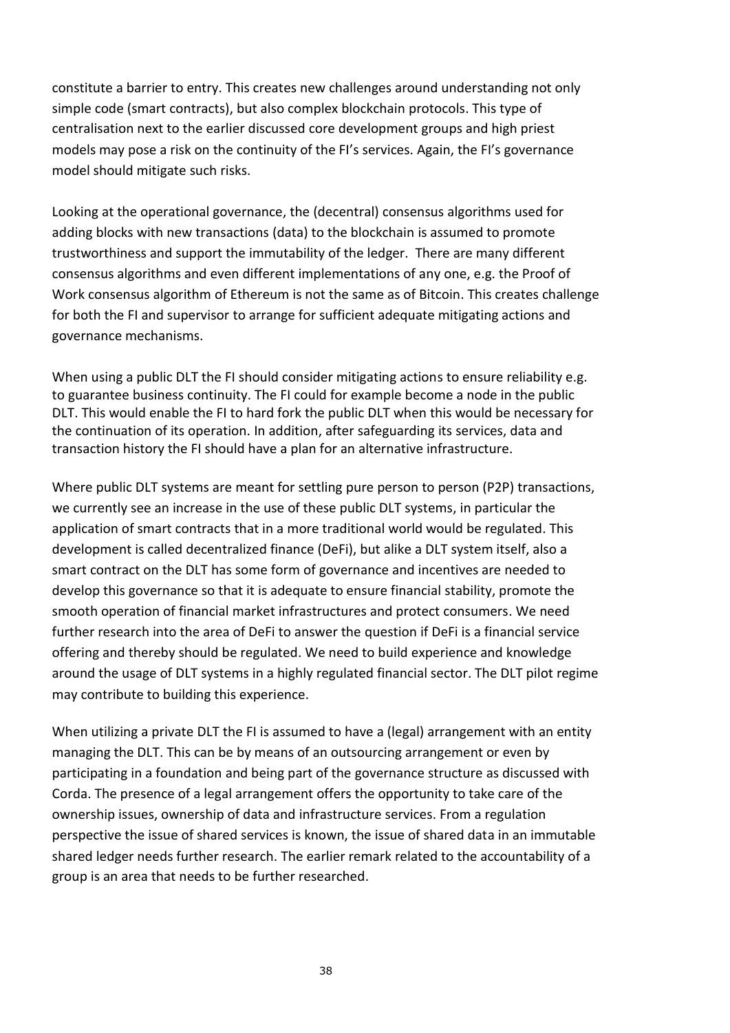constitute a barrier to entry. This creates new challenges around understanding not only simple code (smart contracts), but also complex blockchain protocols. This type of centralisation next to the earlier discussed core development groups and high priest models may pose a risk on the continuity of the FI's services. Again, the FI's governance model should mitigate such risks.

Looking at the operational governance, the (decentral) consensus algorithms used for adding blocks with new transactions (data) to the blockchain is assumed to promote trustworthiness and support the immutability of the ledger. There are many different consensus algorithms and even different implementations of any one, e.g. the Proof of Work consensus algorithm of Ethereum is not the same as of Bitcoin. This creates challenge for both the FI and supervisor to arrange for sufficient adequate mitigating actions and governance mechanisms.

When using a public DLT the FI should consider mitigating actions to ensure reliability e.g. to guarantee business continuity. The FI could for example become a node in the public DLT. This would enable the FI to hard fork the public DLT when this would be necessary for the continuation of its operation. In addition, after safeguarding its services, data and transaction history the FI should have a plan for an alternative infrastructure.

Where public DLT systems are meant for settling pure person to person (P2P) transactions, we currently see an increase in the use of these public DLT systems, in particular the application of smart contracts that in a more traditional world would be regulated. This development is called decentralized finance (DeFi), but alike a DLT system itself, also a smart contract on the DLT has some form of governance and incentives are needed to develop this governance so that it is adequate to ensure financial stability, promote the smooth operation of financial market infrastructures and protect consumers. We need further research into the area of DeFi to answer the question if DeFi is a financial service offering and thereby should be regulated. We need to build experience and knowledge around the usage of DLT systems in a highly regulated financial sector. The DLT pilot regime may contribute to building this experience.

When utilizing a private DLT the FI is assumed to have a (legal) arrangement with an entity managing the DLT. This can be by means of an outsourcing arrangement or even by participating in a foundation and being part of the governance structure as discussed with Corda. The presence of a legal arrangement offers the opportunity to take care of the ownership issues, ownership of data and infrastructure services. From a regulation perspective the issue of shared services is known, the issue of shared data in an immutable shared ledger needs further research. The earlier remark related to the accountability of a group is an area that needs to be further researched.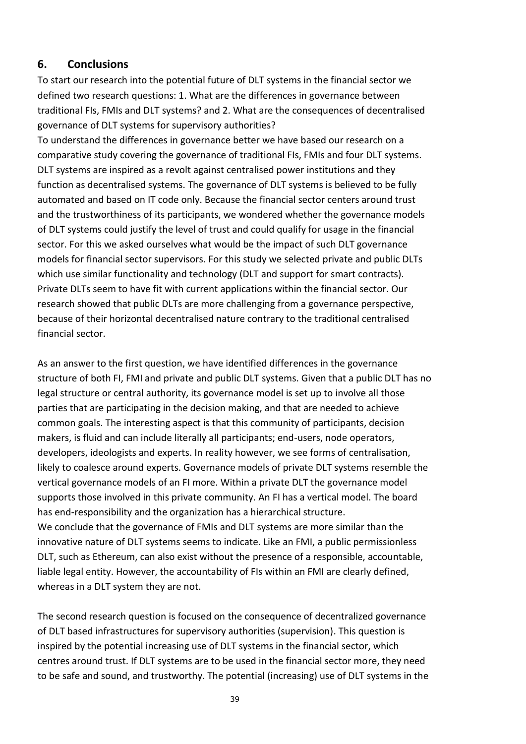## 6. Conclusions

To start our research into the potential future of DLT systems in the financial sector we defined two research questions: 1. What are the differences in governance between traditional FIs, FMIs and DLT systems? and 2. What are the consequences of decentralised governance of DLT systems for supervisory authorities?

To understand the differences in governance better we have based our research on a comparative study covering the governance of traditional FIs, FMIs and four DLT systems. DLT systems are inspired as a revolt against centralised power institutions and they function as decentralised systems. The governance of DLT systems is believed to be fully automated and based on IT code only. Because the financial sector centers around trust and the trustworthiness of its participants, we wondered whether the governance models of DLT systems could justify the level of trust and could qualify for usage in the financial sector. For this we asked ourselves what would be the impact of such DLT governance models for financial sector supervisors. For this study we selected private and public DLTs which use similar functionality and technology (DLT and support for smart contracts). Private DLTs seem to have fit with current applications within the financial sector. Our research showed that public DLTs are more challenging from a governance perspective, because of their horizontal decentralised nature contrary to the traditional centralised financial sector.

As an answer to the first question, we have identified differences in the governance structure of both FI, FMI and private and public DLT systems. Given that a public DLT has no legal structure or central authority, its governance model is set up to involve all those parties that are participating in the decision making, and that are needed to achieve common goals. The interesting aspect is that this community of participants, decision makers, is fluid and can include literally all participants; end-users, node operators, developers, ideologists and experts. In reality however, we see forms of centralisation, likely to coalesce around experts. Governance models of private DLT systems resemble the vertical governance models of an FI more. Within a private DLT the governance model supports those involved in this private community. An FI has a vertical model. The board has end-responsibility and the organization has a hierarchical structure.

We conclude that the governance of FMIs and DLT systems are more similar than the innovative nature of DLT systems seems to indicate. Like an FMI, a public permissionless DLT, such as Ethereum, can also exist without the presence of a responsible, accountable, liable legal entity. However, the accountability of FIs within an FMI are clearly defined, whereas in a DLT system they are not.

The second research question is focused on the consequence of decentralized governance of DLT based infrastructures for supervisory authorities (supervision). This question is inspired by the potential increasing use of DLT systems in the financial sector, which centres around trust. If DLT systems are to be used in the financial sector more, they need to be safe and sound, and trustworthy. The potential (increasing) use of DLT systems in the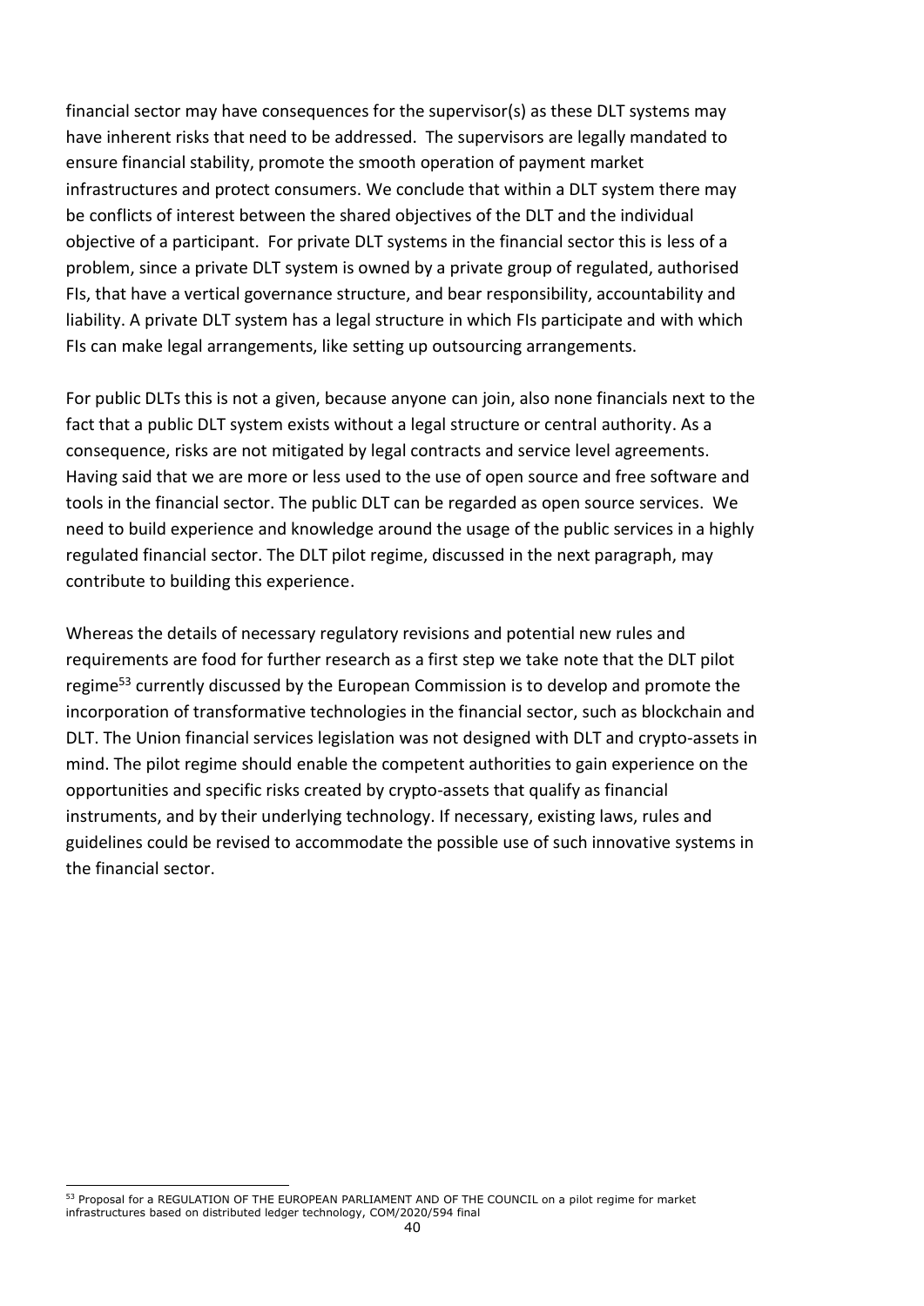financial sector may have consequences for the supervisor(s) as these DLT systems may have inherent risks that need to be addressed. The supervisors are legally mandated to ensure financial stability, promote the smooth operation of payment market infrastructures and protect consumers. We conclude that within a DLT system there may be conflicts of interest between the shared objectives of the DLT and the individual objective of a participant. For private DLT systems in the financial sector this is less of a problem, since a private DLT system is owned by a private group of regulated, authorised FIs, that have a vertical governance structure, and bear responsibility, accountability and liability. A private DLT system has a legal structure in which FIs participate and with which FIs can make legal arrangements, like setting up outsourcing arrangements.

For public DLTs this is not a given, because anyone can join, also none financials next to the fact that a public DLT system exists without a legal structure or central authority. As a consequence, risks are not mitigated by legal contracts and service level agreements. Having said that we are more or less used to the use of open source and free software and tools in the financial sector. The public DLT can be regarded as open source services. We need to build experience and knowledge around the usage of the public services in a highly regulated financial sector. The DLT pilot regime, discussed in the next paragraph, may contribute to building this experience.

Whereas the details of necessary regulatory revisions and potential new rules and requirements are food for further research as a first step we take note that the DLT pilot regime[53] currently discussed by the European Commission is to develop and promote the incorporation of transformative technologies in the financial sector, such as blockchain and DLT. The Union financial services legislation was not designed with DLT and crypto-assets in mind. The pilot regime should enable the competent authorities to gain experience on the opportunities and specific risks created by crypto-assets that qualify as financial instruments, and by their underlying technology. If necessary, existing laws, rules and guidelines could be revised to accommodate the possible use of such innovative systems in the financial sector.

[53] Proposal for a REGULATION OF THE EUROPEAN PARLIAMENT AND OF THE COUNCIL on a pilot regime for market infrastructures based on distributed ledger technology, COM/2020/594 final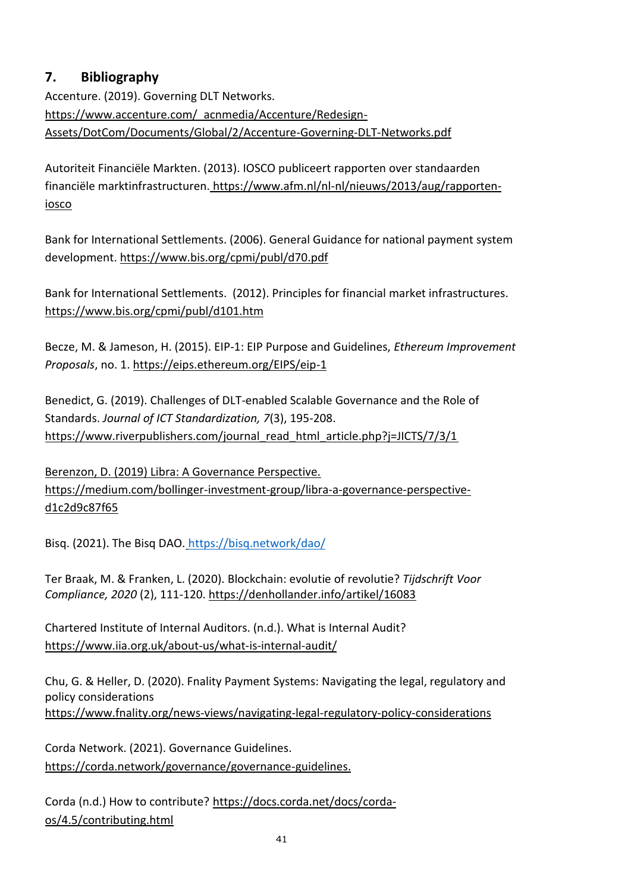## 7. Bibliography

Accenture. (2019). Governing DLT Networks. https://www.accenture.com/_acnmedia/Accenture/Redesign-Assets/DotCom/Documents/Global/2/Accenture-Governing-DLT-Networks.pdf

Autoriteit Financiële Markten. (2013). IOSCO publiceert rapporten over standaarden financiële marktinfrastructuren. https://www.afm.nl/nl-nl/nieuws/2013/aug/rapporten-iosco

Bank for International Settlements. (2006). General Guidance for national payment system development. https://www.bis.org/cpmi/publ/d70.pdf

Bank for International Settlements. (2012). Principles for financial market infrastructures. https://www.bis.org/cpmi/publ/d101.htm

Becze, M. & Jameson, H. (2015). EIP-1: EIP Purpose and Guidelines, *Ethereum Improvement Proposals*, no. 1. https://eips.ethereum.org/EIPS/eip-1

Benedict, G. (2019). Challenges of DLT-enabled Scalable Governance and the Role of Standards. *Journal of ICT Standardization, 7*(3), 195-208. https://www.riverpublishers.com/journal_read_html_article.php?j=JICTS/7/3/1

Berenzon, D. (2019) Libra: A Governance Perspective. https://medium.com/bollinger-investment-group/libra-a-governance-perspective-d1c2d9c87f65

Bisq. (2021). The Bisq DAO. https://bisq.network/dao/

Ter Braak, M. & Franken, L. (2020). Blockchain: evolutie of revolutie? *Tijdschrift Voor Compliance, 2020* (2), 111-120. https://denhollander.info/artikel/16083

Chartered Institute of Internal Auditors. (n.d.). What is Internal Audit? https://www.iia.org.uk/about-us/what-is-internal-audit/

Chu, G. & Heller, D. (2020). Fnality Payment Systems: Navigating the legal, regulatory and policy considerations https://www.fnality.org/news-views/navigating-legal-regulatory-policy-considerations

Corda Network. (2021). Governance Guidelines. https://corda.network/governance/governance-guidelines.

Corda (n.d.) How to contribute? https://docs.corda.net/docs/corda-os/4.5/contributing.html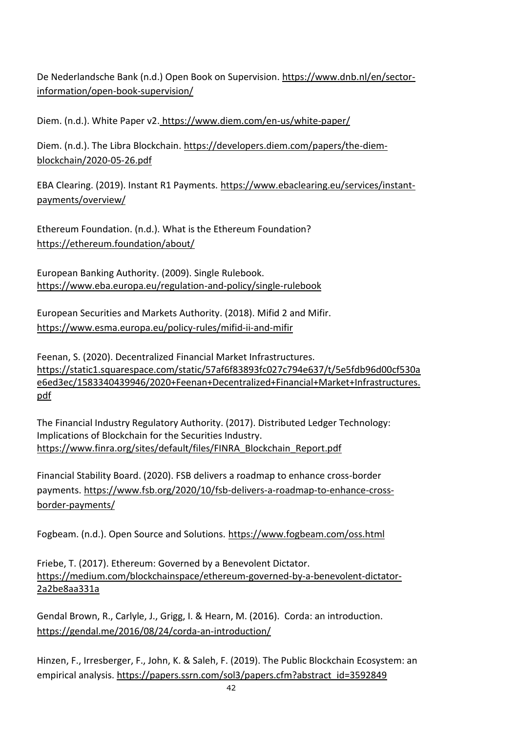De Nederlandsche Bank (n.d.) Open Book on Supervision. https://www.dnb.nl/en/sector-information/open-book-supervision/

Diem. (n.d.). White Paper v2. https://www.diem.com/en-us/white-paper/

Diem. (n.d.). The Libra Blockchain. https://developers.diem.com/papers/the-diem-blockchain/2020-05-26.pdf

EBA Clearing. (2019). Instant R1 Payments. https://www.ebaclearing.eu/services/instant-payments/overview/

Ethereum Foundation. (n.d.). What is the Ethereum Foundation? https://ethereum.foundation/about/

European Banking Authority. (2009). Single Rulebook. https://www.eba.europa.eu/regulation-and-policy/single-rulebook

European Securities and Markets Authority. (2018). Mifid 2 and Mifir. https://www.esma.europa.eu/policy-rules/mifid-ii-and-mifir

Feenan, S. (2020). Decentralized Financial Market Infrastructures. https://static1.squarespace.com/static/57af6f83893fc027c794e637/t/5e5fdb96d00cf530ae6ed3ec/1583340439946/2020+Feenan+Decentralized+Financial+Market+Infrastructures.pdf

The Financial Industry Regulatory Authority. (2017). Distributed Ledger Technology: Implications of Blockchain for the Securities Industry. https://www.finra.org/sites/default/files/FINRA_Blockchain_Report.pdf

Financial Stability Board. (2020). FSB delivers a roadmap to enhance cross-border payments. https://www.fsb.org/2020/10/fsb-delivers-a-roadmap-to-enhance-cross-border-payments/

Fogbeam. (n.d.). Open Source and Solutions. https://www.fogbeam.com/oss.html

Friebe, T. (2017). Ethereum: Governed by a Benevolent Dictator. https://medium.com/blockchainspace/ethereum-governed-by-a-benevolent-dictator-2a2be8aa331a

Gendal Brown, R., Carlyle, J., Grigg, I. & Hearn, M. (2016). Corda: an introduction. https://gendal.me/2016/08/24/corda-an-introduction/

Hinzen, F., Irresberger, F., John, K. & Saleh, F. (2019). The Public Blockchain Ecosystem: an empirical analysis. https://papers.ssrn.com/sol3/papers.cfm?abstract_id=3592849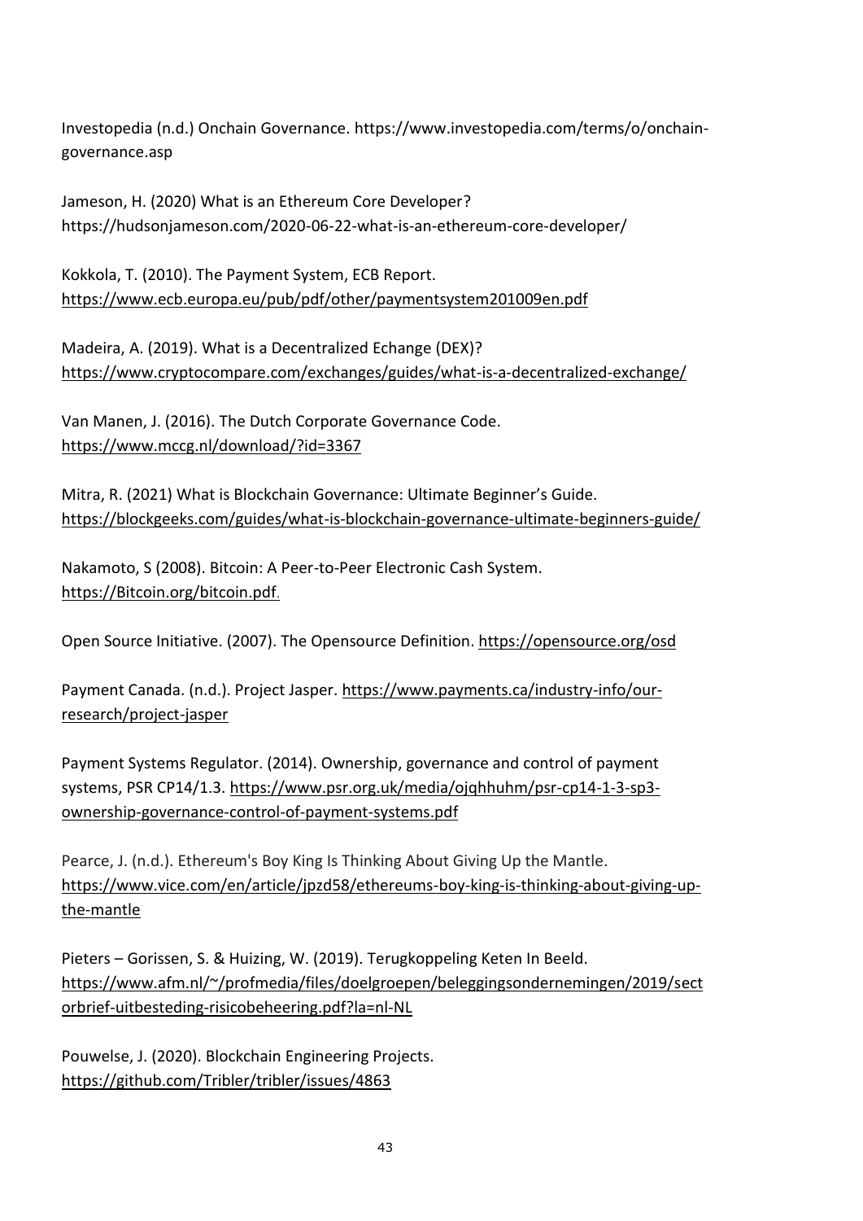Investopedia (n.d.) Onchain Governance. https://www.investopedia.com/terms/o/onchain-governance.asp

Jameson, H. (2020) What is an Ethereum Core Developer? https://hudsonjameson.com/2020-06-22-what-is-an-ethereum-core-developer/

Kokkola, T. (2010). The Payment System, ECB Report. https://www.ecb.europa.eu/pub/pdf/other/paymentsystem201009en.pdf

Madeira, A. (2019). What is a Decentralized Echange (DEX)? https://www.cryptocompare.com/exchanges/guides/what-is-a-decentralized-exchange/

Van Manen, J. (2016). The Dutch Corporate Governance Code. https://www.mccg.nl/download/?id=3367

Mitra, R. (2021) What is Blockchain Governance: Ultimate Beginner's Guide. https://blockgeeks.com/guides/what-is-blockchain-governance-ultimate-beginners-guide/

Nakamoto, S (2008). Bitcoin: A Peer-to-Peer Electronic Cash System. https://Bitcoin.org/bitcoin.pdf.

Open Source Initiative. (2007). The Opensource Definition. https://opensource.org/osd

Payment Canada. (n.d.). Project Jasper. https://www.payments.ca/industry-info/our-research/project-jasper

Payment Systems Regulator. (2014). Ownership, governance and control of payment systems, PSR CP14/1.3. https://www.psr.org.uk/media/ojqhhuhm/psr-cp14-1-3-sp3-ownership-governance-control-of-payment-systems.pdf

Pearce, J. (n.d.). Ethereum's Boy King Is Thinking About Giving Up the Mantle. https://www.vice.com/en/article/jpzd58/ethereums-boy-king-is-thinking-about-giving-up-the-mantle

Pieters – Gorissen, S. & Huizing, W. (2019). Terugkoppeling Keten In Beeld. https://www.afm.nl/~/profmedia/files/doelgroepen/beleggingsondernemingen/2019/sectorbrief-uitbesteding-risicobeheering.pdf?la=nl-NL

Pouwelse, J. (2020). Blockchain Engineering Projects. https://github.com/Tribler/tribler/issues/4863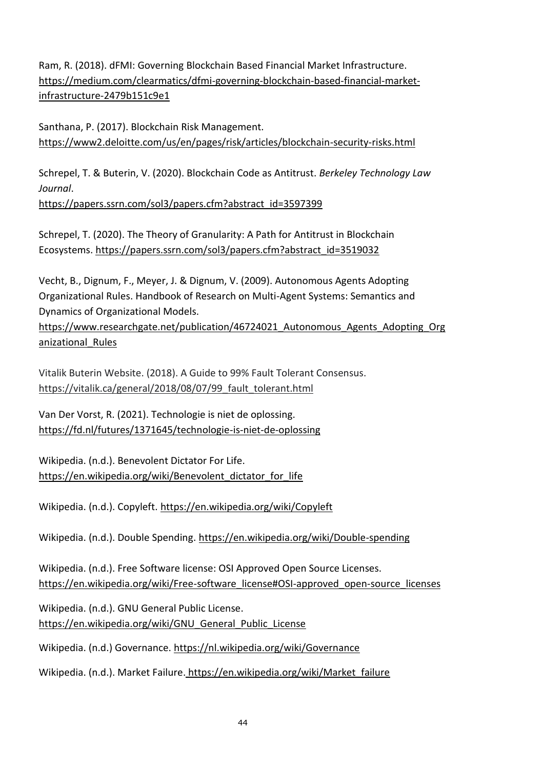Ram, R. (2018). dFMI: Governing Blockchain Based Financial Market Infrastructure. https://medium.com/clearmatics/dfmi-governing-blockchain-based-financial-market-infrastructure-2479b151c9e1

Santhana, P. (2017). Blockchain Risk Management. https://www2.deloitte.com/us/en/pages/risk/articles/blockchain-security-risks.html

Schrepel, T. & Buterin, V. (2020). Blockchain Code as Antitrust. *Berkeley Technology Law Journal*. https://papers.ssrn.com/sol3/papers.cfm?abstract_id=3597399

Schrepel, T. (2020). The Theory of Granularity: A Path for Antitrust in Blockchain Ecosystems. https://papers.ssrn.com/sol3/papers.cfm?abstract_id=3519032

Vecht, B., Dignum, F., Meyer, J. & Dignum, V. (2009). Autonomous Agents Adopting Organizational Rules. Handbook of Research on Multi-Agent Systems: Semantics and Dynamics of Organizational Models. https://www.researchgate.net/publication/46724021_Autonomous_Agents_Adopting_Organizational_Rules

Vitalik Buterin Website. (2018). A Guide to 99% Fault Tolerant Consensus. https://vitalik.ca/general/2018/08/07/99_fault_tolerant.html

Van Der Vorst, R. (2021). Technologie is niet de oplossing. https://fd.nl/futures/1371645/technologie-is-niet-de-oplossing

Wikipedia. (n.d.). Benevolent Dictator For Life. https://en.wikipedia.org/wiki/Benevolent_dictator_for_life

Wikipedia. (n.d.). Copyleft. https://en.wikipedia.org/wiki/Copyleft

Wikipedia. (n.d.). Double Spending. https://en.wikipedia.org/wiki/Double-spending

Wikipedia. (n.d.). Free Software license: OSI Approved Open Source Licenses. https://en.wikipedia.org/wiki/Free-software_license#OSI-approved_open-source_licenses

Wikipedia. (n.d.). GNU General Public License. https://en.wikipedia.org/wiki/GNU_General_Public_License

Wikipedia. (n.d.) Governance. https://nl.wikipedia.org/wiki/Governance

Wikipedia. (n.d.). Market Failure. https://en.wikipedia.org/wiki/Market_failure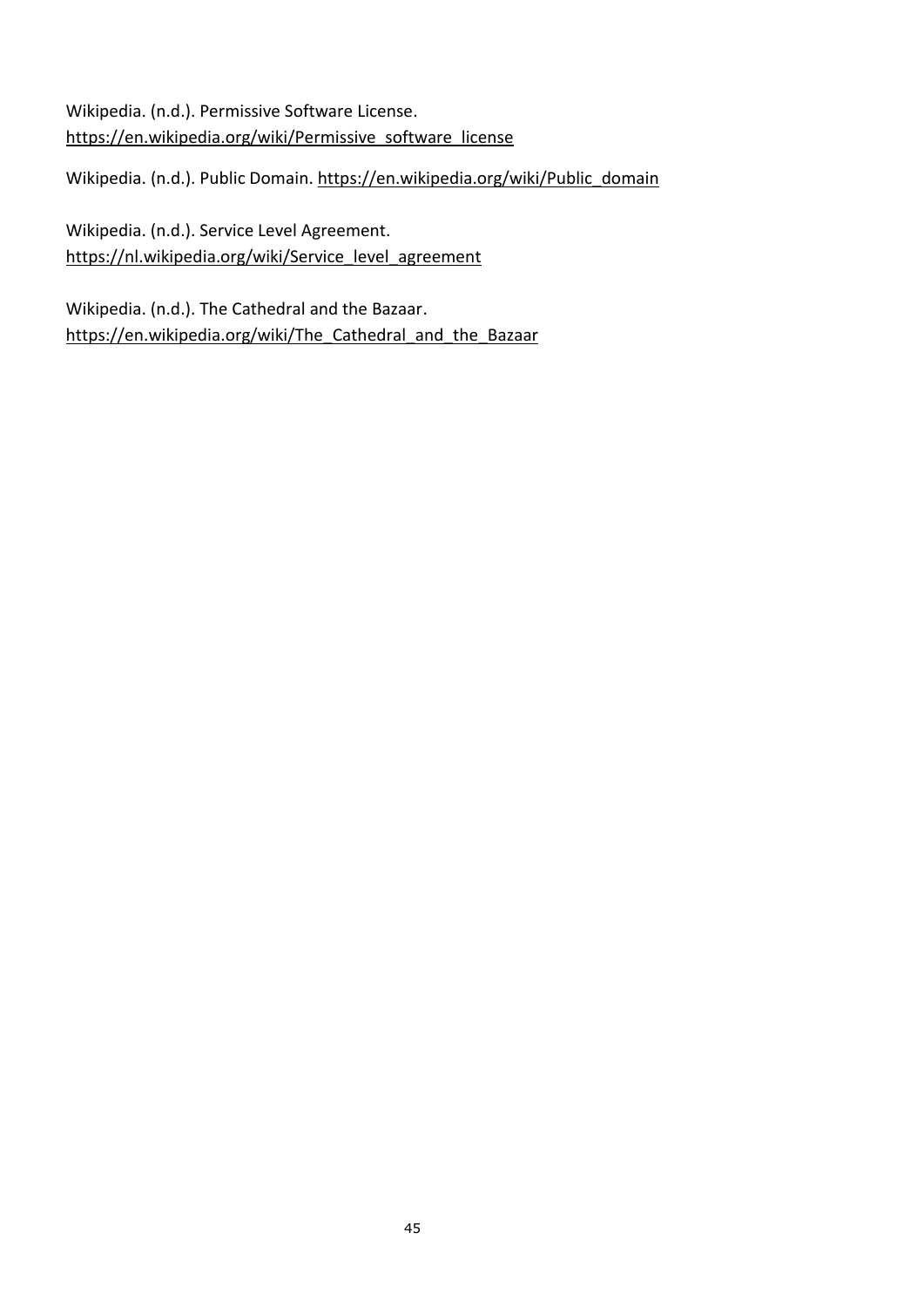Wikipedia. (n.d.). Permissive Software License. https://en.wikipedia.org/wiki/Permissive_software_license

Wikipedia. (n.d.). Public Domain. https://en.wikipedia.org/wiki/Public_domain

Wikipedia. (n.d.). Service Level Agreement. https://nl.wikipedia.org/wiki/Service_level_agreement

Wikipedia. (n.d.). The Cathedral and the Bazaar. https://en.wikipedia.org/wiki/The_Cathedral_and_the_Bazaar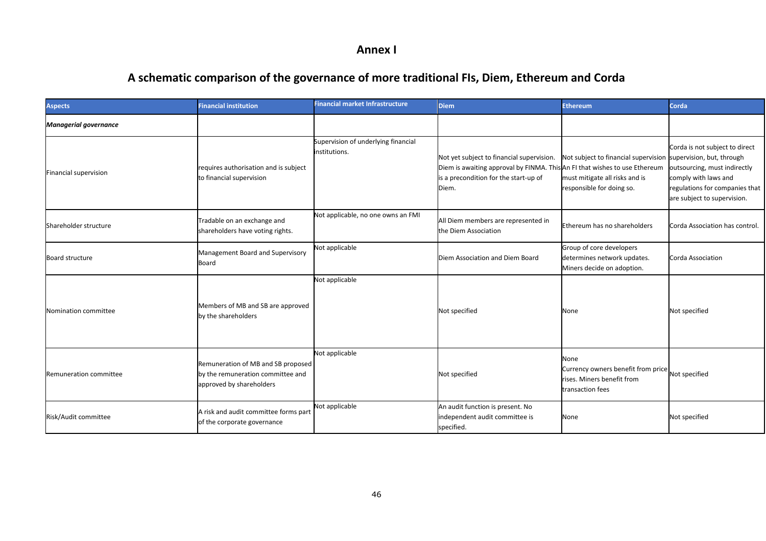# Annex I

## A schematic comparison of the governance of more traditional FIs, Diem, Ethereum and Corda

| Aspects | Financial institution | Financial market Infrastructure | Diem | Ethereum | Corda |
|---|---|---|---|---|---|
| ***Managerial governance*** | | | | | |
| Financial supervision | requires authorisation and is subject to financial supervision | Supervision of underlying financial institutions. | Not yet subject to financial supervision. Diem is awaiting approval by FINMA. This is a precondition for the start-up of Diem. | Not subject to financial supervision An FI that wishes to use Ethereum must mitigate all risks and is responsible for doing so. | Corda is not subject to direct supervision, but, through outsourcing, must indirectly comply with laws and regulations for companies that are subject to supervision. |
| Shareholder structure | Tradable on an exchange and shareholders have voting rights. | Not applicable, no one owns an FMI | All Diem members are represented in the Diem Association | Ethereum has no shareholders | Corda Association has control. |
| Board structure | Management Board and Supervisory Board | Not applicable | Diem Association and Diem Board | Group of core developers determines network updates. Miners decide on adoption. | Corda Association |
| Nomination committee | Members of MB and SB are approved by the shareholders | Not applicable | Not specified | None | Not specified |
| Remuneration committee | Remuneration of MB and SB proposed by the remuneration committee and approved by shareholders | Not applicable | Not specified | None<br>Currency owners benefit from price rises. Miners benefit from transaction fees | Not specified |
| Risk/Audit committee | A risk and audit committee forms part of the corporate governance | Not applicable | An audit function is present. No independent audit committee is specified. | None | Not specified |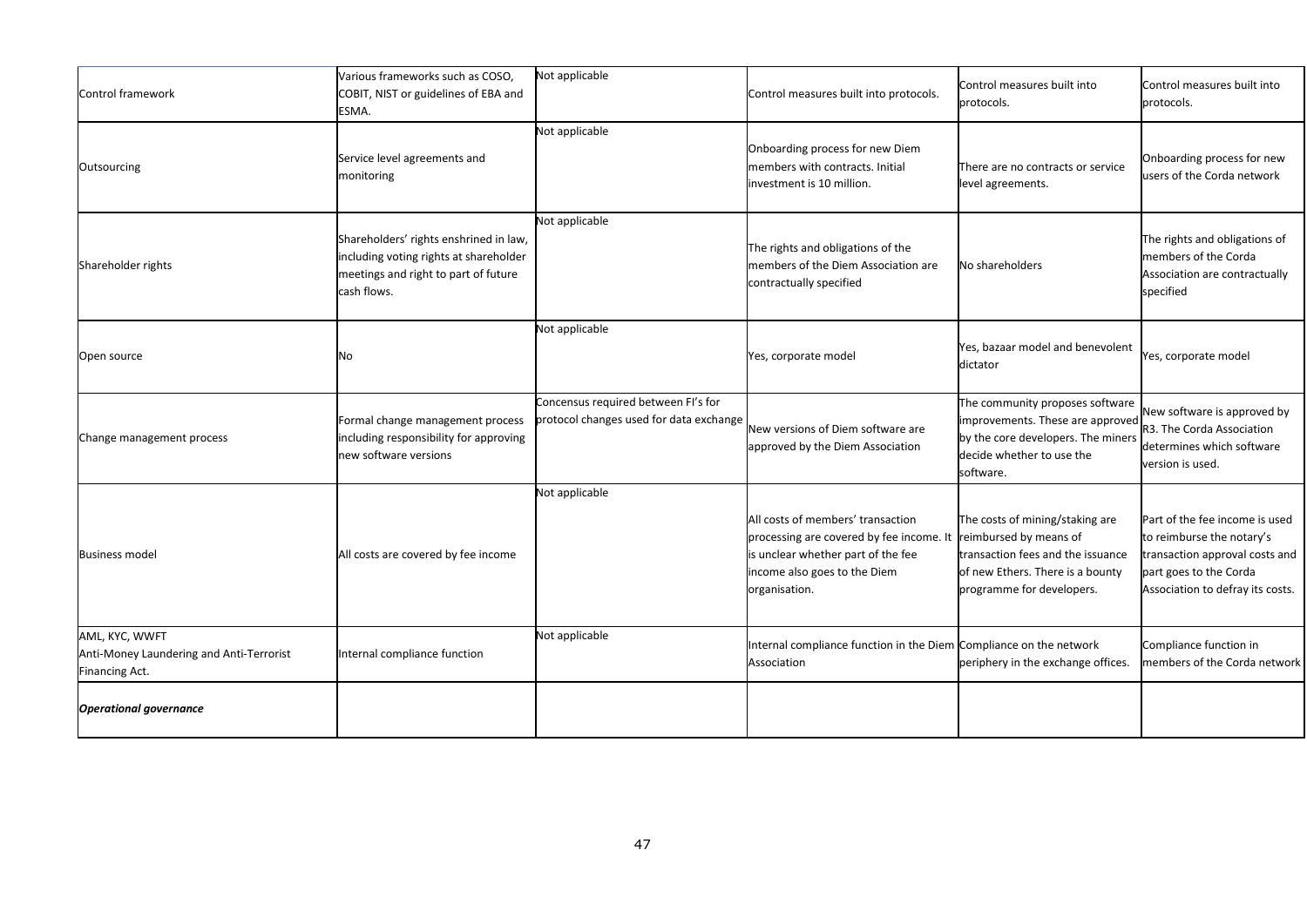| | | | | | |
|---|---|---|---|---|---|
| Control framework | Various frameworks such as COSO, COBIT, NIST or guidelines of EBA and ESMA. | Not applicable | Control measures built into protocols. | Control measures built into protocols. | Control measures built into protocols. |
| Outsourcing | Service level agreements and monitoring | Not applicable | Onboarding process for new Diem members with contracts. Initial investment is 10 million. | There are no contracts or service level agreements. | Onboarding process for new users of the Corda network |
| Shareholder rights | Shareholders' rights enshrined in law, including voting rights at shareholder meetings and right to part of future cash flows. | Not applicable | The rights and obligations of the members of the Diem Association are contractually specified | No shareholders | The rights and obligations of members of the Corda Association are contractually specified |
| Open source | No | Not applicable | Yes, corporate model | Yes, bazaar model and benevolent dictator | Yes, corporate model |
| Change management process | Formal change management process including responsibility for approving new software versions | Concensus required between FI's for protocol changes used for data exchange | New versions of Diem software are approved by the Diem Association | The community proposes software improvements. These are approved by the core developers. The miners decide whether to use the software. | New software is approved by R3. The Corda Association determines which software version is used. |
| Business model | All costs are covered by fee income | Not applicable | All costs of members' transaction processing are covered by fee income. It is unclear whether part of the fee income also goes to the Diem organisation. | The costs of mining/staking are reimbursed by means of transaction fees and the issuance of new Ethers. There is a bounty programme for developers. | Part of the fee income is used to reimburse the notary's transaction approval costs and part goes to the Corda Association to defray its costs. |
| AML, KYC, WWFT Anti-Money Laundering and Anti-Terrorist Financing Act. | Internal compliance function | Not applicable | Internal compliance function in the Diem Association | Compliance on the network periphery in the exchange offices. | Compliance function in members of the Corda network |
| ***Operational governance*** | | | | | |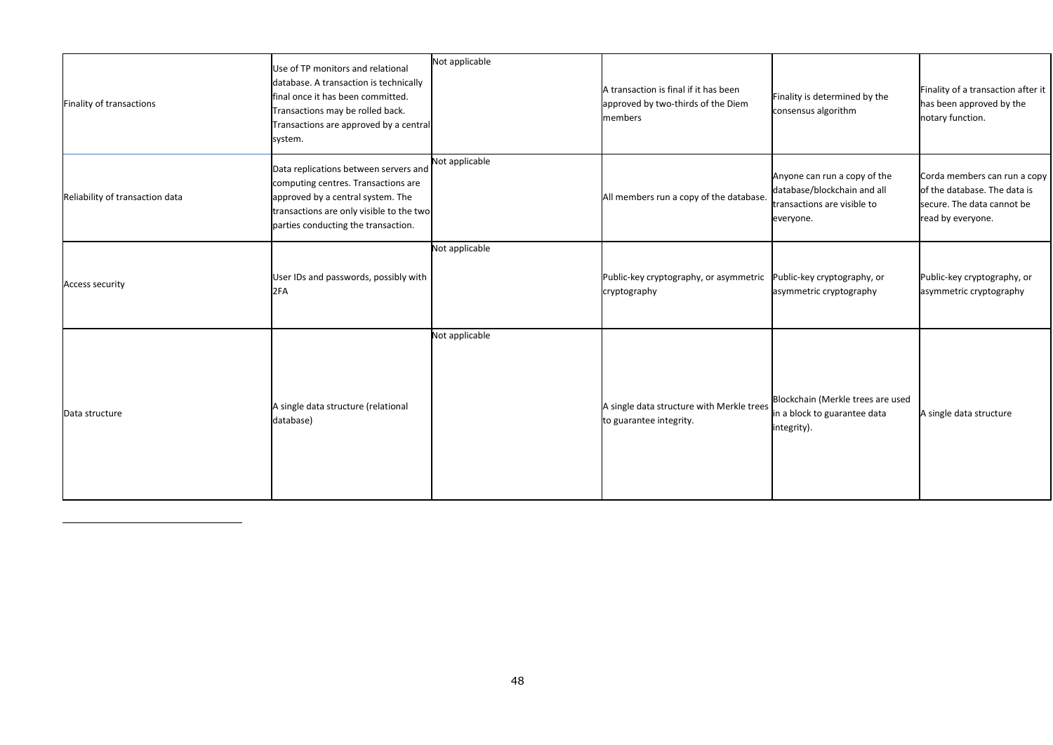| | | | | | |
|---|---|---|---|---|---|
| Finality of transactions | Use of TP monitors and relational database. A transaction is technically final once it has been committed. Transactions may be rolled back. Transactions are approved by a central system. | Not applicable | A transaction is final if it has been approved by two-thirds of the Diem members | Finality is determined by the consensus algorithm | Finality of a transaction after it has been approved by the notary function. |
| Reliability of transaction data | Data replications between servers and computing centres. Transactions are approved by a central system. The transactions are only visible to the two parties conducting the transaction. | Not applicable | All members run a copy of the database. | Anyone can run a copy of the database/blockchain and all transactions are visible to everyone. | Corda members can run a copy of the database. The data is secure. The data cannot be read by everyone. |
| Access security | User IDs and passwords, possibly with 2FA | Not applicable | Public-key cryptography, or asymmetric cryptography | Public-key cryptography, or asymmetric cryptography | Public-key cryptography, or asymmetric cryptography |
| Data structure | A single data structure (relational database) | Not applicable | A single data structure with Merkle trees to guarantee integrity. | Blockchain (Merkle trees are used in a block to guarantee data integrity). | A single data structure |